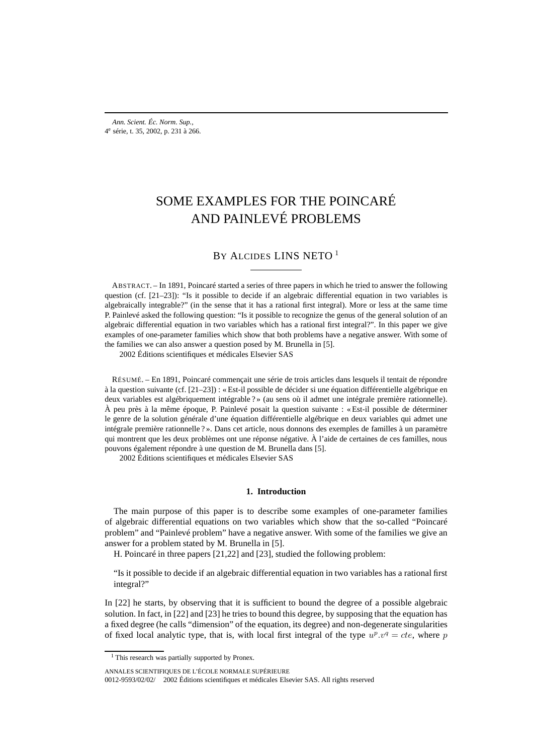# SOME EXAMPLES FOR THE POINCARÉ AND PAINLEVÉ PROBLEMS

BY ALCIDES LINS NETO [1]

ABSTRACT. – In 1891, Poincaré started a series of three papers in which he tried to answer the following question (cf. [21–23]): "Is it possible to decide if an algebraic differential equation in two variables is algebraically integrable?" (in the sense that it has a rational first integral). More or less at the same time P. Painlevé asked the following question: "Is it possible to recognize the genus of the general solution of an algebraic differential equation in two variables which has a rational first integral?". In this paper we give examples of one-parameter families which show that both problems have a negative answer. With some of the families we can also answer a question posed by M. Brunella in [5].

2002 Éditions scientifiques et médicales Elsevier SAS

RÉSUMÉ. – En 1891, Poincaré commençait une série de trois articles dans lesquels il tentait de répondre à la question suivante (cf. [21–23]) : « Est-il possible de décider si une équation différentielle algébrique en deux variables est algébriquement intégrable ? » (au sens où il admet une intégrale première rationnelle). À peu près à la même époque, P. Painlevé posait la question suivante : « Est-il possible de déterminer le genre de la solution générale d'une équation différentielle algébrique en deux variables qui admet une intégrale première rationnelle ? ». Dans cet article, nous donnons des exemples de familles à un paramètre qui montrent que les deux problèmes ont une réponse négative. À l'aide de certaines de ces familles, nous pouvons également répondre à une question de M. Brunella dans [5].

2002 Éditions scientifiques et médicales Elsevier SAS

## 1. Introduction

The main purpose of this paper is to describe some examples of one-parameter families of algebraic differential equations on two variables which show that the so-called "Poincaré problem" and "Painlevé problem" have a negative answer. With some of the families we give an answer for a problem stated by M. Brunella in [5].

H. Poincaré in three papers [21,22] and [23], studied the following problem:

"Is it possible to decide if an algebraic differential equation in two variables has a rational first integral?"

In [22] he starts, by observing that it is sufficient to bound the degree of a possible algebraic solution. In fact, in [22] and [23] he tries to bound this degree, by supposing that the equation has a fixed degree (he calls "dimension" of the equation, its degree) and non-degenerate singularities of fixed local analytic type, that is, with local first integral of the type $u^p.v^q = cte$, where $p$

[1] This research was partially supported by Pronex.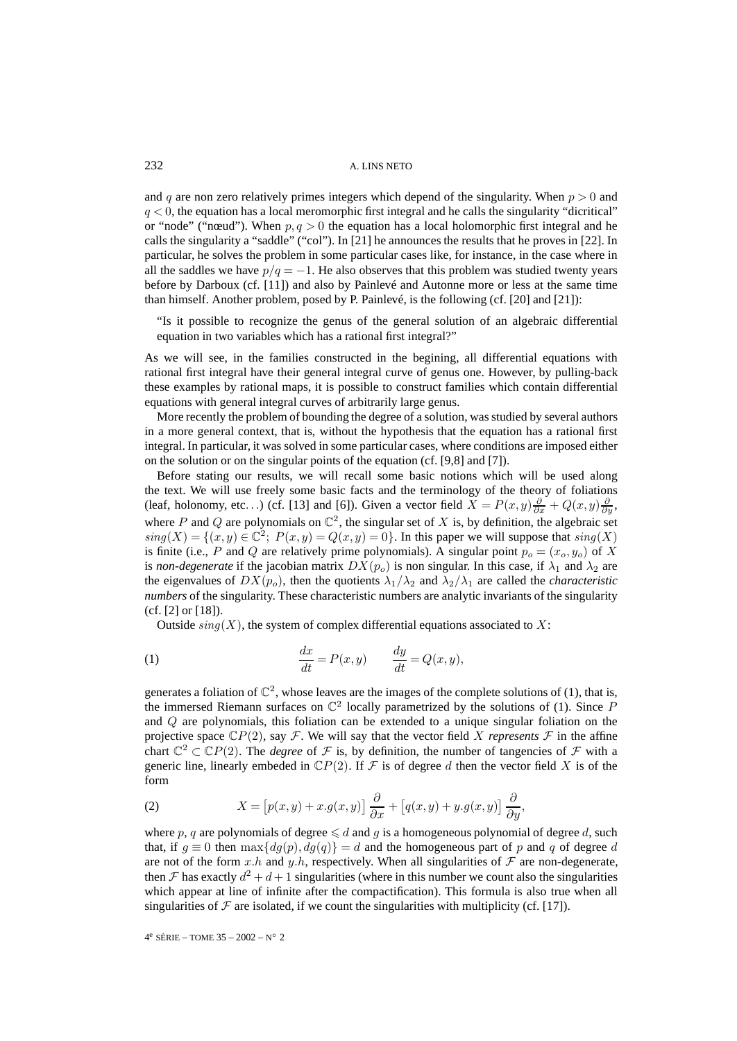and $q$ are non zero relatively primes integers which depend of the singularity. When $p > 0$ and $q < 0$, the equation has a local meromorphic first integral and he calls the singularity "dicritical" or "node" ("nœud"). When $p, q > 0$ the equation has a local holomorphic first integral and he calls the singularity a "saddle" ("col"). In [21] he announces the results that he proves in [22]. In particular, he solves the problem in some particular cases like, for instance, in the case where in all the saddles we have $p/q = -1$. He also observes that this problem was studied twenty years before by Darboux (cf. [11]) and also by Painlevé and Autonne more or less at the same time than himself. Another problem, posed by P. Painlevé, is the following (cf. [20] and [21]):

"Is it possible to recognize the genus of the general solution of an algebraic differential equation in two variables which has a rational first integral?"

As we will see, in the families constructed in the begining, all differential equations with rational first integral have their general integral curve of genus one. However, by pulling-back these examples by rational maps, it is possible to construct families which contain differential equations with general integral curves of arbitrarily large genus.

More recently the problem of bounding the degree of a solution, was studied by several authors in a more general context, that is, without the hypothesis that the equation has a rational first integral. In particular, it was solved in some particular cases, where conditions are imposed either on the solution or on the singular points of the equation (cf. [9,8] and [7]).

Before stating our results, we will recall some basic notions which will be used along the text. We will use freely some basic facts and the terminology of the theory of foliations (leaf, holonomy, etc...) (cf. [13] and [6]). Given a vector field $X = P(x,y)\frac{\partial}{\partial x} + Q(x,y)\frac{\partial}{\partial y}$, where $P$ and $Q$ are polynomials on $\mathbb{C}^2$, the singular set of $X$ is, by definition, the algebraic set $sing(X) = \{(x,y) \in \mathbb{C}^2;\ P(x,y) = Q(x,y) = 0\}$. In this paper we will suppose that $sing(X)$ is finite (i.e., $P$ and $Q$ are relatively prime polynomials). A singular point $p_o = (x_o, y_o)$ of $X$ is *non-degenerate* if the jacobian matrix $DX(p_o)$ is non singular. In this case, if $\lambda_1$ and $\lambda_2$ are the eigenvalues of $DX(p_o)$, then the quotients $\lambda_1/\lambda_2$ and $\lambda_2/\lambda_1$ are called the *characteristic numbers* of the singularity. These characteristic numbers are analytic invariants of the singularity (cf. [2] or [18]).

Outside $sing(X)$, the system of complex differential equations associated to $X$:

$$\frac{dx}{dt} = P(x,y) \qquad \frac{dy}{dt} = Q(x,y), \tag{1}$$

generates a foliation of $\mathbb{C}^2$, whose leaves are the images of the complete solutions of (1), that is, the immersed Riemann surfaces on $\mathbb{C}^2$ locally parametrized by the solutions of (1). Since $P$ and $Q$ are polynomials, this foliation can be extended to a unique singular foliation on the projective space $\mathbb{C}P(2)$, say $\mathcal{F}$. We will say that the vector field $X$ *represents* $\mathcal{F}$ in the affine chart $\mathbb{C}^2 \subset \mathbb{C}P(2)$. The *degree* of $\mathcal{F}$ is, by definition, the number of tangencies of $\mathcal{F}$ with a generic line, linearly embeded in $\mathbb{C}P(2)$. If $\mathcal{F}$ is of degree $d$ then the vector field $X$ is of the form

$$X = \left[p(x,y) + x.g(x,y)\right]\frac{\partial}{\partial x} + \left[q(x,y) + y.g(x,y)\right]\frac{\partial}{\partial y}, \tag{2}$$

where $p$, $q$ are polynomials of degree $\leqslant d$ and $g$ is a homogeneous polynomial of degree $d$, such that, if $g \equiv 0$ then $\max\{dg(p), dg(q)\} = d$ and the homogeneous part of $p$ and $q$ of degree $d$ are not of the form $x.h$ and $y.h$, respectively. When all singularities of $\mathcal{F}$ are non-degenerate, then $\mathcal{F}$ has exactly $d^2 + d + 1$ singularities (where in this number we count also the singularities which appear at line of infinite after the compactification). This formula is also true when all singularities of $\mathcal{F}$ are isolated, if we count the singularities with multiplicity (cf. [17]).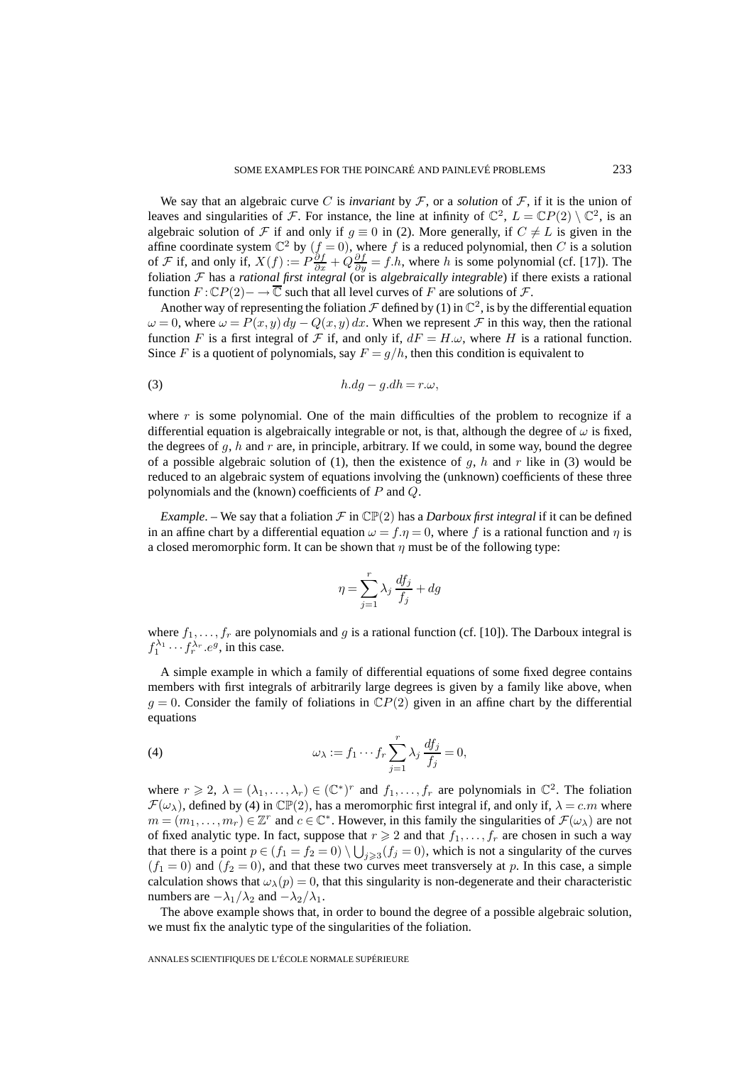We say that an algebraic curve $C$ is *invariant* by $\mathcal{F}$, or a *solution* of $\mathcal{F}$, if it is the union of leaves and singularities of $\mathcal{F}$. For instance, the line at infinity of $\mathbb{C}^2$, $L = \mathbb{C}P(2) \setminus \mathbb{C}^2$, is an algebraic solution of $\mathcal{F}$ if and only if $g \equiv 0$ in (2). More generally, if $C \neq L$ is given in the affine coordinate system $\mathbb{C}^2$ by $(f = 0)$, where $f$ is a reduced polynomial, then $C$ is a solution of $\mathcal{F}$ if, and only if, $X(f) := P\frac{\partial f}{\partial x} + Q\frac{\partial f}{\partial y} = f.h$, where $h$ is some polynomial (cf. [17]). The foliation $\mathcal{F}$ has a *rational first integral* (or is *algebraically integrable*) if there exists a rational function $F : \mathbb{C}P(2) - \rightarrow \overline{\mathbb{C}}$ such that all level curves of $F$ are solutions of $\mathcal{F}$.

Another way of representing the foliation $\mathcal{F}$ defined by (1) in $\mathbb{C}^2$, is by the differential equation $\omega = 0$, where $\omega = P(x,y)\,dy - Q(x,y)\,dx$. When we represent $\mathcal{F}$ in this way, then the rational function $F$ is a first integral of $\mathcal{F}$ if, and only if, $dF = H.\omega$, where $H$ is a rational function. Since $F$ is a quotient of polynomials, say $F = g/h$, then this condition is equivalent to

$$h.dg - g.dh = r.\omega, \tag{3}$$

where $r$ is some polynomial. One of the main difficulties of the problem to recognize if a differential equation is algebraically integrable or not, is that, although the degree of $\omega$ is fixed, the degrees of $g$, $h$ and $r$ are, in principle, arbitrary. If we could, in some way, bound the degree of a possible algebraic solution of (1), then the existence of $g$, $h$ and $r$ like in (3) would be reduced to an algebraic system of equations involving the (unknown) coefficients of these three polynomials and the (known) coefficients of $P$ and $Q$.

*Example*. – We say that a foliation $\mathcal{F}$ in $\mathbb{CP}(2)$ has a *Darboux first integral* if it can be defined in an affine chart by a differential equation $\omega = f.\eta = 0$, where $f$ is a rational function and $\eta$ is a closed meromorphic form. It can be shown that $\eta$ must be of the following type:

$$\eta = \sum_{j=1}^{r} \lambda_j \frac{df_j}{f_j} + dg$$

where $f_1, \ldots, f_r$ are polynomials and $g$ is a rational function (cf. [10]). The Darboux integral is $f_1^{\lambda_1} \cdots f_r^{\lambda_r}.e^g$, in this case.

A simple example in which a family of differential equations of some fixed degree contains members with first integrals of arbitrarily large degrees is given by a family like above, when $g = 0$. Consider the family of foliations in $\mathbb{C}P(2)$ given in an affine chart by the differential equations

$$\omega_\lambda := f_1 \cdots f_r \sum_{j=1}^{r} \lambda_j \frac{df_j}{f_j} = 0, \tag{4}$$

where $r \geqslant 2$, $\lambda = (\lambda_1, \ldots, \lambda_r) \in (\mathbb{C}^*)^r$ and $f_1, \ldots, f_r$ are polynomials in $\mathbb{C}^2$. The foliation $\mathcal{F}(\omega_\lambda)$, defined by (4) in $\mathbb{CP}(2)$, has a meromorphic first integral if, and only if, $\lambda = c.m$ where $m = (m_1, \ldots, m_r) \in \mathbb{Z}^r$ and $c \in \mathbb{C}^*$. However, in this family the singularities of $\mathcal{F}(\omega_\lambda)$ are not of fixed analytic type. In fact, suppose that $r \geqslant 2$ and that $f_1, \ldots, f_r$ are chosen in such a way that there is a point $p \in (f_1 = f_2 = 0) \setminus \bigcup_{j \geqslant 3} (f_j = 0)$, which is not a singularity of the curves $(f_1 = 0)$ and $(f_2 = 0)$, and that these two curves meet transversely at $p$. In this case, a simple calculation shows that $\omega_\lambda(p) = 0$, that this singularity is non-degenerate and their characteristic numbers are $-\lambda_1/\lambda_2$ and $-\lambda_2/\lambda_1$.

The above example shows that, in order to bound the degree of a possible algebraic solution, we must fix the analytic type of the singularities of the foliation.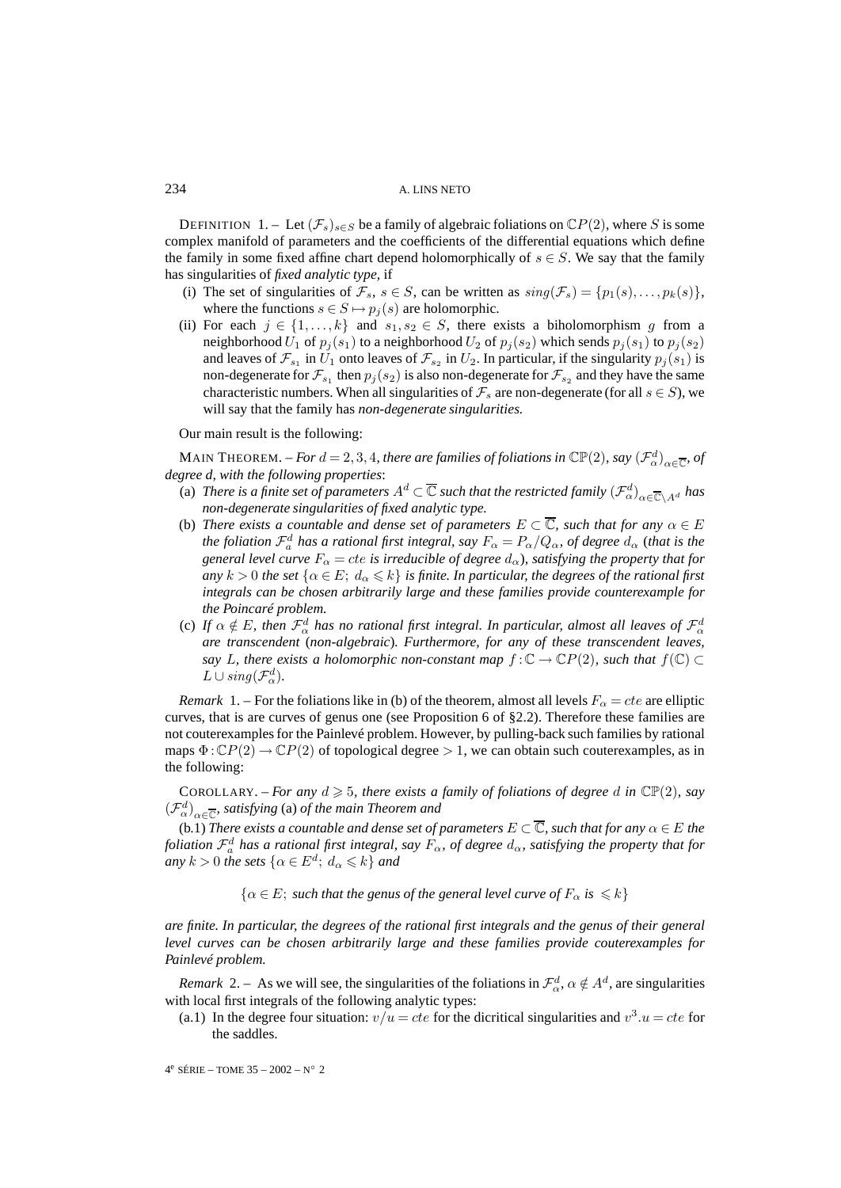DEFINITION 1. – Let $(\mathcal{F}_s)_{s\in S}$ be a family of algebraic foliations on $\mathbb{C}P(2)$, where $S$ is some complex manifold of parameters and the coefficients of the differential equations which define the family in some fixed affine chart depend holomorphically of $s \in S$. We say that the family has singularities of *fixed analytic type*, if

(i) The set of singularities of $\mathcal{F}_s$, $s \in S$, can be written as $sing(\mathcal{F}_s) = \{p_1(s), \ldots, p_k(s)\}$, where the functions $s \in S \mapsto p_j(s)$ are holomorphic.

(ii) For each $j \in \{1, \ldots, k\}$ and $s_1, s_2 \in S$, there exists a biholomorphism $g$ from a neighborhood $U_1$ of $p_j(s_1)$ to a neighborhood $U_2$ of $p_j(s_2)$ which sends $p_j(s_1)$ to $p_j(s_2)$ and leaves of $\mathcal{F}_{s_1}$ in $U_1$ onto leaves of $\mathcal{F}_{s_2}$ in $U_2$. In particular, if the singularity $p_j(s_1)$ is non-degenerate for $\mathcal{F}_{s_1}$ then $p_j(s_2)$ is also non-degenerate for $\mathcal{F}_{s_2}$ and they have the same characteristic numbers. When all singularities of $\mathcal{F}_s$ are non-degenerate (for all $s \in S$), we will say that the family has *non-degenerate singularities*.

Our main result is the following:

MAIN THEOREM. – *For $d = 2, 3, 4$, there are families of foliations in $\mathbb{C}\mathbb{P}(2)$, say $(\mathcal{F}^d_\alpha)_{\alpha\in\overline{\mathbb{C}}}$, of degree d, with the following properties*:

(a) *There is a finite set of parameters $A^d \subset \overline{\mathbb{C}}$ such that the restricted family $(\mathcal{F}^d_\alpha)_{\alpha\in\overline{\mathbb{C}}\setminus A^d}$ has non-degenerate singularities of fixed analytic type.*

(b) *There exists a countable and dense set of parameters $E \subset \overline{\mathbb{C}}$, such that for any $\alpha \in E$ the foliation $\mathcal{F}^d_a$ has a rational first integral, say $F_\alpha = P_\alpha/Q_\alpha$, of degree $d_\alpha$ (that is the general level curve $F_\alpha = cte$ is irreducible of degree $d_\alpha$), satisfying the property that for any $k > 0$ the set $\{\alpha \in E;\ d_\alpha \leqslant k\}$ is finite. In particular, the degrees of the rational first integrals can be chosen arbitrarily large and these families provide counterexample for the Poincaré problem.*

(c) *If $\alpha \notin E$, then $\mathcal{F}^d_\alpha$ has no rational first integral. In particular, almost all leaves of $\mathcal{F}^d_\alpha$ are transcendent (non-algebraic). Furthermore, for any of these transcendent leaves, say $L$, there exists a holomorphic non-constant map $f : \mathbb{C} \to \mathbb{C}P(2)$, such that $f(\mathbb{C}) \subset L \cup sing(\mathcal{F}^d_\alpha)$.*

*Remark* 1. – For the foliations like in (b) of the theorem, almost all levels $F_\alpha = cte$ are elliptic curves, that is are curves of genus one (see Proposition 6 of §2.2). Therefore these families are not couterexamples for the Painlevé problem. However, by pulling-back such families by rational maps $\Phi : \mathbb{C}P(2) \to \mathbb{C}P(2)$ of topological degree $> 1$, we can obtain such couterexamples, as in the following:

COROLLARY. – *For any $d \geqslant 5$, there exists a family of foliations of degree $d$ in $\mathbb{C}\mathbb{P}(2)$, say $(\mathcal{F}^d_\alpha)_{\alpha\in\overline{\mathbb{C}}}$, satisfying* (a) *of the main Theorem and*

(b.1) *There exists a countable and dense set of parameters $E \subset \overline{\mathbb{C}}$, such that for any $\alpha \in E$ the foliation $\mathcal{F}^d_a$ has a rational first integral, say $F_\alpha$, of degree $d_\alpha$, satisfying the property that for any $k > 0$ the sets $\{\alpha \in E^d;\ d_\alpha \leqslant k\}$ and*

$$\{\alpha \in E;\ \text{such that the genus of the general level curve of } F_\alpha \text{ is } \leqslant k\}$$

*are finite. In particular, the degrees of the rational first integrals and the genus of their general level curves can be chosen arbitrarily large and these families provide couterexamples for Painlevé problem.*

*Remark* 2. – As we will see, the singularities of the foliations in $\mathcal{F}^d_\alpha$, $\alpha \notin A^d$, are singularities with local first integrals of the following analytic types:

(a.1) In the degree four situation: $v/u = cte$ for the dicritical singularities and $v^3.u = cte$ for the saddles.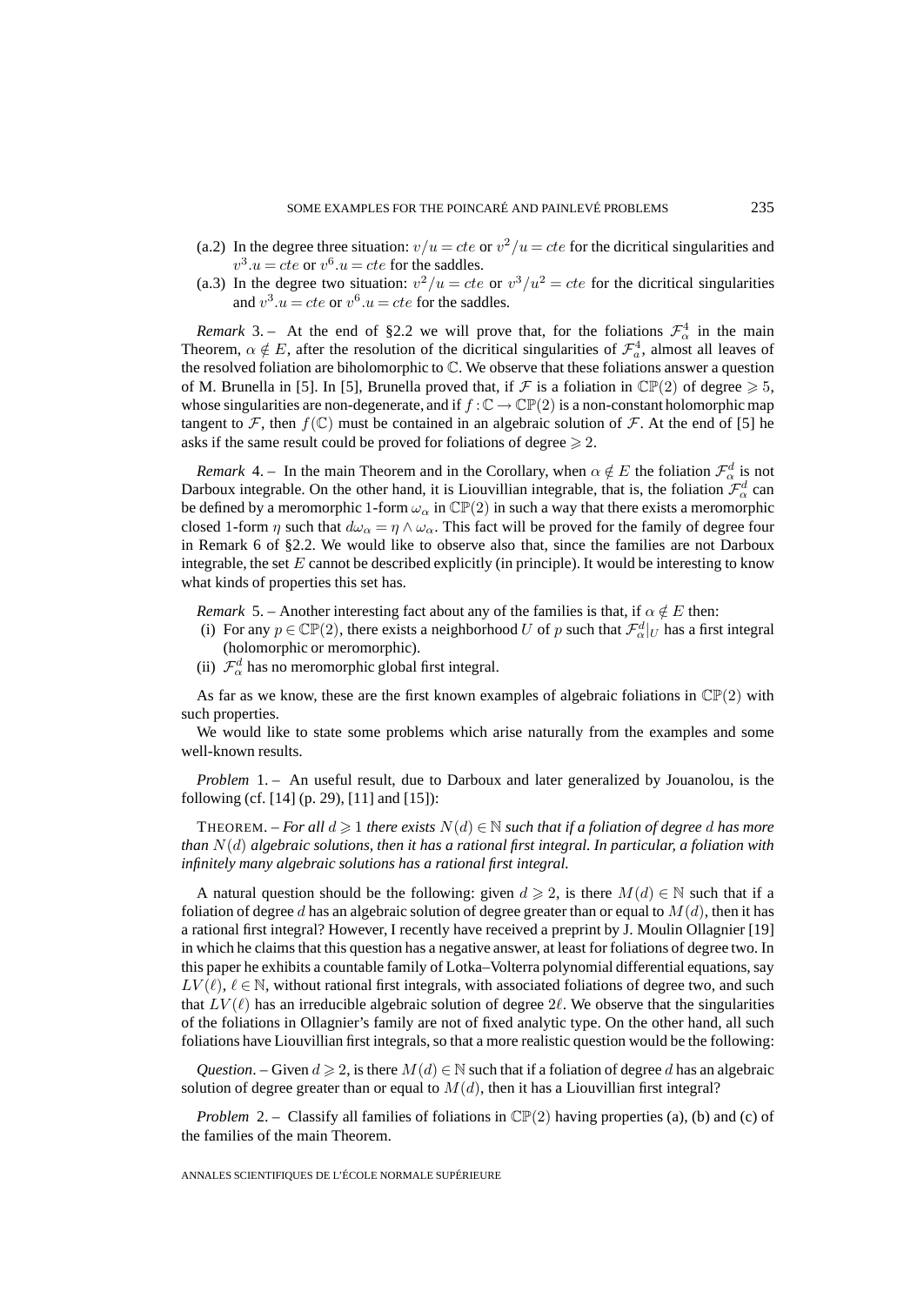(a.2) In the degree three situation: $v/u = cte$ or $v^2/u = cte$ for the dicritical singularities and $v^3.u = cte$ or $v^6.u = cte$ for the saddles.

(a.3) In the degree two situation: $v^2/u = cte$ or $v^3/u^2 = cte$ for the dicritical singularities and $v^3.u = cte$ or $v^6.u = cte$ for the saddles.

*Remark* 3. – At the end of §2.2 we will prove that, for the foliations $\mathcal{F}_\alpha^4$ in the main Theorem, $\alpha \notin E$, after the resolution of the dicritical singularities of $\mathcal{F}_a^4$, almost all leaves of the resolved foliation are biholomorphic to $\mathbb{C}$. We observe that these foliations answer a question of M. Brunella in [5]. In [5], Brunella proved that, if $\mathcal{F}$ is a foliation in $\mathbb{CP}(2)$ of degree $\geqslant 5$, whose singularities are non-degenerate, and if $f:\mathbb{C} \to \mathbb{CP}(2)$ is a non-constant holomorphic map tangent to $\mathcal{F}$, then $f(\mathbb{C})$ must be contained in an algebraic solution of $\mathcal{F}$. At the end of [5] he asks if the same result could be proved for foliations of degree $\geqslant 2$.

*Remark* 4. – In the main Theorem and in the Corollary, when $\alpha \notin E$ the foliation $\mathcal{F}_\alpha^d$ is not Darboux integrable. On the other hand, it is Liouvillian integrable, that is, the foliation $\mathcal{F}_\alpha^d$ can be defined by a meromorphic 1-form $\omega_\alpha$ in $\mathbb{CP}(2)$ in such a way that there exists a meromorphic closed 1-form $\eta$ such that $d\omega_\alpha = \eta \wedge \omega_\alpha$. This fact will be proved for the family of degree four in Remark 6 of §2.2. We would like to observe also that, since the families are not Darboux integrable, the set $E$ cannot be described explicitly (in principle). It would be interesting to know what kinds of properties this set has.

*Remark* 5. – Another interesting fact about any of the families is that, if $\alpha \notin E$ then:

(i) For any $p \in \mathbb{CP}(2)$, there exists a neighborhood $U$ of $p$ such that $\mathcal{F}_\alpha^d|_U$ has a first integral (holomorphic or meromorphic).

(ii) $\mathcal{F}_\alpha^d$ has no meromorphic global first integral.

As far as we know, these are the first known examples of algebraic foliations in $\mathbb{CP}(2)$ with such properties.

We would like to state some problems which arise naturally from the examples and some well-known results.

*Problem* 1. – An useful result, due to Darboux and later generalized by Jouanolou, is the following (cf. [14] (p. 29), [11] and [15]):

THEOREM. – *For all $d \geqslant 1$ there exists $N(d) \in \mathbb{N}$ such that if a foliation of degree $d$ has more than $N(d)$ algebraic solutions, then it has a rational first integral. In particular, a foliation with infinitely many algebraic solutions has a rational first integral.*

A natural question should be the following: given $d \geqslant 2$, is there $M(d) \in \mathbb{N}$ such that if a foliation of degree $d$ has an algebraic solution of degree greater than or equal to $M(d)$, then it has a rational first integral? However, I recently have received a preprint by J. Moulin Ollagnier [19] in which he claims that this question has a negative answer, at least for foliations of degree two. In this paper he exhibits a countable family of Lotka–Volterra polynomial differential equations, say $LV(\ell)$, $\ell \in \mathbb{N}$, without rational first integrals, with associated foliations of degree two, and such that $LV(\ell)$ has an irreducible algebraic solution of degree $2\ell$. We observe that the singularities of the foliations in Ollagnier's family are not of fixed analytic type. On the other hand, all such foliations have Liouvillian first integrals, so that a more realistic question would be the following:

*Question*. – Given $d \geqslant 2$, is there $M(d) \in \mathbb{N}$ such that if a foliation of degree $d$ has an algebraic solution of degree greater than or equal to $M(d)$, then it has a Liouvillian first integral?

*Problem* 2. – Classify all families of foliations in $\mathbb{CP}(2)$ having properties (a), (b) and (c) of the families of the main Theorem.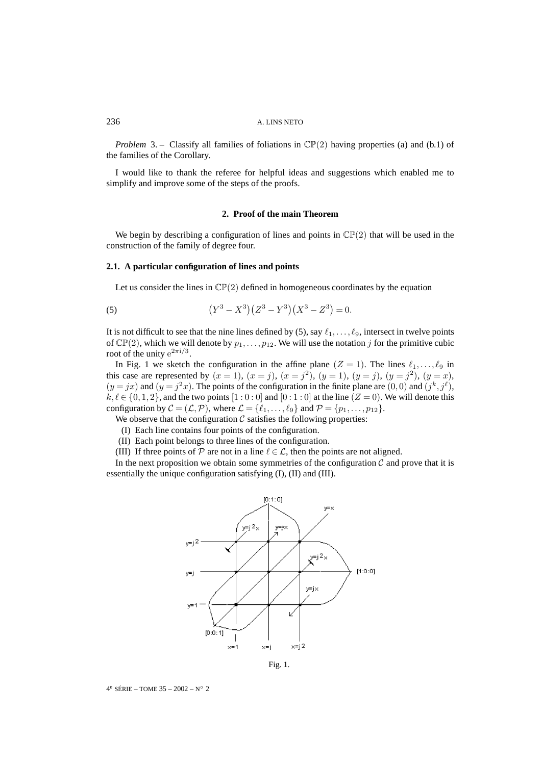*Problem* 3. – Classify all families of foliations in $\mathbb{CP}(2)$ having properties (a) and (b.1) of the families of the Corollary.

I would like to thank the referee for helpful ideas and suggestions which enabled me to simplify and improve some of the steps of the proofs.

## 2. Proof of the main Theorem

We begin by describing a configuration of lines and points in $\mathbb{CP}(2)$ that will be used in the construction of the family of degree four.

### 2.1. A particular configuration of lines and points

Let us consider the lines in $\mathbb{CP}(2)$ defined in homogeneous coordinates by the equation

$$\left(Y^3 - X^3\right)\left(Z^3 - Y^3\right)\left(X^3 - Z^3\right) = 0. \tag{5}$$

It is not difficult to see that the nine lines defined by (5), say $\ell_1, \ldots, \ell_9$, intersect in twelve points of $\mathbb{CP}(2)$, which we will denote by $p_1, \ldots, p_{12}$. We will use the notation $j$ for the primitive cubic root of the unity $\mathrm{e}^{2\pi \mathrm{i}/3}$.

In Fig. 1 we sketch the configuration in the affine plane $(Z = 1)$. The lines $\ell_1, \ldots, \ell_9$ in this case are represented by $(x = 1)$, $(x = j)$, $(x = j^2)$, $(y = 1)$, $(y = j)$, $(y = j^2)$, $(y = x)$, $(y = jx)$ and $(y = j^2 x)$. The points of the configuration in the finite plane are $(0, 0)$ and $(j^k, j^\ell)$, $k, \ell \in \{0, 1, 2\}$, and the two points $[1 : 0 : 0]$ and $[0 : 1 : 0]$ at the line $(Z = 0)$. We will denote this configuration by $\mathcal{C} = (\mathcal{L}, \mathcal{P})$, where $\mathcal{L} = \{\ell_1, \ldots, \ell_9\}$ and $\mathcal{P} = \{p_1, \ldots, p_{12}\}$.

We observe that the configuration $\mathcal{C}$ satisfies the following properties:

(I) Each line contains four points of the configuration.

(II) Each point belongs to three lines of the configuration.

(III) If three points of $\mathcal{P}$ are not in a line $\ell \in \mathcal{L}$, then the points are not aligned.

In the next proposition we obtain some symmetries of the configuration $\mathcal{C}$ and prove that it is essentially the unique configuration satisfying (I), (II) and (III).

Fig. 1.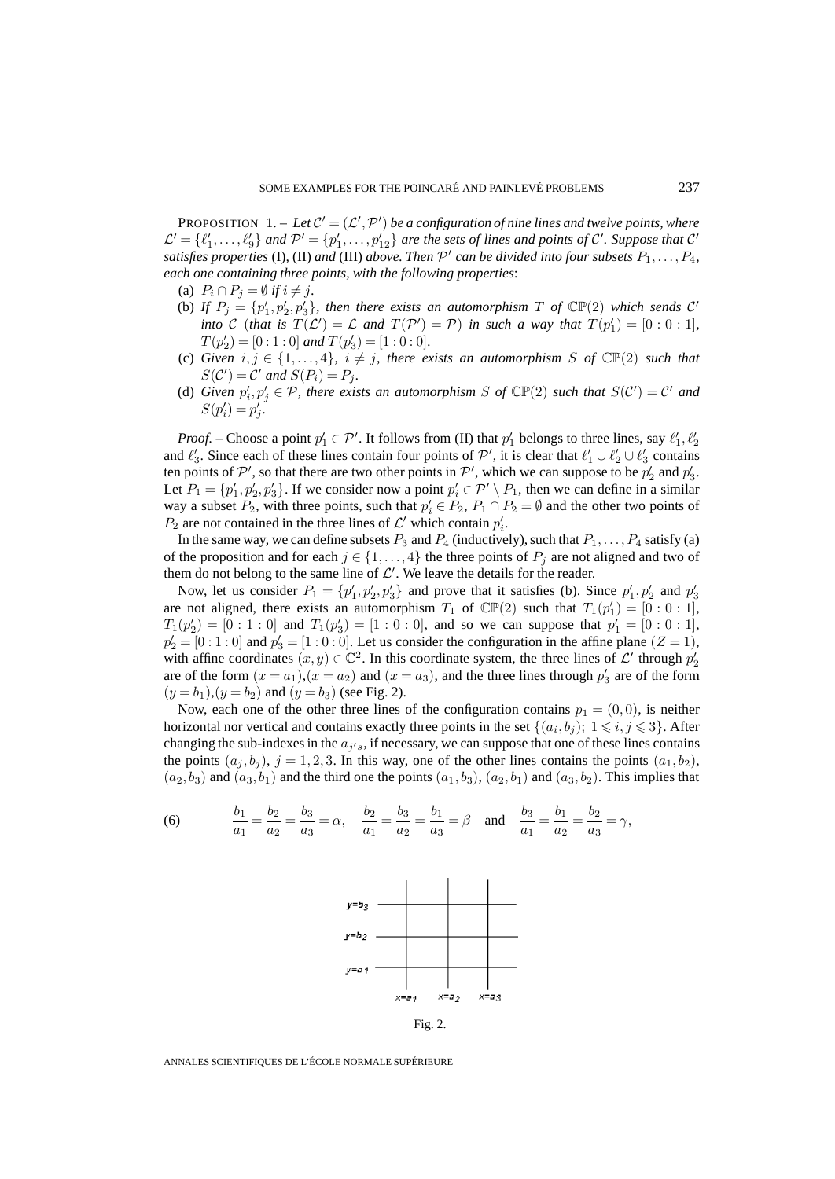PROPOSITION 1. – *Let $\mathcal{C}' = (\mathcal{L}', \mathcal{P}')$ be a configuration of nine lines and twelve points, where $\mathcal{L}' = \{\ell'_1, \ldots, \ell'_9\}$ and $\mathcal{P}' = \{p'_1, \ldots, p'_{12}\}$ are the sets of lines and points of $\mathcal{C}'$. Suppose that $\mathcal{C}'$ satisfies properties* (I), (II) *and* (III) *above. Then $\mathcal{P}'$ can be divided into four subsets $P_1, \ldots, P_4$, each one containing three points, with the following properties*:

(a) $P_i \cap P_j = \emptyset$ *if* $i \neq j$.

(b) *If $P_j = \{p'_1, p'_2, p'_3\}$, then there exists an automorphism $T$ of $\mathbb{CP}(2)$ which sends $\mathcal{C}'$ into $\mathcal{C}$ (that is $T(\mathcal{L}') = \mathcal{L}$ and $T(\mathcal{P}') = \mathcal{P}$) in such a way that $T(p'_1) = [0:0:1]$, $T(p'_2) = [0:1:0]$ and $T(p'_3) = [1:0:0]$.*

(c) *Given $i, j \in \{1, \ldots, 4\}$, $i \neq j$, there exists an automorphism $S$ of $\mathbb{CP}(2)$ such that $S(\mathcal{C}') = \mathcal{C}'$ and $S(P_i) = P_j$.*

(d) *Given $p'_i, p'_j \in \mathcal{P}$, there exists an automorphism $S$ of $\mathbb{CP}(2)$ such that $S(\mathcal{C}') = \mathcal{C}'$ and $S(p'_i) = p'_j$.*

*Proof.* – Choose a point $p'_1 \in \mathcal{P}'$. It follows from (II) that $p'_1$ belongs to three lines, say $\ell'_1, \ell'_2$ and $\ell'_3$. Since each of these lines contain four points of $\mathcal{P}'$, it is clear that $\ell'_1 \cup \ell'_2 \cup \ell'_3$ contains ten points of $\mathcal{P}'$, so that there are two other points in $\mathcal{P}'$, which we can suppose to be $p'_2$ and $p'_3$. Let $P_1 = \{p'_1, p'_2, p'_3\}$. If we consider now a point $p'_i \in \mathcal{P}' \setminus P_1$, then we can define in a similar way a subset $P_2$, with three points, such that $p'_i \in P_2$, $P_1 \cap P_2 = \emptyset$ and the other two points of $P_2$ are not contained in the three lines of $\mathcal{L}'$ which contain $p'_i$.

In the same way, we can define subsets $P_3$ and $P_4$ (inductively), such that $P_1, \ldots, P_4$ satisfy (a) of the proposition and for each $j \in \{1, \ldots, 4\}$ the three points of $P_j$ are not aligned and two of them do not belong to the same line of $\mathcal{L}'$. We leave the details for the reader.

Now, let us consider $P_1 = \{p'_1, p'_2, p'_3\}$ and prove that it satisfies (b). Since $p'_1, p'_2$ and $p'_3$ are not aligned, there exists an automorphism $T_1$ of $\mathbb{CP}(2)$ such that $T_1(p'_1) = [0:0:1]$, $T_1(p'_2) = [0:1:0]$ and $T_1(p'_3) = [1:0:0]$, and so we can suppose that $p'_1 = [0:0:1]$, $p'_2 = [0:1:0]$ and $p'_3 = [1:0:0]$. Let us consider the configuration in the affine plane $(Z = 1)$, with affine coordinates $(x, y) \in \mathbb{C}^2$. In this coordinate system, the three lines of $\mathcal{L}'$ through $p'_2$ are of the form $(x = a_1)$,$(x = a_2)$ and $(x = a_3)$, and the three lines through $p'_3$ are of the form $(y = b_1)$,$(y = b_2)$ and $(y = b_3)$ (see Fig. 2).

Now, each one of the other three lines of the configuration contains $p_1 = (0,0)$, is neither horizontal nor vertical and contains exactly three points in the set $\{(a_i, b_j);\ 1 \leqslant i, j \leqslant 3\}$. After changing the sub-indexes in the $a_{j's}$, if necessary, we can suppose that one of these lines contains the points $(a_j, b_j)$, $j = 1, 2, 3$. In this way, one of the other lines contains the points $(a_1, b_2)$, $(a_2, b_3)$ and $(a_3, b_1)$ and the third one the points $(a_1, b_3)$, $(a_2, b_1)$ and $(a_3, b_2)$. This implies that

$$
\frac{b_1}{a_1} = \frac{b_2}{a_2} = \frac{b_3}{a_3} = \alpha, \quad \frac{b_2}{a_1} = \frac{b_3}{a_2} = \frac{b_1}{a_3} = \beta \quad \text{and} \quad \frac{b_3}{a_1} = \frac{b_1}{a_2} = \frac{b_2}{a_3} = \gamma, \tag{6}
$$

Fig. 2.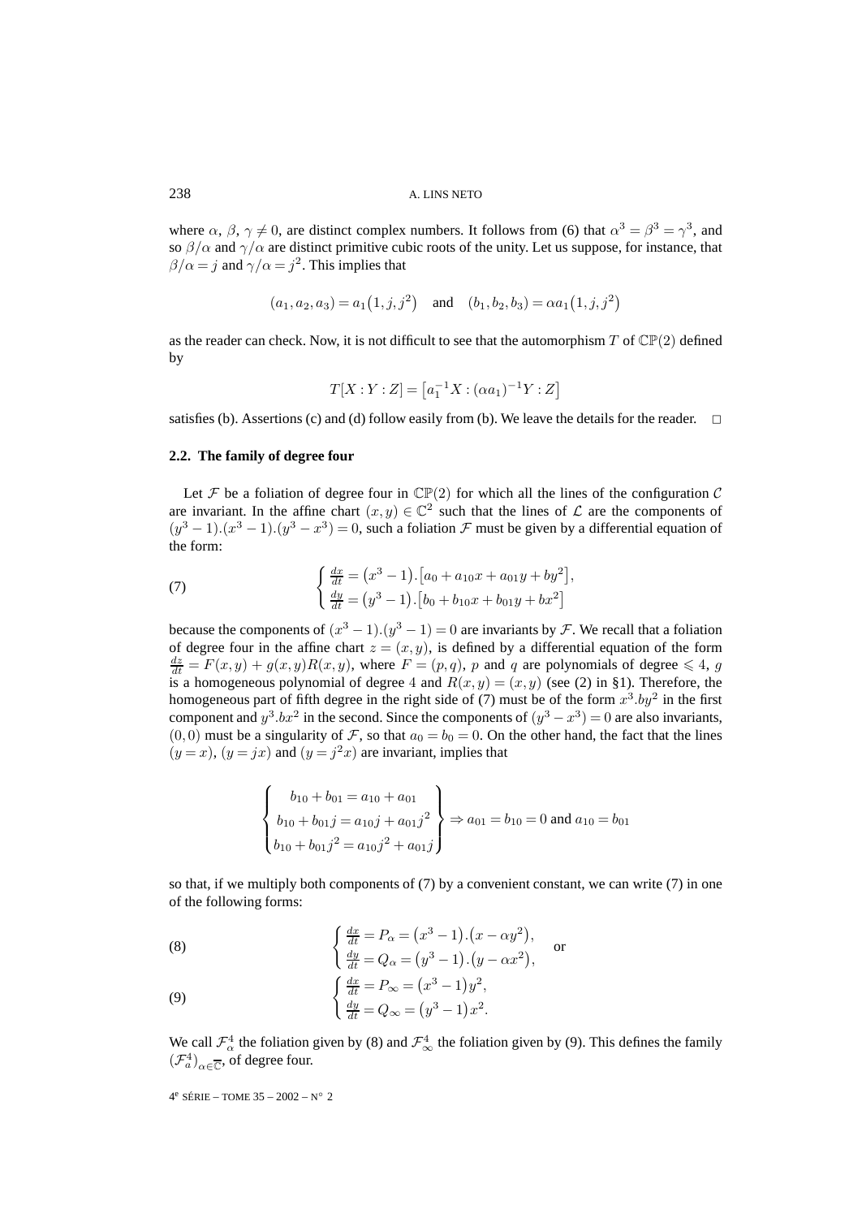where $\alpha$, $\beta$, $\gamma \neq 0$, are distinct complex numbers. It follows from (6) that $\alpha^3 = \beta^3 = \gamma^3$, and so $\beta/\alpha$ and $\gamma/\alpha$ are distinct primitive cubic roots of the unity. Let us suppose, for instance, that $\beta/\alpha = j$ and $\gamma/\alpha = j^2$. This implies that

$$(a_1, a_2, a_3) = a_1\big(1, j, j^2\big) \quad \text{and} \quad (b_1, b_2, b_3) = \alpha a_1\big(1, j, j^2\big)$$

as the reader can check. Now, it is not difficult to see that the automorphism $T$ of $\mathbb{CP}(2)$ defined by

$$T[X:Y:Z] = \big[a_1^{-1}X : (\alpha a_1)^{-1}Y : Z\big]$$

satisfies (b). Assertions (c) and (d) follow easily from (b). We leave the details for the reader. $\square$

### 2.2. The family of degree four

Let $\mathcal{F}$ be a foliation of degree four in $\mathbb{CP}(2)$ for which all the lines of the configuration $\mathcal{C}$ are invariant. In the affine chart $(x,y) \in \mathbb{C}^2$ such that the lines of $\mathcal{L}$ are the components of $(y^3-1).(x^3-1).(y^3-x^3) = 0$, such a foliation $\mathcal{F}$ must be given by a differential equation of the form:

$$\text{(7)} \qquad \begin{cases} \frac{dx}{dt} = \big(x^3-1\big).\big[a_0 + a_{10}x + a_{01}y + by^2\big], \\ \frac{dy}{dt} = \big(y^3-1\big).\big[b_0 + b_{10}x + b_{01}y + bx^2\big] \end{cases}$$

because the components of $(x^3-1).(y^3-1) = 0$ are invariants by $\mathcal{F}$. We recall that a foliation of degree four in the affine chart $z = (x,y)$, is defined by a differential equation of the form $\frac{dz}{dt} = F(x,y) + g(x,y)R(x,y)$, where $F = (p,q)$, $p$ and $q$ are polynomials of degree $\leqslant 4$, $g$ is a homogeneous polynomial of degree $4$ and $R(x,y) = (x,y)$ (see (2) in §1). Therefore, the homogeneous part of fifth degree in the right side of (7) must be of the form $x^3.by^2$ in the first component and $y^3.bx^2$ in the second. Since the components of $(y^3-x^3) = 0$ are also invariants, $(0,0)$ must be a singularity of $\mathcal{F}$, so that $a_0 = b_0 = 0$. On the other hand, the fact that the lines $(y = x)$, $(y = jx)$ and $(y = j^2x)$ are invariant, implies that

$$\left\{ \begin{array}{c} b_{10} + b_{01} = a_{10} + a_{01} \\ b_{10} + b_{01}j = a_{10}j + a_{01}j^2 \\ b_{10} + b_{01}j^2 = a_{10}j^2 + a_{01}j \end{array} \right\} \Rightarrow a_{01} = b_{10} = 0 \text{ and } a_{10} = b_{01}$$

so that, if we multiply both components of (7) by a convenient constant, we can write (7) in one of the following forms:

$$\text{(8)} \qquad \begin{cases} \frac{dx}{dt} = P_\alpha = \big(x^3-1\big).\big(x - \alpha y^2\big), \\ \frac{dy}{dt} = Q_\alpha = \big(y^3-1\big).\big(y - \alpha x^2\big), \end{cases} \quad \text{or}$$

$$\text{(9)} \qquad \begin{cases} \frac{dx}{dt} = P_\infty = \big(x^3-1\big)y^2, \\ \frac{dy}{dt} = Q_\infty = \big(y^3-1\big)x^2. \end{cases}$$

We call $\mathcal{F}_\alpha^4$ the foliation given by (8) and $\mathcal{F}_\infty^4$ the foliation given by (9). This defines the family $(\mathcal{F}_a^4)_{\alpha \in \overline{\mathbb{C}}}$, of degree four.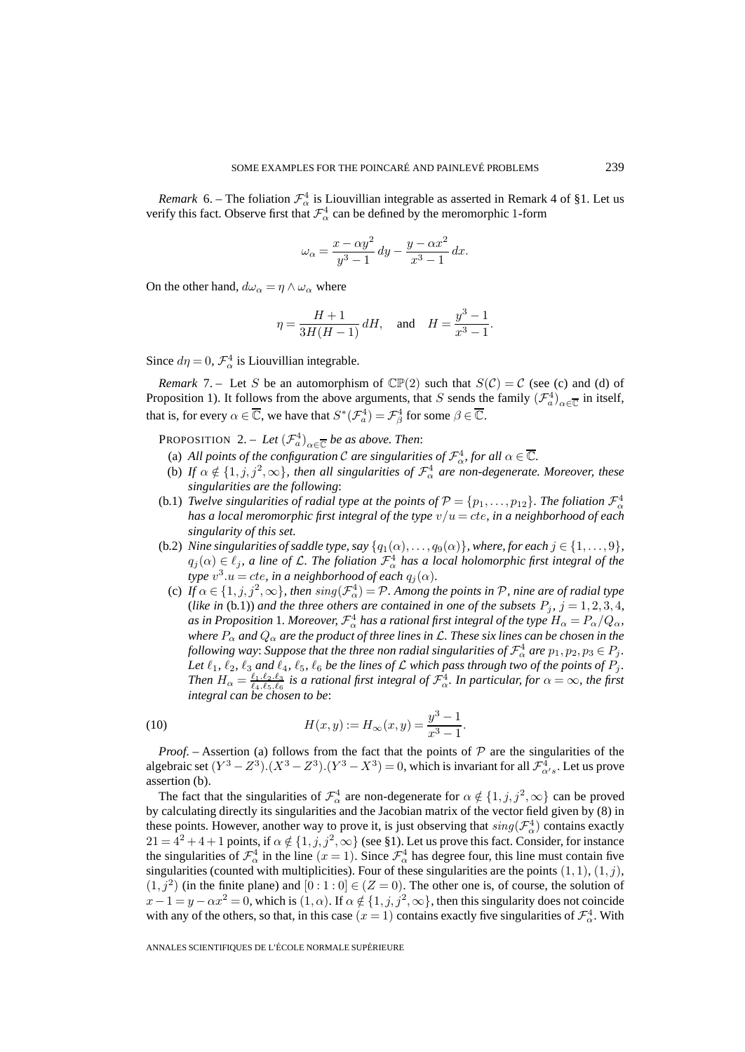*Remark* 6. – The foliation $\mathcal{F}^4_\alpha$ is Liouvillian integrable as asserted in Remark 4 of §1. Let us verify this fact. Observe first that $\mathcal{F}^4_\alpha$ can be defined by the meromorphic 1-form

$$\omega_\alpha = \frac{x - \alpha y^2}{y^3 - 1}\, dy - \frac{y - \alpha x^2}{x^3 - 1}\, dx.$$

On the other hand, $d\omega_\alpha = \eta \wedge \omega_\alpha$ where

$$\eta = \frac{H+1}{3H(H-1)}\, dH, \quad \text{and} \quad H = \frac{y^3 - 1}{x^3 - 1}.$$

Since $d\eta = 0$, $\mathcal{F}^4_\alpha$ is Liouvillian integrable.

*Remark* 7. – Let $S$ be an automorphism of $\mathbb{CP}(2)$ such that $S(\mathcal{C}) = \mathcal{C}$ (see (c) and (d) of Proposition 1). It follows from the above arguments, that $S$ sends the family $(\mathcal{F}^4_a)_{\alpha \in \overline{\mathbb{C}}}$ in itself, that is, for every $\alpha \in \overline{\mathbb{C}}$, we have that $S^*(\mathcal{F}^4_a) = \mathcal{F}^4_\beta$ for some $\beta \in \overline{\mathbb{C}}$.

PROPOSITION 2. – *Let $(\mathcal{F}^4_a)_{\alpha \in \overline{\mathbb{C}}}$ be as above. Then*:

(a) *All points of the configuration $\mathcal{C}$ are singularities of $\mathcal{F}^4_\alpha$, for all $\alpha \in \overline{\mathbb{C}}$.*

(b) *If $\alpha \notin \{1, j, j^2, \infty\}$, then all singularities of $\mathcal{F}^4_\alpha$ are non-degenerate. Moreover, these singularities are the following*:

(b.1) *Twelve singularities of radial type at the points of $\mathcal{P} = \{p_1, \ldots, p_{12}\}$. The foliation $\mathcal{F}^4_\alpha$ has a local meromorphic first integral of the type $v/u = cte$, in a neighborhood of each singularity of this set.*

(b.2) *Nine singularities of saddle type, say $\{q_1(\alpha), \ldots, q_9(\alpha)\}$, where, for each $j \in \{1, \ldots, 9\}$, $q_j(\alpha) \in \ell_j$, a line of $\mathcal{L}$. The foliation $\mathcal{F}^4_\alpha$ has a local holomorphic first integral of the type $v^3.u = cte$, in a neighborhood of each $q_j(\alpha)$.*

(c) *If $\alpha \in \{1, j, j^2, \infty\}$, then $sing(\mathcal{F}^4_\alpha) = \mathcal{P}$. Among the points in $\mathcal{P}$, nine are of radial type* (*like in* (b.1)) *and the three others are contained in one of the subsets $P_j$, $j = 1, 2, 3, 4$, as in Proposition* 1. *Moreover, $\mathcal{F}^4_\alpha$ has a rational first integral of the type $H_\alpha = P_\alpha/Q_\alpha$, where $P_\alpha$ and $Q_\alpha$ are the product of three lines in $\mathcal{L}$. These six lines can be chosen in the following way*: *Suppose that the three non radial singularities of $\mathcal{F}^4_\alpha$ are $p_1, p_2, p_3 \in P_j$. Let $\ell_1$, $\ell_2$, $\ell_3$ and $\ell_4$, $\ell_5$, $\ell_6$ be the lines of $\mathcal{L}$ which pass through two of the points of $P_j$. Then $H_\alpha = \frac{\ell_1.\ell_2.\ell_3}{\ell_4.\ell_5.\ell_6}$ is a rational first integral of $\mathcal{F}^4_\alpha$. In particular, for $\alpha = \infty$, the first integral can be chosen to be*:

$$H(x,y) := H_\infty(x,y) = \frac{y^3 - 1}{x^3 - 1}. \tag{10}$$

*Proof.* – Assertion (a) follows from the fact that the points of $\mathcal{P}$ are the singularities of the algebraic set $(Y^3 - Z^3).(X^3 - Z^3).(Y^3 - X^3) = 0$, which is invariant for all $\mathcal{F}^4_{\alpha's}$. Let us prove assertion (b).

The fact that the singularities of $\mathcal{F}^4_\alpha$ are non-degenerate for $\alpha \notin \{1, j, j^2, \infty\}$ can be proved by calculating directly its singularities and the Jacobian matrix of the vector field given by (8) in these points. However, another way to prove it, is just observing that $sing(\mathcal{F}^4_\alpha)$ contains exactly $21 = 4^2 + 4 + 1$ points, if $\alpha \notin \{1, j, j^2, \infty\}$ (see §1). Let us prove this fact. Consider, for instance the singularities of $\mathcal{F}^4_\alpha$ in the line $(x = 1)$. Since $\mathcal{F}^4_\alpha$ has degree four, this line must contain five singularities (counted with multiplicities). Four of these singularities are the points $(1,1)$, $(1,j)$, $(1,j^2)$ (in the finite plane) and $[0:1:0] \in (Z = 0)$. The other one is, of course, the solution of $x - 1 = y - \alpha x^2 = 0$, which is $(1, \alpha)$. If $\alpha \notin \{1, j, j^2, \infty\}$, then this singularity does not coincide with any of the others, so that, in this case $(x = 1)$ contains exactly five singularities of $\mathcal{F}^4_\alpha$. With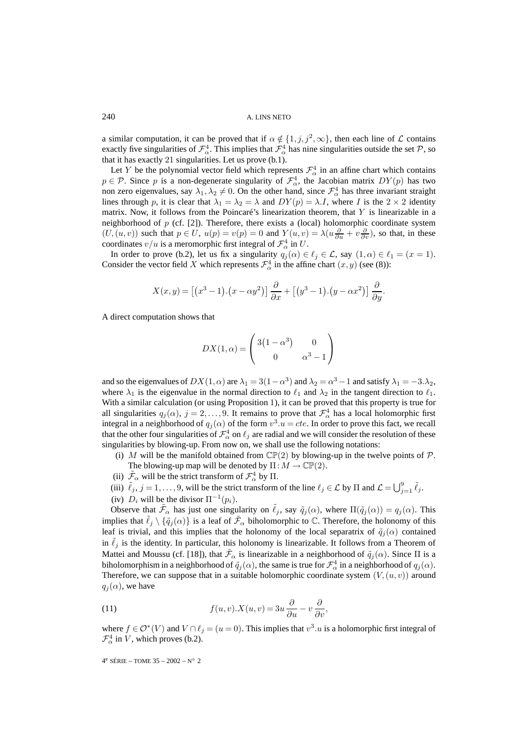a similar computation, it can be proved that if $\alpha \notin \{1, j, j^2, \infty\}$, then each line of $\mathcal{L}$ contains exactly five singularities of $\mathcal{F}^4_\alpha$. This implies that $\mathcal{F}^4_\alpha$ has nine singularities outside the set $\mathcal{P}$, so that it has exactly 21 singularities. Let us prove (b.1).

Let $Y$ be the polynomial vector field which represents $\mathcal{F}^4_\alpha$ in an affine chart which contains $p \in \mathcal{P}$. Since $p$ is a non-degenerate singularity of $\mathcal{F}^4_\alpha$, the Jacobian matrix $DY(p)$ has two non zero eigenvalues, say $\lambda_1, \lambda_2 \neq 0$. On the other hand, since $\mathcal{F}^4_\alpha$ has three invariant straight lines through $p$, it is clear that $\lambda_1 = \lambda_2 = \lambda$ and $DY(p) = \lambda.I$, where $I$ is the $2 \times 2$ identity matrix. Now, it follows from the Poincaré's linearization theorem, that $Y$ is linearizable in a neighborhood of $p$ (cf. [2]). Therefore, there exists a (local) holomorphic coordinate system $(U, (u, v))$ such that $p \in U$, $u(p) = v(p) = 0$ and $Y(u, v) = \lambda(u\frac{\partial}{\partial u} + v\frac{\partial}{\partial v})$, so that, in these coordinates $v/u$ is a meromorphic first integral of $\mathcal{F}^4_\alpha$ in $U$.

In order to prove (b.2), let us fix a singularity $q_j(\alpha) \in \ell_j \in \mathcal{L}$, say $(1, \alpha) \in \ell_1 = (x = 1)$. Consider the vector field $X$ which represents $\mathcal{F}^4_\alpha$ in the affine chart $(x, y)$ (see (8)):

$$X(x, y) = \left[(x^3 - 1).(x - \alpha y^2)\right]\frac{\partial}{\partial x} + \left[(y^3 - 1).(y - \alpha x^2)\right]\frac{\partial}{\partial y}.$$

A direct computation shows that

$$DX(1, \alpha) = \begin{pmatrix} 3(1 - \alpha^3) & 0 \\ 0 & \alpha^3 - 1 \end{pmatrix}$$

and so the eigenvalues of $DX(1, \alpha)$ are $\lambda_1 = 3(1 - \alpha^3)$ and $\lambda_2 = \alpha^3 - 1$ and satisfy $\lambda_1 = -3.\lambda_2$, where $\lambda_1$ is the eigenvalue in the normal direction to $\ell_1$ and $\lambda_2$ in the tangent direction to $\ell_1$. With a similar calculation (or using Proposition 1), it can be proved that this property is true for all singularities $q_j(\alpha)$, $j = 2, \ldots, 9$. It remains to prove that $\mathcal{F}^4_\alpha$ has a local holomorphic first integral in a neighborhood of $q_j(\alpha)$ of the form $v^3.u = cte$. In order to prove this fact, we recall that the other four singularities of $\mathcal{F}^4_\alpha$ on $\ell_j$ are radial and we will consider the resolution of these singularities by blowing-up. From now on, we shall use the following notations:

(i) $M$ will be the manifold obtained from $\mathbb{CP}(2)$ by blowing-up in the twelve points of $\mathcal{P}$. The blowing-up map will be denoted by $\Pi : M \to \mathbb{CP}(2)$.

(ii) $\tilde{\mathcal{F}}_\alpha$ will be the strict transform of $\mathcal{F}^4_\alpha$ by $\Pi$.

(iii) $\tilde{\ell}_j$, $j = 1, \ldots, 9$, will be the strict transform of the line $\ell_j \in \mathcal{L}$ by $\Pi$ and $\mathcal{L} = \bigcup_{j=1}^{9} \tilde{\ell}_j$.

(iv) $D_i$ will be the divisor $\Pi^{-1}(p_i)$.

Observe that $\tilde{\mathcal{F}}_\alpha$ has just one singularity on $\tilde{\ell}_j$, say $\tilde{q}_j(\alpha)$, where $\Pi(\tilde{q}_j(\alpha)) = q_j(\alpha)$. This implies that $\tilde{\ell}_j \setminus \{\tilde{q}_j(\alpha)\}$ is a leaf of $\tilde{\mathcal{F}}_\alpha$ biholomorphic to $\mathbb{C}$. Therefore, the holonomy of this leaf is trivial, and this implies that the holonomy of the local separatrix of $\tilde{q}_j(\alpha)$ contained in $\tilde{\ell}_j$ is the identity. In particular, this holonomy is linearizable. It follows from a Theorem of Mattei and Moussu (cf. [18]), that $\tilde{\mathcal{F}}_\alpha$ is linearizable in a neighborhood of $\tilde{q}_j(\alpha)$. Since $\Pi$ is a biholomorphism in a neighborhood of $\tilde{q}_j(\alpha)$, the same is true for $\mathcal{F}^4_\alpha$ in a neighborhood of $q_j(\alpha)$. Therefore, we can suppose that in a suitable holomorphic coordinate system $(V, (u, v))$ around $q_j(\alpha)$, we have

$$f(u, v).X(u, v) = 3u\frac{\partial}{\partial u} - v\frac{\partial}{\partial v}, \tag{11}$$

where $f \in \mathcal{O}^*(V)$ and $V \cap \ell_j = (u = 0)$. This implies that $v^3.u$ is a holomorphic first integral of $\mathcal{F}^4_\alpha$ in $V$, which proves (b.2).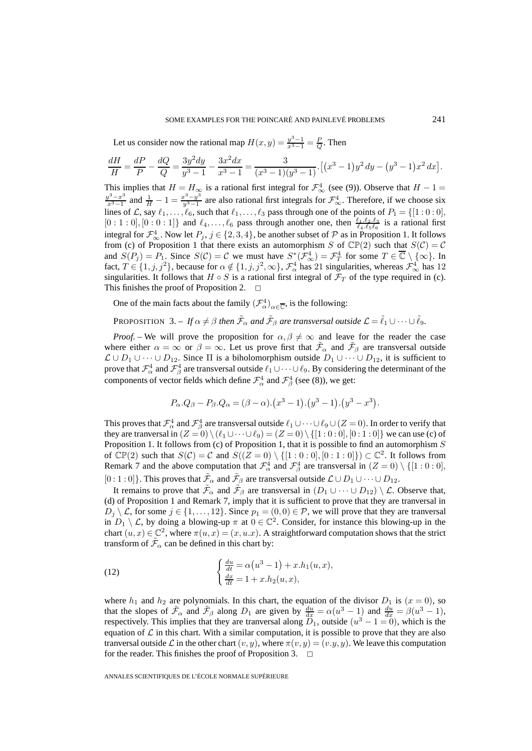Let us consider now the rational map $H(x,y) = \frac{y^3-1}{x^3-1} = \frac{P}{Q}$. Then

$$\frac{dH}{H} = \frac{dP}{P} - \frac{dQ}{Q} = \frac{3y^2dy}{y^3-1} - \frac{3x^2dx}{x^3-1} = \frac{3}{(x^3-1)(y^3-1)}.\big[\big(x^3-1\big)y^2\,dy - \big(y^3-1\big)x^2\,dx\big].$$

This implies that $H = H_\infty$ is a rational first integral for $\mathcal{F}^4_\infty$ (see (9)). Observe that $H - 1 = \frac{y^3-x^3}{x^3-1}$ and $\frac{1}{H} - 1 = \frac{x^3-y^3}{y^3-1}$ are also rational first integrals for $\mathcal{F}^4_\infty$. Therefore, if we choose six lines of $\mathcal{L}$, say $\ell_1,\ldots,\ell_6$, such that $\ell_1,\ldots,\ell_3$ pass through one of the points of $P_1 = \{[1:0:0], [0:1:0], [0:0:1]\}$ and $\ell_4,\ldots,\ell_6$ pass through another one, then $\frac{\ell_1.\ell_2.\ell_3}{\ell_4.\ell_5\ell_6}$ is a rational first integral for $\mathcal{F}^4_\infty$. Now let $P_j$, $j \in \{2,3,4\}$, be another subset of $\mathcal{P}$ as in Proposition 1. It follows from (c) of Proposition 1 that there exists an automorphism $S$ of $\mathbb{CP}(2)$ such that $S(\mathcal{C}) = \mathcal{C}$ and $S(P_j) = P_1$. Since $S(\mathcal{C}) = \mathcal{C}$ we must have $S^*(\mathcal{F}^4_\infty) = \mathcal{F}^4_T$ for some $T \in \overline{\mathbb{C}} \setminus \{\infty\}$. In fact, $T \in \{1, j, j^2\}$, because for $\alpha \notin \{1, j, j^2, \infty\}$, $\mathcal{F}^4_\alpha$ has 21 singularities, whereas $\mathcal{F}^4_\infty$ has 12 singularities. It follows that $H \circ S$ is a rational first integral of $\mathcal{F}_T$ of the type required in (c). This finishes the proof of Proposition 2. $\square$

One of the main facts about the family $(\mathcal{F}^4_\alpha)_{\alpha\in\overline{\mathbb{C}}}$ is the following:

PROPOSITION 3. – *If $\alpha \neq \beta$ then $\tilde{\mathcal{F}}_\alpha$ and $\tilde{\mathcal{F}}_\beta$ are transversal outside $\mathcal{L} = \tilde{\ell}_1 \cup \cdots \cup \tilde{\ell}_9$.*

*Proof.* – We will prove the proposition for $\alpha, \beta \neq \infty$ and leave for the reader the case where either $\alpha = \infty$ or $\beta = \infty$. Let us prove first that $\tilde{\mathcal{F}}_\alpha$ and $\tilde{\mathcal{F}}_\beta$ are transversal outside $\mathcal{L} \cup D_1 \cup \cdots \cup D_{12}$. Since $\Pi$ is a biholomorphism outside $D_1 \cup \cdots \cup D_{12}$, it is sufficient to prove that $\mathcal{F}^4_\alpha$ and $\mathcal{F}^4_\beta$ are transversal outside $\ell_1 \cup \cdots \cup \ell_9$. By considering the determinant of the components of vector fields which define $\mathcal{F}^4_\alpha$ and $\mathcal{F}^4_\beta$ (see (8)), we get:

$$P_\alpha.Q_\beta - P_\beta.Q_\alpha = (\beta - \alpha).\big(x^3-1\big).\big(y^3-1\big).\big(y^3-x^3\big).$$

This proves that $\mathcal{F}^4_\alpha$ and $\mathcal{F}^4_\beta$ are transversal outside $\ell_1 \cup \cdots \cup \ell_9 \cup (Z=0)$. In order to verify that they are tranversal in $(Z=0) \setminus (\ell_1 \cup \cdots \cup \ell_9) = (Z=0) \setminus \{[1:0:0],[0:1:0]\}$ we can use (c) of Proposition 1. It follows from (c) of Proposition 1, that it is possible to find an automorphism $S$ of $\mathbb{CP}(2)$ such that $S(\mathcal{C}) = \mathcal{C}$ and $S((Z=0) \setminus \{[1:0:0],[0:1:0]\}) \subset \mathbb{C}^2$. It follows from Remark 7 and the above computation that $\mathcal{F}^4_\alpha$ and $\mathcal{F}^4_\beta$ are transversal in $(Z=0) \setminus \{[1:0:0], [0:1:0]\}$. This proves that $\tilde{\mathcal{F}}_\alpha$ and $\tilde{\mathcal{F}}_\beta$ are transversal outside $\mathcal{L} \cup D_1 \cup \cdots \cup D_{12}$.

It remains to prove that $\tilde{\mathcal{F}}_\alpha$ and $\tilde{\mathcal{F}}_\beta$ are transversal in $(D_1 \cup \cdots \cup D_{12}) \setminus \mathcal{L}$. Observe that, (d) of Proposition 1 and Remark 7, imply that it is sufficient to prove that they are tranversal in $D_j \setminus \mathcal{L}$, for some $j \in \{1,\ldots,12\}$. Since $p_1 = (0,0) \in \mathcal{P}$, we will prove that they are tranversal in $D_1 \setminus \mathcal{L}$, by doing a blowing-up $\pi$ at $0 \in \mathbb{C}^2$. Consider, for instance this blowing-up in the chart $(u,x) \in \mathbb{C}^2$, where $\pi(u,x) = (x, u.x)$. A straightforward computation shows that the strict transform of $\tilde{\mathcal{F}}_\alpha$ can be defined in this chart by:

$$\begin{cases} \frac{du}{dt} = \alpha\big(u^3-1\big) + x.h_1(u,x), \\ \frac{dx}{dt} = 1 + x.h_2(u,x), \end{cases} \tag{12}$$

where $h_1$ and $h_2$ are polynomials. In this chart, the equation of the divisor $D_1$ is $(x=0)$, so that the slopes of $\tilde{\mathcal{F}}_\alpha$ and $\tilde{\mathcal{F}}_\beta$ along $D_1$ are given by $\frac{du}{dx} = \alpha(u^3-1)$ and $\frac{du}{dx} = \beta(u^3-1)$, respectively. This implies that they are tranversal along $D_1$, outside $(u^3-1=0)$, which is the equation of $\mathcal{L}$ in this chart. With a similar computation, it is possible to prove that they are also tranversal outside $\mathcal{L}$ in the other chart $(v,y)$, where $\pi(v,y) = (v.y, y)$. We leave this computation for the reader. This finishes the proof of Proposition 3. $\square$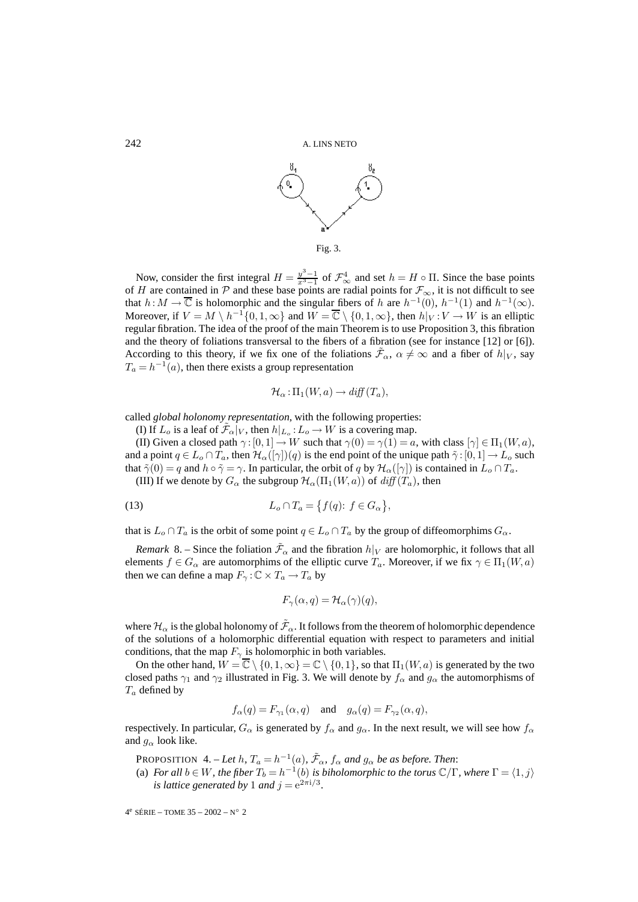Fig. 3.

Now, consider the first integral $H = \frac{y^3-1}{x^3-1}$ of $\mathcal{F}^4_\infty$ and set $h = H \circ \Pi$. Since the base points of $H$ are contained in $\mathcal{P}$ and these base points are radial points for $\mathcal{F}_\infty$, it is not difficult to see that $h : M \to \overline{\mathbb{C}}$ is holomorphic and the singular fibers of $h$ are $h^{-1}(0)$, $h^{-1}(1)$ and $h^{-1}(\infty)$. Moreover, if $V = M \setminus h^{-1}\{0,1,\infty\}$ and $W = \overline{\mathbb{C}} \setminus \{0,1,\infty\}$, then $h|_V : V \to W$ is an elliptic regular fibration. The idea of the proof of the main Theorem is to use Proposition 3, this fibration and the theory of foliations transversal to the fibers of a fibration (see for instance [12] or [6]). According to this theory, if we fix one of the foliations $\tilde{\mathcal{F}}_\alpha$, $\alpha \neq \infty$ and a fiber of $h|_V$, say $T_a = h^{-1}(a)$, then there exists a group representation

$$\mathcal{H}_\alpha : \Pi_1(W,a) \to \mathit{diff}(T_a),$$

called *global holonomy representation*, with the following properties:

(I) If $L_o$ is a leaf of $\tilde{\mathcal{F}}_\alpha|_V$, then $h|_{L_o} : L_o \to W$ is a covering map.

(II) Given a closed path $\gamma : [0,1] \to W$ such that $\gamma(0) = \gamma(1) = a$, with class $[\gamma] \in \Pi_1(W,a)$, and a point $q \in L_o \cap T_a$, then $\mathcal{H}_\alpha([\gamma])(q)$ is the end point of the unique path $\tilde{\gamma} : [0,1] \to L_o$ such that $\tilde{\gamma}(0) = q$ and $h \circ \tilde{\gamma} = \gamma$. In particular, the orbit of $q$ by $\mathcal{H}_\alpha([\gamma])$ is contained in $L_o \cap T_a$.

(III) If we denote by $G_\alpha$ the subgroup $\mathcal{H}_\alpha(\Pi_1(W,a))$ of $\mathit{diff}(T_a)$, then

$$L_o \cap T_a = \{f(q) \colon f \in G_\alpha\}, \tag{13}$$

that is $L_o \cap T_a$ is the orbit of some point $q \in L_o \cap T_a$ by the group of diffeomorphims $G_\alpha$.

*Remark* 8. – Since the foliation $\tilde{\mathcal{F}}_\alpha$ and the fibration $h|_V$ are holomorphic, it follows that all elements $f \in G_\alpha$ are automorphims of the elliptic curve $T_a$. Moreover, if we fix $\gamma \in \Pi_1(W,a)$ then we can define a map $F_\gamma : \mathbb{C} \times T_a \to T_a$ by

$$F_\gamma(\alpha, q) = \mathcal{H}_\alpha(\gamma)(q),$$

where $\mathcal{H}_\alpha$ is the global holonomy of $\tilde{\mathcal{F}}_\alpha$. It follows from the theorem of holomorphic dependence of the solutions of a holomorphic differential equation with respect to parameters and initial conditions, that the map $F_\gamma$ is holomorphic in both variables.

On the other hand, $W = \overline{\mathbb{C}} \setminus \{0,1,\infty\} = \mathbb{C} \setminus \{0,1\}$, so that $\Pi_1(W,a)$ is generated by the two closed paths $\gamma_1$ and $\gamma_2$ illustrated in Fig. 3. We will denote by $f_\alpha$ and $g_\alpha$ the automorphisms of $T_a$ defined by

$$f_\alpha(q) = F_{\gamma_1}(\alpha, q) \quad \text{and} \quad g_\alpha(q) = F_{\gamma_2}(\alpha, q),$$

respectively. In particular, $G_\alpha$ is generated by $f_\alpha$ and $g_\alpha$. In the next result, we will see how $f_\alpha$ and $g_\alpha$ look like.

PROPOSITION 4. – *Let $h$, $T_a = h^{-1}(a)$, $\tilde{\mathcal{F}}_\alpha$, $f_\alpha$ and $g_\alpha$ be as before. Then*:

(a) *For all $b \in W$, the fiber $T_b = h^{-1}(b)$ is biholomorphic to the torus $\mathbb{C}/\Gamma$, where $\Gamma = \langle 1, j \rangle$ is lattice generated by* 1 *and $j = e^{2\pi i/3}$.*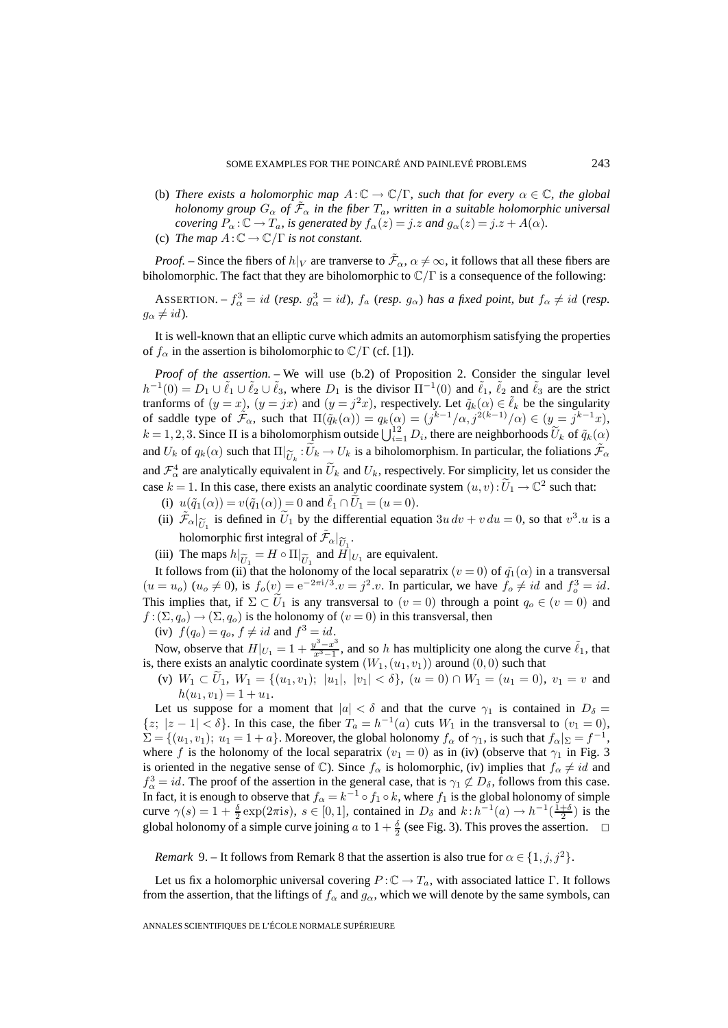(b) *There exists a holomorphic map $A:\mathbb{C}\to\mathbb{C}/\Gamma$, such that for every $\alpha\in\mathbb{C}$, the global holonomy group $G_\alpha$ of $\tilde{\mathcal{F}}_\alpha$ in the fiber $T_a$, written in a suitable holomorphic universal covering $P_\alpha:\mathbb{C}\to T_a$, is generated by $f_\alpha(z)=j.z$ and $g_\alpha(z)=j.z+A(\alpha)$.*

(c) *The map $A:\mathbb{C}\to\mathbb{C}/\Gamma$ is not constant.*

*Proof.* – Since the fibers of $h|_V$ are tranverse to $\tilde{\mathcal{F}}_\alpha$, $\alpha\neq\infty$, it follows that all these fibers are biholomorphic. The fact that they are biholomorphic to $\mathbb{C}/\Gamma$ is a consequence of the following:

ASSERTION. – *$f_\alpha^3=id$ (resp. $g_\alpha^3=id$), $f_\alpha$ (resp. $g_\alpha$) has a fixed point, but $f_\alpha\neq id$ (resp. $g_\alpha\neq id$).*

It is well-known that an elliptic curve which admits an automorphism satisfying the properties of $f_\alpha$ in the assertion is biholomorphic to $\mathbb{C}/\Gamma$ (cf. [1]).

*Proof of the assertion.* – We will use (b.2) of Proposition 2. Consider the singular level $h^{-1}(0)=D_1\cup\tilde{\ell}_1\cup\tilde{\ell}_2\cup\tilde{\ell}_3$, where $D_1$ is the divisor $\Pi^{-1}(0)$ and $\tilde{\ell}_1$, $\tilde{\ell}_2$ and $\tilde{\ell}_3$ are the strict tranforms of $(y=x)$, $(y=jx)$ and $(y=j^2x)$, respectively. Let $\tilde{q}_k(\alpha)\in\tilde{\ell}_k$ be the singularity of saddle type of $\tilde{\mathcal{F}}_\alpha$, such that $\Pi(\tilde{q}_k(\alpha))=q_k(\alpha)=(j^{k-1}/\alpha, j^{2(k-1)}/\alpha)\in(y=j^{k-1}x)$, $k=1,2,3$. Since $\Pi$ is a biholomorphism outside $\bigcup_{i=1}^{12}D_i$, there are neighborhoods $\widetilde{U}_k$ of $\tilde{q}_k(\alpha)$ and $U_k$ of $q_k(\alpha)$ such that $\Pi|_{\widetilde{U}_k}:\widetilde{U}_k\to U_k$ is a biholomorphism. In particular, the foliations $\tilde{\mathcal{F}}_\alpha$ and $\mathcal{F}_\alpha^4$ are analytically equivalent in $\widetilde{U}_k$ and $U_k$, respectively. For simplicity, let us consider the case $k=1$. In this case, there exists an analytic coordinate system $(u,v):\widetilde{U}_1\to\mathbb{C}^2$ such that:

(i) $u(\tilde{q}_1(\alpha))=v(\tilde{q}_1(\alpha))=0$ and $\tilde{\ell}_1\cap\widetilde{U}_1=(u=0)$.

(ii) $\tilde{\mathcal{F}}_\alpha|_{\widetilde{U}_1}$ is defined in $\widetilde{U}_1$ by the differential equation $3u\,dv+v\,du=0$, so that $v^3.u$ is a holomorphic first integral of $\tilde{\mathcal{F}}_\alpha|_{\widetilde{U}_1}$.

(iii) The maps $h|_{\widetilde{U}_1}=H\circ\Pi|_{\widetilde{U}_1}$ and $H|_{U_1}$ are equivalent.

It follows from (ii) that the holonomy of the local separatrix $(v=0)$ of $\tilde{q}_1(\alpha)$ in a transversal $(u=u_o)$ ($u_o\neq 0$), is $f_o(v)=\mathrm{e}^{-2\pi i/3}.v=j^2.v$. In particular, we have $f_o\neq id$ and $f_o^3=id$. This implies that, if $\Sigma\subset\widetilde{U}_1$ is any transversal to $(v=0)$ through a point $q_o\in(v=0)$ and $f:(\Sigma,q_o)\to(\Sigma,q_o)$ is the holonomy of $(v=0)$ in this transversal, then

(iv) $f(q_o)=q_o$, $f\neq id$ and $f^3=id$.

Now, observe that $H|_{U_1}=1+\frac{y^3-x^3}{x^3-1}$, and so $h$ has multiplicity one along the curve $\tilde{\ell}_1$, that is, there exists an analytic coordinate system $(W_1,(u_1,v_1))$ around $(0,0)$ such that

(v) $W_1\subset\widetilde{U}_1$, $W_1=\{(u_1,v_1);\ |u_1|,\ |v_1|<\delta\}$, $(u=0)\cap W_1=(u_1=0)$, $v_1=v$ and $h(u_1,v_1)=1+u_1$.

Let us suppose for a moment that $|a|<\delta$ and that the curve $\gamma_1$ is contained in $D_\delta=\{z;\ |z-1|<\delta\}$. In this case, the fiber $T_a=h^{-1}(a)$ cuts $W_1$ in the transversal to $(v_1=0)$, $\Sigma=\{(u_1,v_1);\ u_1=1+a\}$. Moreover, the global holonomy $f_\alpha$ of $\gamma_1$, is such that $f_\alpha|_\Sigma=f^{-1}$, where $f$ is the holonomy of the local separatrix $(v_1=0)$ as in (iv) (observe that $\gamma_1$ in Fig. 3 is oriented in the negative sense of $\mathbb{C}$). Since $f_\alpha$ is holomorphic, (iv) implies that $f_\alpha\neq id$ and $f_\alpha^3=id$. The proof of the assertion in the general case, that is $\gamma_1\not\subset D_\delta$, follows from this case. In fact, it is enough to observe that $f_\alpha=k^{-1}\circ f_1\circ k$, where $f_1$ is the global holonomy of simple curve $\gamma(s)=1+\frac{\delta}{2}\exp(2\pi i s)$, $s\in[0,1]$, contained in $D_\delta$ and $k:h^{-1}(a)\to h^{-1}(\frac{1+\delta}{2})$ is the global holonomy of a simple curve joining $a$ to $1+\frac{\delta}{2}$ (see Fig. 3). This proves the assertion. $\square$

*Remark* 9. – It follows from Remark 8 that the assertion is also true for $\alpha\in\{1,j,j^2\}$.

Let us fix a holomorphic universal covering $P:\mathbb{C}\to T_a$, with associated lattice $\Gamma$. It follows from the assertion, that the liftings of $f_\alpha$ and $g_\alpha$, which we will denote by the same symbols, can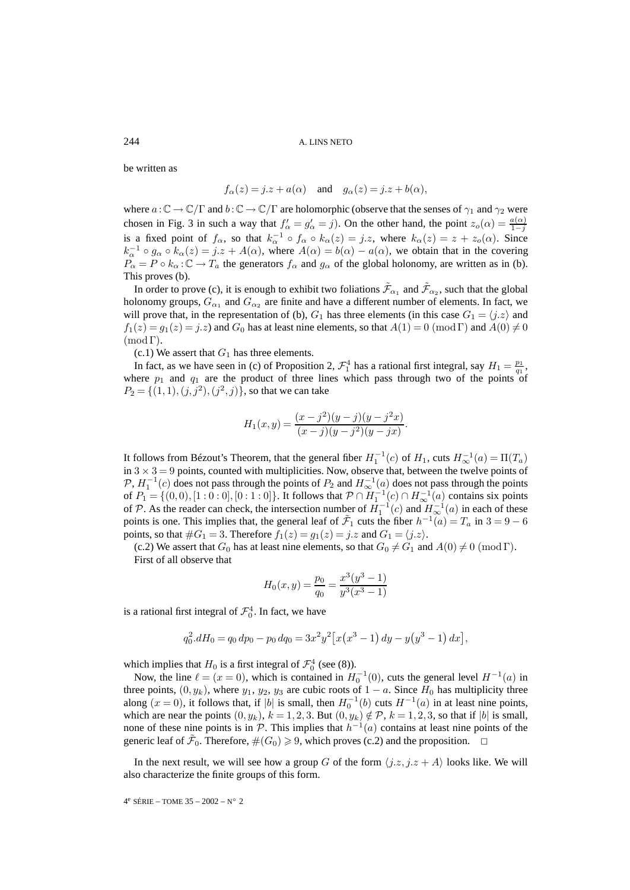be written as

$$f_\alpha(z) = j.z + a(\alpha) \quad \text{and} \quad g_\alpha(z) = j.z + b(\alpha),$$

where $a:\mathbb{C} \to \mathbb{C}/\Gamma$ and $b:\mathbb{C} \to \mathbb{C}/\Gamma$ are holomorphic (observe that the senses of $\gamma_1$ and $\gamma_2$ were chosen in Fig. 3 in such a way that $f'_\alpha = g'_\alpha = j$). On the other hand, the point $z_o(\alpha) = \frac{a(\alpha)}{1-j}$ is a fixed point of $f_\alpha$, so that $k_\alpha^{-1} \circ f_\alpha \circ k_\alpha(z) = j.z$, where $k_\alpha(z) = z + z_o(\alpha)$. Since $k_\alpha^{-1} \circ g_\alpha \circ k_\alpha(z) = j.z + A(\alpha)$, where $A(\alpha) = b(\alpha) - a(\alpha)$, we obtain that in the covering $P_\alpha = P \circ k_\alpha : \mathbb{C} \to T_a$ the generators $f_\alpha$ and $g_\alpha$ of the global holonomy, are written as in (b). This proves (b).

In order to prove (c), it is enough to exhibit two foliations $\tilde{\mathcal{F}}_{\alpha_1}$ and $\tilde{\mathcal{F}}_{\alpha_2}$, such that the global holonomy groups, $G_{\alpha_1}$ and $G_{\alpha_2}$ are finite and have a different number of elements. In fact, we will prove that, in the representation of (b), $G_1$ has three elements (in this case $G_1 = \langle j.z \rangle$ and $f_1(z) = g_1(z) = j.z$) and $G_0$ has at least nine elements, so that $A(1) = 0 \pmod{\Gamma}$ and $A(0) \neq 0 \pmod{\Gamma}$.

(c.1) We assert that $G_1$ has three elements.

In fact, as we have seen in (c) of Proposition 2, $\mathcal{F}_1^4$ has a rational first integral, say $H_1 = \frac{p_1}{q_1}$, where $p_1$ and $q_1$ are the product of three lines which pass through two of the points of $P_2 = \{(1,1), (j, j^2), (j^2, j)\}$, so that we can take

$$H_1(x,y) = \frac{(x - j^2)(y - j)(y - j^2 x)}{(x - j)(y - j^2)(y - jx)}.$$

It follows from Bézout's Theorem, that the general fiber $H_1^{-1}(c)$ of $H_1$, cuts $H_\infty^{-1}(a) = \Pi(T_a)$ in $3 \times 3 = 9$ points, counted with multiplicities. Now, observe that, between the twelve points of $\mathcal{P}$, $H_1^{-1}(c)$ does not pass through the points of $P_2$ and $H_\infty^{-1}(a)$ does not pass through the points of $P_1 = \{(0,0), [1:0:0], [0:1:0]\}$. It follows that $\mathcal{P} \cap H_1^{-1}(c) \cap H_\infty^{-1}(a)$ contains six points of $\mathcal{P}$. As the reader can check, the intersection number of $H_1^{-1}(c)$ and $H_\infty^{-1}(a)$ in each of these points is one. This implies that, the general leaf of $\tilde{\mathcal{F}}_1$ cuts the fiber $h^{-1}(a) = T_a$ in $3 = 9 - 6$ points, so that $\#G_1 = 3$. Therefore $f_1(z) = g_1(z) = j.z$ and $G_1 = \langle j.z \rangle$.

(c.2) We assert that $G_0$ has at least nine elements, so that $G_0 \neq G_1$ and $A(0) \neq 0 \pmod{\Gamma}$.

First of all observe that

$$H_0(x,y) = \frac{p_0}{q_0} = \frac{x^3(y^3 - 1)}{y^3(x^3 - 1)}$$

is a rational first integral of $\mathcal{F}_0^4$. In fact, we have

$$q_0^2 . dH_0 = q_0 \, dp_0 - p_0 \, dq_0 = 3x^2 y^2 \big[ x(x^3 - 1)\, dy - y(y^3 - 1)\, dx \big],$$

which implies that $H_0$ is a first integral of $\mathcal{F}_0^4$ (see (8)).

Now, the line $\ell = (x = 0)$, which is contained in $H_0^{-1}(0)$, cuts the general level $H^{-1}(a)$ in three points, $(0, y_k)$, where $y_1$, $y_2$, $y_3$ are cubic roots of $1 - a$. Since $H_0$ has multiplicity three along $(x = 0)$, it follows that, if $|b|$ is small, then $H_0^{-1}(b)$ cuts $H^{-1}(a)$ in at least nine points, which are near the points $(0, y_k)$, $k = 1,2,3$. But $(0, y_k) \notin \mathcal{P}$, $k = 1,2,3$, so that if $|b|$ is small, none of these nine points is in $\mathcal{P}$. This implies that $h^{-1}(a)$ contains at least nine points of the generic leaf of $\tilde{\mathcal{F}}_0$. Therefore, $\#(G_0) \geqslant 9$, which proves (c.2) and the proposition. $\square$

In the next result, we will see how a group $G$ of the form $\langle j.z, j.z + A \rangle$ looks like. We will also characterize the finite groups of this form.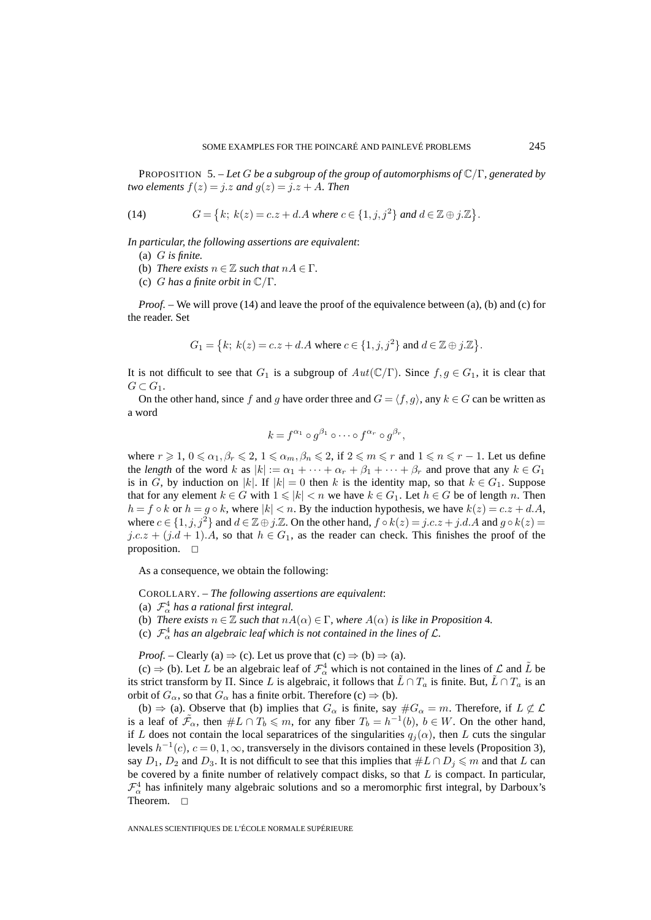PROPOSITION 5. – *Let $G$ be a subgroup of the group of automorphisms of $\mathbb{C}/\Gamma$, generated by two elements $f(z) = j.z$ and $g(z) = j.z + A$. Then*

$$G = \{k;\ k(z) = c.z + d.A \text{ where } c \in \{1, j, j^2\} \text{ and } d \in \mathbb{Z} \oplus j.\mathbb{Z}\}. \tag{14}$$

*In particular, the following assertions are equivalent*:

(a) $G$ *is finite.*

(b) *There exists* $n \in \mathbb{Z}$ *such that* $nA \in \Gamma$.

(c) $G$ *has a finite orbit in* $\mathbb{C}/\Gamma$.

*Proof.* – We will prove (14) and leave the proof of the equivalence between (a), (b) and (c) for the reader. Set

$$G_1 = \{k;\ k(z) = c.z + d.A \text{ where } c \in \{1, j, j^2\} \text{ and } d \in \mathbb{Z} \oplus j.\mathbb{Z}\}.$$

It is not difficult to see that $G_1$ is a subgroup of $Aut(\mathbb{C}/\Gamma)$. Since $f, g \in G_1$, it is clear that $G \subset G_1$.

On the other hand, since $f$ and $g$ have order three and $G = \langle f, g \rangle$, any $k \in G$ can be written as a word

$$k = f^{\alpha_1} \circ g^{\beta_1} \circ \cdots \circ f^{\alpha_r} \circ g^{\beta_r},$$

where $r \geqslant 1$, $0 \leqslant \alpha_1, \beta_r \leqslant 2$, $1 \leqslant \alpha_m, \beta_n \leqslant 2$, if $2 \leqslant m \leqslant r$ and $1 \leqslant n \leqslant r-1$. Let us define the *length* of the word $k$ as $|k| := \alpha_1 + \cdots + \alpha_r + \beta_1 + \cdots + \beta_r$ and prove that any $k \in G_1$ is in $G$, by induction on $|k|$. If $|k| = 0$ then $k$ is the identity map, so that $k \in G_1$. Suppose that for any element $k \in G$ with $1 \leqslant |k| < n$ we have $k \in G_1$. Let $h \in G$ be of length $n$. Then $h = f \circ k$ or $h = g \circ k$, where $|k| < n$. By the induction hypothesis, we have $k(z) = c.z + d.A$, where $c \in \{1, j, j^2\}$ and $d \in \mathbb{Z} \oplus j.\mathbb{Z}$. On the other hand, $f \circ k(z) = j.c.z + j.d.A$ and $g \circ k(z) = j.c.z + (j.d + 1).A$, so that $h \in G_1$, as the reader can check. This finishes the proof of the proposition. $\square$

As a consequence, we obtain the following:

COROLLARY. – *The following assertions are equivalent*:

(a) $\mathcal{F}^4_\alpha$ *has a rational first integral.*

(b) *There exists* $n \in \mathbb{Z}$ *such that* $nA(\alpha) \in \Gamma$, *where* $A(\alpha)$ *is like in Proposition* 4.

(c) $\mathcal{F}^4_\alpha$ *has an algebraic leaf which is not contained in the lines of* $\mathcal{L}$.

*Proof.* – Clearly (a) $\Rightarrow$ (c). Let us prove that (c) $\Rightarrow$ (b) $\Rightarrow$ (a).

(c) $\Rightarrow$ (b). Let $L$ be an algebraic leaf of $\mathcal{F}^4_\alpha$ which is not contained in the lines of $\mathcal{L}$ and $\tilde{L}$ be its strict transform by $\Pi$. Since $L$ is algebraic, it follows that $\tilde{L} \cap T_a$ is finite. But, $\tilde{L} \cap T_a$ is an orbit of $G_\alpha$, so that $G_\alpha$ has a finite orbit. Therefore (c) $\Rightarrow$ (b).

(b) $\Rightarrow$ (a). Observe that (b) implies that $G_\alpha$ is finite, say $\#G_\alpha = m$. Therefore, if $L \not\subset \mathcal{L}$ is a leaf of $\tilde{\mathcal{F}}_\alpha$, then $\#L \cap T_b \leqslant m$, for any fiber $T_b = h^{-1}(b)$, $b \in W$. On the other hand, if $L$ does not contain the local separatrices of the singularities $q_j(\alpha)$, then $L$ cuts the singular levels $h^{-1}(c)$, $c = 0, 1, \infty$, transversely in the divisors contained in these levels (Proposition 3), say $D_1$, $D_2$ and $D_3$. It is not difficult to see that this implies that $\#L \cap D_j \leqslant m$ and that $L$ can be covered by a finite number of relatively compact disks, so that $L$ is compact. In particular, $\mathcal{F}^4_\alpha$ has infinitely many algebraic solutions and so a meromorphic first integral, by Darboux's Theorem. $\square$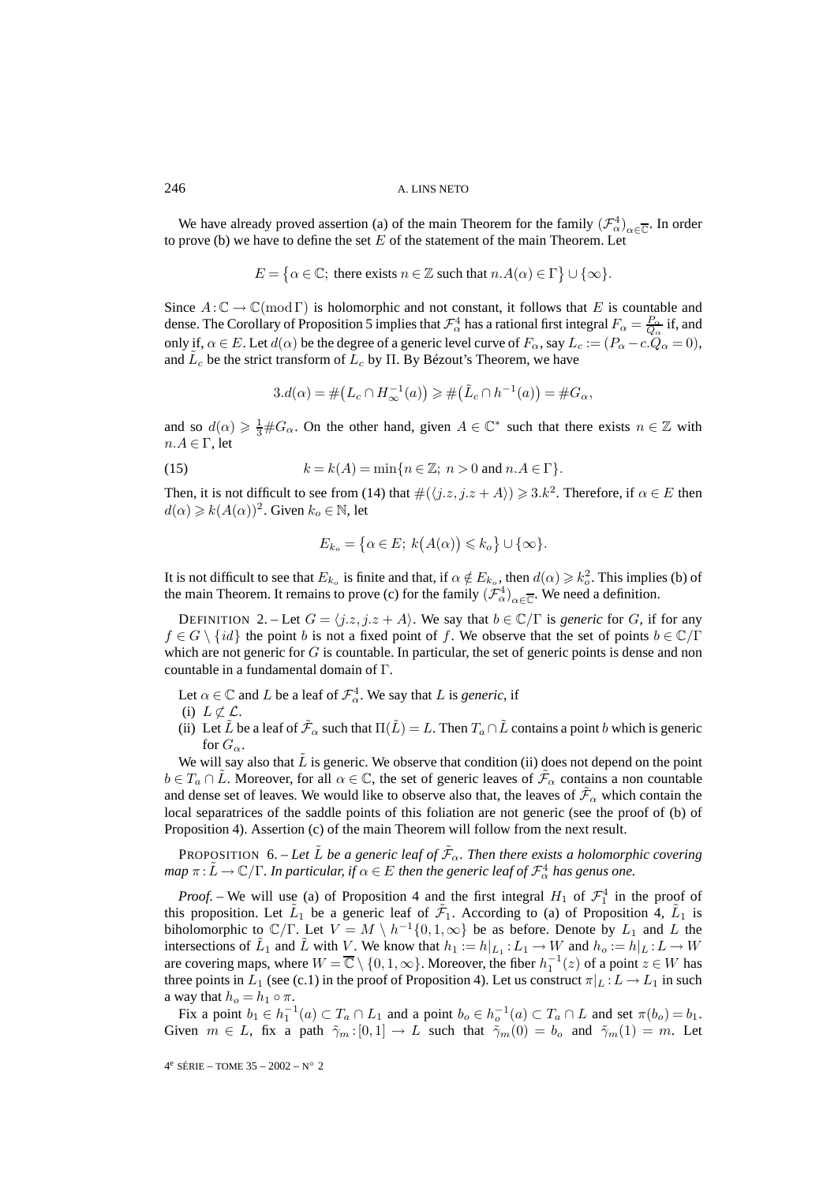We have already proved assertion (a) of the main Theorem for the family $(\mathcal{F}^4_\alpha)_{\alpha\in\overline{\mathbb{C}}}$. In order to prove (b) we have to define the set $E$ of the statement of the main Theorem. Let

$$E = \{\alpha \in \mathbb{C};\ \text{there exists } n \in \mathbb{Z} \text{ such that } n.A(\alpha) \in \Gamma\} \cup \{\infty\}.$$

Since $A: \mathbb{C} \to \mathbb{C}(\operatorname{mod} \Gamma)$ is holomorphic and not constant, it follows that $E$ is countable and dense. The Corollary of Proposition 5 implies that $\mathcal{F}^4_\alpha$ has a rational first integral $F_\alpha = \frac{P_\alpha}{Q_\alpha}$ if, and only if, $\alpha \in E$. Let $d(\alpha)$ be the degree of a generic level curve of $F_\alpha$, say $L_c := (P_\alpha - c.Q_\alpha = 0)$, and $\tilde{L}_c$ be the strict transform of $L_c$ by $\Pi$. By Bézout's Theorem, we have

$$3.d(\alpha) = \#\big(L_c \cap H_\infty^{-1}(a)\big) \geqslant \#\big(\tilde{L}_c \cap h^{-1}(a)\big) = \#G_\alpha,$$

and so $d(\alpha) \geqslant \frac{1}{3}\#G_\alpha$. On the other hand, given $A \in \mathbb{C}^*$ such that there exists $n \in \mathbb{Z}$ with $n.A \in \Gamma$, let

$$k = k(A) = \min\{n \in \mathbb{Z};\ n > 0 \text{ and } n.A \in \Gamma\}. \tag{15}$$

Then, it is not difficult to see from (14) that $\#(\langle j.z, j.z + A\rangle) \geqslant 3.k^2$. Therefore, if $\alpha \in E$ then $d(\alpha) \geqslant k(A(\alpha))^2$. Given $k_o \in \mathbb{N}$, let

$$E_{k_o} = \{\alpha \in E;\ k\big(A(\alpha)\big) \leqslant k_o\} \cup \{\infty\}.$$

It is not difficult to see that $E_{k_o}$ is finite and that, if $\alpha \notin E_{k_o}$, then $d(\alpha) \geqslant k_o^2$. This implies (b) of the main Theorem. It remains to prove (c) for the family $(\mathcal{F}^4_\alpha)_{\alpha\in\overline{\mathbb{C}}}$. We need a definition.

DEFINITION 2. – Let $G = \langle j.z, j.z + A\rangle$. We say that $b \in \mathbb{C}/\Gamma$ is *generic* for $G$, if for any $f \in G \setminus \{id\}$ the point $b$ is not a fixed point of $f$. We observe that the set of points $b \in \mathbb{C}/\Gamma$ which are not generic for $G$ is countable. In particular, the set of generic points is dense and non countable in a fundamental domain of $\Gamma$.

Let $\alpha \in \mathbb{C}$ and $L$ be a leaf of $\mathcal{F}^4_\alpha$. We say that $L$ is *generic*, if

(i) $L \not\subset \mathcal{L}$.

(ii) Let $\tilde{L}$ be a leaf of $\tilde{\mathcal{F}}_\alpha$ such that $\Pi(\tilde{L}) = L$. Then $T_a \cap \tilde{L}$ contains a point $b$ which is generic for $G_\alpha$.

We will say also that $\tilde{L}$ is generic. We observe that condition (ii) does not depend on the point $b \in T_a \cap \tilde{L}$. Moreover, for all $\alpha \in \mathbb{C}$, the set of generic leaves of $\tilde{\mathcal{F}}_\alpha$ contains a non countable and dense set of leaves. We would like to observe also that, the leaves of $\tilde{\mathcal{F}}_\alpha$ which contain the local separatrices of the saddle points of this foliation are not generic (see the proof of (b) of Proposition 4). Assertion (c) of the main Theorem will follow from the next result.

PROPOSITION 6. – *Let $\tilde{L}$ be a generic leaf of $\tilde{\mathcal{F}}_\alpha$. Then there exists a holomorphic covering map $\pi: \tilde{L} \to \mathbb{C}/\Gamma$. In particular, if $\alpha \in E$ then the generic leaf of $\mathcal{F}^4_\alpha$ has genus one.*

*Proof.* – We will use (a) of Proposition 4 and the first integral $H_1$ of $\mathcal{F}^4_1$ in the proof of this proposition. Let $\tilde{L}_1$ be a generic leaf of $\tilde{\mathcal{F}}_1$. According to (a) of Proposition 4, $\tilde{L}_1$ is biholomorphic to $\mathbb{C}/\Gamma$. Let $V = M \setminus h^{-1}\{0, 1, \infty\}$ be as before. Denote by $L_1$ and $L$ the intersections of $\tilde{L}_1$ and $\tilde{L}$ with $V$. We know that $h_1 := h|_{L_1}: L_1 \to W$ and $h_o := h|_L: L \to W$ are covering maps, where $W = \overline{\mathbb{C}} \setminus \{0, 1, \infty\}$. Moreover, the fiber $h_1^{-1}(z)$ of a point $z \in W$ has three points in $L_1$ (see (c.1) in the proof of Proposition 4). Let us construct $\pi|_L: L \to L_1$ in such a way that $h_o = h_1 \circ \pi$.

Fix a point $b_1 \in h_1^{-1}(a) \subset T_a \cap L_1$ and a point $b_o \in h_o^{-1}(a) \subset T_a \cap L$ and set $\pi(b_o) = b_1$. Given $m \in L$, fix a path $\tilde{\gamma}_m: [0, 1] \to L$ such that $\tilde{\gamma}_m(0) = b_o$ and $\tilde{\gamma}_m(1) = m$. Let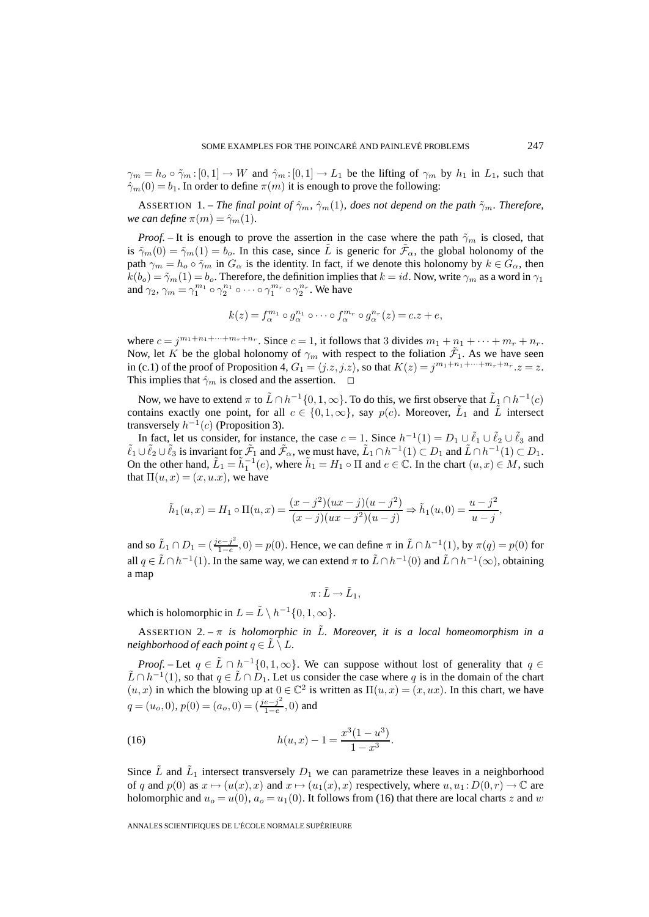$\gamma_m = h_o \circ \tilde{\gamma}_m : [0,1] \to W$ and $\hat{\gamma}_m : [0,1] \to L_1$ be the lifting of $\gamma_m$ by $h_1$ in $L_1$, such that $\hat{\gamma}_m(0) = b_1$. In order to define $\pi(m)$ it is enough to prove the following:

ASSERTION 1. – *The final point of $\hat{\gamma}_m$, $\hat{\gamma}_m(1)$, does not depend on the path $\tilde{\gamma}_m$. Therefore, we can define $\pi(m) = \hat{\gamma}_m(1)$.*

*Proof.* – It is enough to prove the assertion in the case where the path $\tilde{\gamma}_m$ is closed, that is $\tilde{\gamma}_m(0) = \tilde{\gamma}_m(1) = b_o$. In this case, since $\tilde{L}$ is generic for $\tilde{\mathcal{F}}_\alpha$, the global holonomy of the path $\gamma_m = h_o \circ \tilde{\gamma}_m$ in $G_\alpha$ is the identity. In fact, if we denote this holonomy by $k \in G_\alpha$, then $k(b_o) = \tilde{\gamma}_m(1) = b_o$. Therefore, the definition implies that $k = id$. Now, write $\gamma_m$ as a word in $\gamma_1$ and $\gamma_2$, $\gamma_m = \gamma_1^{m_1} \circ \gamma_2^{n_1} \circ \cdots \circ \gamma_1^{m_r} \circ \gamma_2^{n_r}$. We have

$$k(z) = f_\alpha^{m_1} \circ g_\alpha^{n_1} \circ \cdots \circ f_\alpha^{m_r} \circ g_\alpha^{n_r}(z) = c.z + e,$$

where $c = j^{m_1+n_1+\cdots+m_r+n_r}$. Since $c = 1$, it follows that 3 divides $m_1 + n_1 + \cdots + m_r + n_r$. Now, let $K$ be the global holonomy of $\gamma_m$ with respect to the foliation $\tilde{\mathcal{F}}_1$. As we have seen in (c.1) of the proof of Proposition 4, $G_1 = \langle j.z, j.z \rangle$, so that $K(z) = j^{m_1+n_1+\cdots+m_r+n_r}.z = z$. This implies that $\hat{\gamma}_m$ is closed and the assertion. $\square$

Now, we have to extend $\pi$ to $\tilde{L} \cap h^{-1}\{0,1,\infty\}$. To do this, we first observe that $\tilde{L}_1 \cap h^{-1}(c)$ contains exactly one point, for all $c \in \{0,1,\infty\}$, say $p(c)$. Moreover, $\tilde{L}_1$ and $\tilde{L}$ intersect transversely $h^{-1}(c)$ (Proposition 3).

In fact, let us consider, for instance, the case $c = 1$. Since $h^{-1}(1) = D_1 \cup \tilde{\ell}_1 \cup \tilde{\ell}_2 \cup \tilde{\ell}_3$ and $\tilde{\ell}_1 \cup \tilde{\ell}_2 \cup \tilde{\ell}_3$ is invariant for $\tilde{\mathcal{F}}_1$ and $\tilde{\mathcal{F}}_\alpha$, we must have, $\tilde{L}_1 \cap h^{-1}(1) \subset D_1$ and $\tilde{L} \cap h^{-1}(1) \subset D_1$. On the other hand, $\tilde{L}_1 = \tilde{h}_1^{-1}(e)$, where $\tilde{h}_1 = H_1 \circ \Pi$ and $e \in \mathbb{C}$. In the chart $(u,x) \in M$, such that $\Pi(u,x) = (x, u.x)$, we have

$$\tilde{h}_1(u,x) = H_1 \circ \Pi(u,x) = \frac{(x-j^2)(ux-j)(u-j^2)}{(x-j)(ux-j^2)(u-j)} \Rightarrow \tilde{h}_1(u,0) = \frac{u-j^2}{u-j},$$

and so $\tilde{L}_1 \cap D_1 = (\frac{je-j^2}{1-e}, 0) = p(0)$. Hence, we can define $\pi$ in $\tilde{L} \cap h^{-1}(1)$, by $\pi(q) = p(0)$ for all $q \in \tilde{L} \cap h^{-1}(1)$. In the same way, we can extend $\pi$ to $\tilde{L} \cap h^{-1}(0)$ and $\tilde{L} \cap h^{-1}(\infty)$, obtaining a map

$$\pi : \tilde{L} \to \tilde{L}_1,$$

which is holomorphic in $L = \tilde{L} \setminus h^{-1}\{0,1,\infty\}$.

ASSERTION 2. – *$\pi$ is holomorphic in $\tilde{L}$. Moreover, it is a local homeomorphism in a neighborhood of each point $q \in \tilde{L} \setminus L$.*

*Proof.* – Let $q \in \tilde{L} \cap h^{-1}\{0,1,\infty\}$. We can suppose without lost of generality that $q \in \tilde{L} \cap h^{-1}(1)$, so that $q \in \tilde{L} \cap D_1$. Let us consider the case where $q$ is in the domain of the chart $(u,x)$ in which the blowing up at $0 \in \mathbb{C}^2$ is written as $\Pi(u,x) = (x, ux)$. In this chart, we have $q = (u_o, 0)$, $p(0) = (a_o, 0) = (\frac{je-j^2}{1-e}, 0)$ and

$$h(u,x) - 1 = \frac{x^3(1-u^3)}{1-x^3}. \tag{16}$$

Since $\tilde{L}$ and $\tilde{L}_1$ intersect transversely $D_1$ we can parametrize these leaves in a neighborhood of $q$ and $p(0)$ as $x \mapsto (u(x), x)$ and $x \mapsto (u_1(x), x)$ respectively, where $u, u_1 : D(0,r) \to \mathbb{C}$ are holomorphic and $u_o = u(0)$, $a_o = u_1(0)$. It follows from (16) that there are local charts $z$ and $w$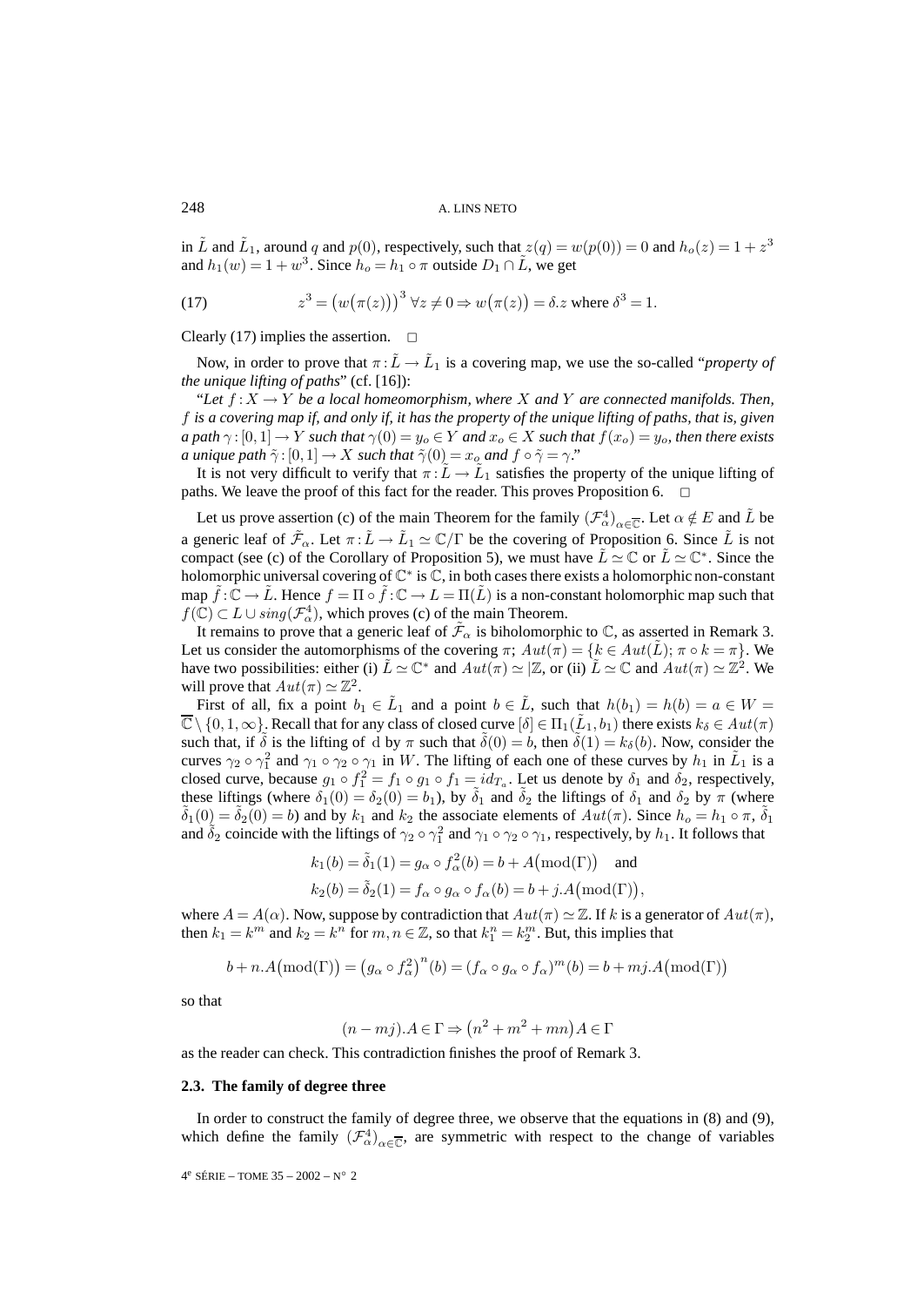in $\tilde{L}$ and $\tilde{L}_1$, around $q$ and $p(0)$, respectively, such that $z(q) = w(p(0)) = 0$ and $h_o(z) = 1 + z^3$ and $h_1(w) = 1 + w^3$. Since $h_o = h_1 \circ \pi$ outside $D_1 \cap \tilde{L}$, we get

$$z^3 = \big(w\big(\pi(z)\big)\big)^3 \;\forall z \neq 0 \Rightarrow w\big(\pi(z)\big) = \delta.z \text{ where } \delta^3 = 1. \tag{17}$$

Clearly (17) implies the assertion. $\square$

Now, in order to prove that $\pi : \tilde{L} \to \tilde{L}_1$ is a covering map, we use the so-called "*property of the unique lifting of paths*" (cf. [16]):

"*Let $f : X \to Y$ be a local homeomorphism, where $X$ and $Y$ are connected manifolds. Then, $f$ is a covering map if, and only if, it has the property of the unique lifting of paths, that is, given a path $\gamma : [0,1] \to Y$ such that $\gamma(0) = y_o \in Y$ and $x_o \in X$ such that $f(x_o) = y_o$, then there exists a unique path $\tilde{\gamma} : [0,1] \to X$ such that $\tilde{\gamma}(0) = x_o$ and $f \circ \tilde{\gamma} = \gamma$.*"

It is not very difficult to verify that $\pi : \tilde{L} \to \tilde{L}_1$ satisfies the property of the unique lifting of paths. We leave the proof of this fact for the reader. This proves Proposition 6. $\square$

Let us prove assertion (c) of the main Theorem for the family $(\mathcal{F}^4_\alpha)_{\alpha \in \overline{\mathbb{C}}}$. Let $\alpha \notin E$ and $\tilde{L}$ be a generic leaf of $\tilde{\mathcal{F}}_\alpha$. Let $\pi : \tilde{L} \to \tilde{L}_1 \simeq \mathbb{C}/\Gamma$ be the covering of Proposition 6. Since $\tilde{L}$ is not compact (see (c) of the Corollary of Proposition 5), we must have $\tilde{L} \simeq \mathbb{C}$ or $\tilde{L} \simeq \mathbb{C}^*$. Since the holomorphic universal covering of $\mathbb{C}^*$ is $\mathbb{C}$, in both cases there exists a holomorphic non-constant map $\tilde{f} : \mathbb{C} \to \tilde{L}$. Hence $f = \Pi \circ \tilde{f} : \mathbb{C} \to L = \Pi(\tilde{L})$ is a non-constant holomorphic map such that $f(\mathbb{C}) \subset L \cup sing(\mathcal{F}^4_\alpha)$, which proves (c) of the main Theorem.

It remains to prove that a generic leaf of $\tilde{\mathcal{F}}_\alpha$ is biholomorphic to $\mathbb{C}$, as asserted in Remark 3. Let us consider the automorphisms of the covering $\pi$; $Aut(\pi) = \{k \in Aut(\tilde{L});\, \pi \circ k = \pi\}$. We have two possibilities: either (i) $\tilde{L} \simeq \mathbb{C}^*$ and $Aut(\pi) \simeq |\mathbb{Z}$, or (ii) $\tilde{L} \simeq \mathbb{C}$ and $Aut(\pi) \simeq \mathbb{Z}^2$. We will prove that $Aut(\pi) \simeq \mathbb{Z}^2$.

First of all, fix a point $b_1 \in \tilde{L}_1$ and a point $b \in \tilde{L}$, such that $h(b_1) = h(b) = a \in W = \overline{\mathbb{C}} \setminus \{0, 1, \infty\}$. Recall that for any class of closed curve $[\delta] \in \Pi_1(\tilde{L}_1, b_1)$ there exists $k_\delta \in Aut(\pi)$ such that, if $\tilde{\delta}$ is the lifting of d by $\pi$ such that $\tilde{\delta}(0) = b$, then $\tilde{\delta}(1) = k_\delta(b)$. Now, consider the curves $\gamma_2 \circ \gamma_1^2$ and $\gamma_1 \circ \gamma_2 \circ \gamma_1$ in $W$. The lifting of each one of these curves by $h_1$ in $\tilde{L}_1$ is a closed curve, because $g_1 \circ f_1^2 = f_1 \circ g_1 \circ f_1 = id_{T_a}$. Let us denote by $\delta_1$ and $\delta_2$, respectively, these liftings (where $\delta_1(0) = \delta_2(0) = b_1$), by $\tilde{\delta}_1$ and $\tilde{\delta}_2$ the liftings of $\delta_1$ and $\delta_2$ by $\pi$ (where $\tilde{\delta}_1(0) = \tilde{\delta}_2(0) = b$) and by $k_1$ and $k_2$ the associate elements of $Aut(\pi)$. Since $h_o = h_1 \circ \pi$, $\tilde{\delta}_1$ and $\tilde{\delta}_2$ coincide with the liftings of $\gamma_2 \circ \gamma_1^2$ and $\gamma_1 \circ \gamma_2 \circ \gamma_1$, respectively, by $h_1$. It follows that

$$k_1(b) = \tilde{\delta}_1(1) = g_\alpha \circ f_\alpha^2(b) = b + A\big(\mathrm{mod}(\Gamma)\big) \quad \text{and}$$

$$k_2(b) = \tilde{\delta}_2(1) = f_\alpha \circ g_\alpha \circ f_\alpha(b) = b + j.A\big(\mathrm{mod}(\Gamma)\big),$$

where $A = A(\alpha)$. Now, suppose by contradiction that $Aut(\pi) \simeq \mathbb{Z}$. If $k$ is a generator of $Aut(\pi)$, then $k_1 = k^m$ and $k_2 = k^n$ for $m, n \in \mathbb{Z}$, so that $k_1^n = k_2^m$. But, this implies that

$$b + n.A\big(\mathrm{mod}(\Gamma)\big) = \big(g_\alpha \circ f_\alpha^2\big)^n(b) = (f_\alpha \circ g_\alpha \circ f_\alpha)^m(b) = b + mj.A\big(\mathrm{mod}(\Gamma)\big)$$

so that

$$(n - mj).A \in \Gamma \Rightarrow \big(n^2 + m^2 + mn\big)A \in \Gamma$$

as the reader can check. This contradiction finishes the proof of Remark 3.

### 2.3. The family of degree three

In order to construct the family of degree three, we observe that the equations in (8) and (9), which define the family $(\mathcal{F}^4_\alpha)_{\alpha \in \overline{\mathbb{C}}}$, are symmetric with respect to the change of variables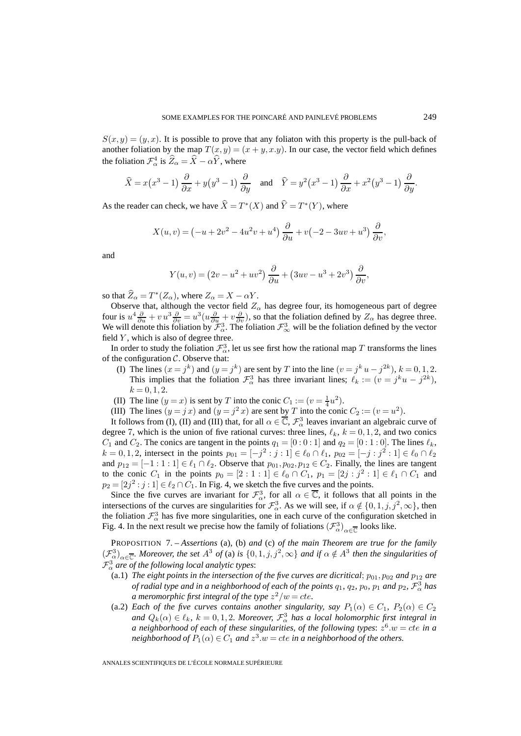$S(x,y)=(y,x)$. It is possible to prove that any foliaton with this property is the pull-back of another foliation by the map $T(x,y)=(x+y,x.y)$. In our case, the vector field which defines the foliation $\mathcal{F}^4_\alpha$ is $\widehat{Z}_\alpha=\widehat{X}-\alpha\widehat{Y}$, where

$$\widehat{X}=x\big(x^3-1\big)\,\frac{\partial}{\partial x}+y\big(y^3-1\big)\,\frac{\partial}{\partial y}\quad\text{and}\quad \widehat{Y}=y^2\big(x^3-1\big)\,\frac{\partial}{\partial x}+x^2\big(y^3-1\big)\,\frac{\partial}{\partial y}.$$

As the reader can check, we have $\widehat{X}=T^*(X)$ and $\widehat{Y}=T^*(Y)$, where

$$X(u,v)=\big(-u+2v^2-4u^2v+u^4\big)\,\frac{\partial}{\partial u}+v\big(-2-3uv+u^3\big)\,\frac{\partial}{\partial v},$$

and

$$Y(u,v)=\big(2v-u^2+uv^2\big)\,\frac{\partial}{\partial u}+\big(3uv-u^3+2v^3\big)\,\frac{\partial}{\partial v},$$

so that $\widehat{Z}_\alpha=T^*(Z_\alpha)$, where $Z_\alpha=X-\alpha Y$.

Observe that, although the vector field $Z_\alpha$ has degree four, its homogeneous part of degree four is $u^4\frac{\partial}{\partial u}+v\,u^3\frac{\partial}{\partial v}=u^3(u\frac{\partial}{\partial u}+v\frac{\partial}{\partial v})$, so that the foliation defined by $Z_\alpha$ has degree three. We will denote this foliation by $\mathcal{F}^3_\alpha$. The foliation $\mathcal{F}^3_\infty$ will be the foliation defined by the vector field $Y$, which is also of degree three.

In order to study the foliation $\mathcal{F}^3_\alpha$, let us see first how the rational map $T$ transforms the lines of the configuration $\mathcal{C}$. Observe that:

(I) The lines $(x=j^k)$ and $(y=j^k)$ are sent by $T$ into the line $(v=j^k\,u-j^{2k})$, $k=0,1,2$. This implies that the foliation $\mathcal{F}^3_\alpha$ has three invariant lines; $\ell_k:=(v=j^ku-j^{2k})$, $k=0,1,2$.

(II) The line $(y=x)$ is sent by $T$ into the conic $C_1:=(v=\frac{1}{4}u^2)$.

(III) The lines $(y=j\,x)$ and $(y=j^2\,x)$ are sent by $T$ into the conic $C_2:=(v=u^2)$.

It follows from (I), (II) and (III) that, for all $\alpha\in\overline{\mathbb{C}}$, $\mathcal{F}^3_\alpha$ leaves invariant an algebraic curve of degree 7, which is the union of five rational curves: three lines, $\ell_k$, $k=0,1,2$, and two conics $C_1$ and $C_2$. The conics are tangent in the points $q_1=[0:0:1]$ and $q_2=[0:1:0]$. The lines $\ell_k$, $k=0,1,2$, intersect in the points $p_{01}=[-j^2:j:1]\in\ell_0\cap\ell_1$, $p_{02}=[-j:j^2:1]\in\ell_0\cap\ell_2$ and $p_{12}=[-1:1:1]\in\ell_1\cap\ell_2$. Observe that $p_{01},p_{02},p_{12}\in C_2$. Finally, the lines are tangent to the conic $C_1$ in the points $p_0=[2:1:1]\in\ell_0\cap C_1$, $p_1=[2j:j^2:1]\in\ell_1\cap C_1$ and $p_2=[2j^2:j:1]\in\ell_2\cap C_1$. In Fig. 4, we sketch the five curves and the points.

Since the five curves are invariant for $\mathcal{F}^3_\alpha$, for all $\alpha\in\overline{\mathbb{C}}$, it follows that all points in the intersections of the curves are singularities for $\mathcal{F}^3_\alpha$. As we will see, if $\alpha\notin\{0,1,j,j^2,\infty\}$, then the foliation $\mathcal{F}^3_\alpha$ has five more singularities, one in each curve of the configuration sketched in Fig. 4. In the next result we precise how the family of foliations $(\mathcal{F}^3_\alpha)_{\alpha\in\overline{\mathbb{C}}}$ looks like.

PROPOSITION 7. – *Assertions* (a)*,* (b) *and* (c) *of the main Theorem are true for the family* $(\mathcal{F}^3_\alpha)_{\alpha\in\overline{\mathbb{C}}}$*. Moreover, the set* $A^3$ *of* (a) *is* $\{0,1,j,j^2,\infty\}$ *and if* $\alpha\notin A^3$ *then the singularities of* $\mathcal{F}^3_\alpha$ *are of the following local analytic types*:

(a.1) *The eight points in the intersection of the five curves are dicritical*; $p_{01},p_{02}$ *and* $p_{12}$ *are of radial type and in a neighborhood of each of the points* $q_1$*,* $q_2$*,* $p_0$*,* $p_1$ *and* $p_2$*,* $\mathcal{F}^3_\alpha$ *has a meromorphic first integral of the type* $z^2/w=cte$*.*

(a.2) *Each of the five curves contains another singularity, say* $P_1(\alpha)\in C_1$*,* $P_2(\alpha)\in C_2$ *and* $Q_k(\alpha)\in\ell_k$*,* $k=0,1,2$*. Moreover,* $\mathcal{F}^3_\alpha$ *has a local holomorphic first integral in a neighborhood of each of these singularities, of the following types*: $z^6.w=cte$ *in a neighborhood of* $P_1(\alpha)\in C_1$ *and* $z^3.w=cte$ *in a neighborhood of the others.*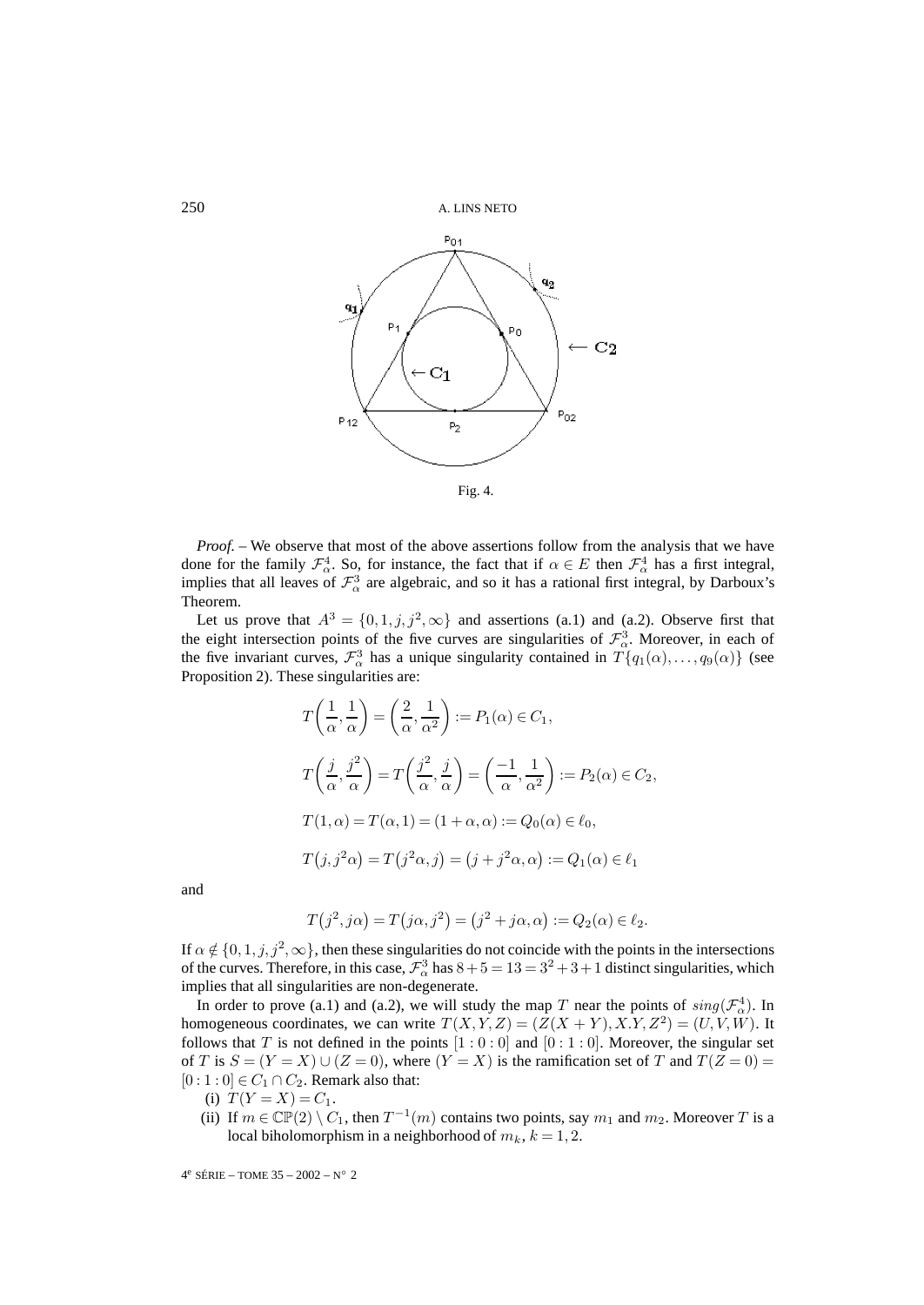Fig. 4.

*Proof.* – We observe that most of the above assertions follow from the analysis that we have done for the family $\mathcal{F}^4_\alpha$. So, for instance, the fact that if $\alpha \in E$ then $\mathcal{F}^4_\alpha$ has a first integral, implies that all leaves of $\mathcal{F}^3_\alpha$ are algebraic, and so it has a rational first integral, by Darboux's Theorem.

Let us prove that $A^3 = \{0, 1, j, j^2, \infty\}$ and assertions (a.1) and (a.2). Observe first that the eight intersection points of the five curves are singularities of $\mathcal{F}^3_\alpha$. Moreover, in each of the five invariant curves, $\mathcal{F}^3_\alpha$ has a unique singularity contained in $T\{q_1(\alpha), \ldots, q_9(\alpha)\}$ (see Proposition 2). These singularities are:

$$T\left(\frac{1}{\alpha}, \frac{1}{\alpha}\right) = \left(\frac{2}{\alpha}, \frac{1}{\alpha^2}\right) := P_1(\alpha) \in C_1,$$

$$T\left(\frac{j}{\alpha}, \frac{j^2}{\alpha}\right) = T\left(\frac{j^2}{\alpha}, \frac{j}{\alpha}\right) = \left(\frac{-1}{\alpha}, \frac{1}{\alpha^2}\right) := P_2(\alpha) \in C_2,$$

$$T(1, \alpha) = T(\alpha, 1) = (1 + \alpha, \alpha) := Q_0(\alpha) \in \ell_0,$$

$$T\big(j, j^2\alpha\big) = T\big(j^2\alpha, j\big) = \big(j + j^2\alpha, \alpha\big) := Q_1(\alpha) \in \ell_1$$

and

$$T\big(j^2, j\alpha\big) = T\big(j\alpha, j^2\big) = \big(j^2 + j\alpha, \alpha\big) := Q_2(\alpha) \in \ell_2.$$

If $\alpha \notin \{0, 1, j, j^2, \infty\}$, then these singularities do not coincide with the points in the intersections of the curves. Therefore, in this case, $\mathcal{F}^3_\alpha$ has $8 + 5 = 13 = 3^2 + 3 + 1$ distinct singularities, which implies that all singularities are non-degenerate.

In order to prove (a.1) and (a.2), we will study the map $T$ near the points of $sing(\mathcal{F}^4_\alpha)$. In homogeneous coordinates, we can write $T(X, Y, Z) = (Z(X + Y), X.Y, Z^2) = (U, V, W)$. It follows that $T$ is not defined in the points $[1 : 0 : 0]$ and $[0 : 1 : 0]$. Moreover, the singular set of $T$ is $S = (Y = X) \cup (Z = 0)$, where $(Y = X)$ is the ramification set of $T$ and $T(Z = 0) = [0 : 1 : 0] \in C_1 \cap C_2$. Remark also that:

(i) $T(Y = X) = C_1$.

(ii) If $m \in \mathbb{CP}(2) \setminus C_1$, then $T^{-1}(m)$ contains two points, say $m_1$ and $m_2$. Moreover $T$ is a local biholomorphism in a neighborhood of $m_k$, $k = 1, 2$.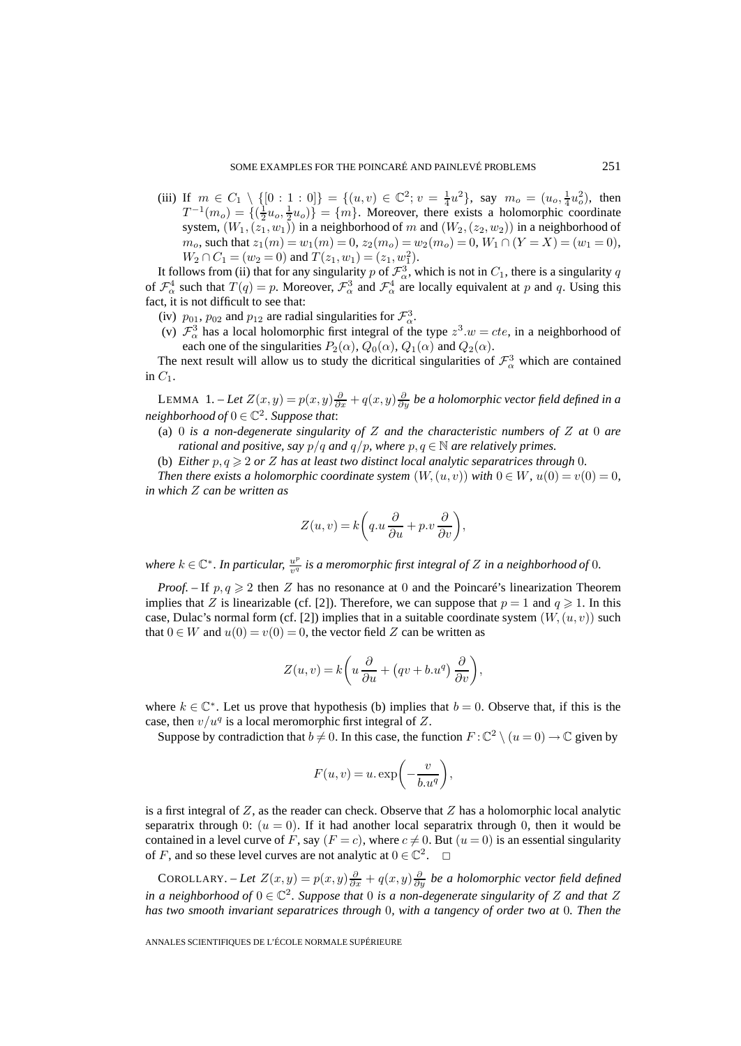(iii) If $m \in C_1 \setminus \{[0:1:0]\} = \{(u,v) \in \mathbb{C}^2;\, v = \frac{1}{4}u^2\}$, say $m_o = (u_o, \frac{1}{4}u_o^2)$, then $T^{-1}(m_o) = \{(\frac{1}{2}u_o, \frac{1}{2}u_o)\} = \{m\}$. Moreover, there exists a holomorphic coordinate system, $(W_1,(z_1,w_1))$ in a neighborhood of $m$ and $(W_2,(z_2,w_2))$ in a neighborhood of $m_o$, such that $z_1(m) = w_1(m) = 0$, $z_2(m_o) = w_2(m_o) = 0$, $W_1 \cap (Y = X) = (w_1 = 0)$, $W_2 \cap C_1 = (w_2 = 0)$ and $T(z_1,w_1) = (z_1, w_1^2)$.

It follows from (ii) that for any singularity $p$ of $\mathcal{F}_\alpha^3$, which is not in $C_1$, there is a singularity $q$ of $\mathcal{F}_\alpha^4$ such that $T(q) = p$. Moreover, $\mathcal{F}_\alpha^3$ and $\mathcal{F}_\alpha^4$ are locally equivalent at $p$ and $q$. Using this fact, it is not difficult to see that:

(iv) $p_{01}$, $p_{02}$ and $p_{12}$ are radial singularities for $\mathcal{F}_\alpha^3$.

(v) $\mathcal{F}_\alpha^3$ has a local holomorphic first integral of the type $z^3.w = cte$, in a neighborhood of each one of the singularities $P_2(\alpha)$, $Q_0(\alpha)$, $Q_1(\alpha)$ and $Q_2(\alpha)$.

The next result will allow us to study the dicritical singularities of $\mathcal{F}_\alpha^3$ which are contained in $C_1$.

LEMMA 1. – *Let $Z(x,y) = p(x,y)\frac{\partial}{\partial x} + q(x,y)\frac{\partial}{\partial y}$ be a holomorphic vector field defined in a neighborhood of $0 \in \mathbb{C}^2$. Suppose that*:

(a) *$0$ is a non-degenerate singularity of $Z$ and the characteristic numbers of $Z$ at $0$ are rational and positive, say $p/q$ and $q/p$, where $p,q \in \mathbb{N}$ are relatively primes.*

(b) *Either $p,q \geqslant 2$ or $Z$ has at least two distinct local analytic separatrices through $0$.*

*Then there exists a holomorphic coordinate system $(W,(u,v))$ with $0 \in W$, $u(0) = v(0) = 0$, in which $Z$ can be written as*

$$Z(u,v) = k\left(q.u\frac{\partial}{\partial u} + p.v\frac{\partial}{\partial v}\right),$$

*where $k \in \mathbb{C}^*$. In particular, $\frac{u^p}{v^q}$ is a meromorphic first integral of $Z$ in a neighborhood of $0$.*

*Proof.* – If $p,q \geqslant 2$ then $Z$ has no resonance at $0$ and the Poincaré's linearization Theorem implies that $Z$ is linearizable (cf. [2]). Therefore, we can suppose that $p = 1$ and $q \geqslant 1$. In this case, Dulac's normal form (cf. [2]) implies that in a suitable coordinate system $(W,(u,v))$ such that $0 \in W$ and $u(0) = v(0) = 0$, the vector field $Z$ can be written as

$$Z(u,v) = k\left(u\frac{\partial}{\partial u} + \left(qv + b.u^q\right)\frac{\partial}{\partial v}\right),$$

where $k \in \mathbb{C}^*$. Let us prove that hypothesis (b) implies that $b = 0$. Observe that, if this is the case, then $v/u^q$ is a local meromorphic first integral of $Z$.

Suppose by contradiction that $b \neq 0$. In this case, the function $F : \mathbb{C}^2 \setminus (u = 0) \to \mathbb{C}$ given by

$$F(u,v) = u.\exp\left(-\frac{v}{b.u^q}\right),$$

is a first integral of $Z$, as the reader can check. Observe that $Z$ has a holomorphic local analytic separatrix through 0: $(u = 0)$. If it had another local separatrix through 0, then it would be contained in a level curve of $F$, say $(F = c)$, where $c \neq 0$. But $(u = 0)$ is an essential singularity of $F$, and so these level curves are not analytic at $0 \in \mathbb{C}^2$. $\square$

COROLLARY. – *Let $Z(x,y) = p(x,y)\frac{\partial}{\partial x} + q(x,y)\frac{\partial}{\partial y}$ be a holomorphic vector field defined in a neighborhood of $0 \in \mathbb{C}^2$. Suppose that $0$ is a non-degenerate singularity of $Z$ and that $Z$ has two smooth invariant separatrices through $0$, with a tangency of order two at $0$. Then the*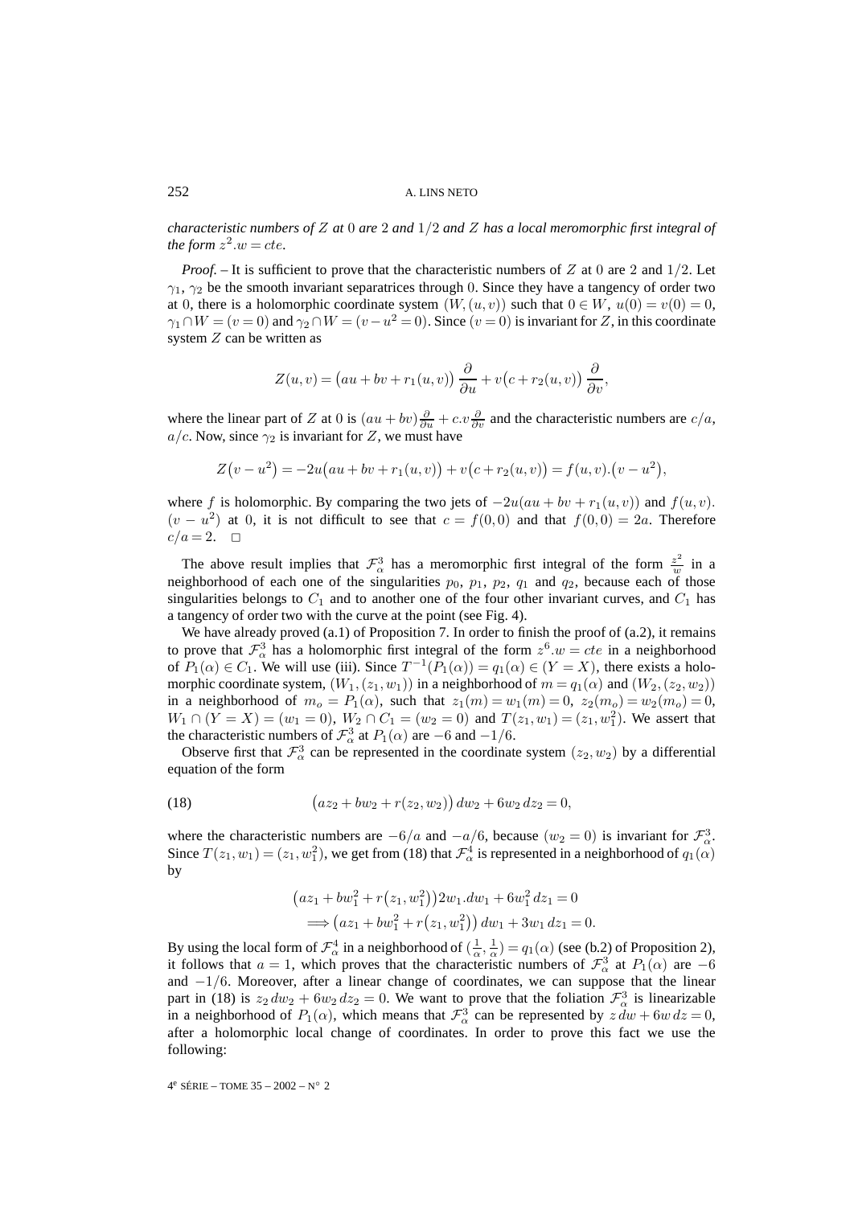*characteristic numbers of $Z$ at $0$ are $2$ and $1/2$ and $Z$ has a local meromorphic first integral of the form $z^2.w = cte$.*

*Proof.* – It is sufficient to prove that the characteristic numbers of $Z$ at $0$ are $2$ and $1/2$. Let $\gamma_1$, $\gamma_2$ be the smooth invariant separatrices through $0$. Since they have a tangency of order two at $0$, there is a holomorphic coordinate system $(W,(u,v))$ such that $0 \in W$, $u(0) = v(0) = 0$, $\gamma_1 \cap W = (v = 0)$ and $\gamma_2 \cap W = (v - u^2 = 0)$. Since $(v = 0)$ is invariant for $Z$, in this coordinate system $Z$ can be written as

$$Z(u,v) = \big(au + bv + r_1(u,v)\big)\,\frac{\partial}{\partial u} + v\big(c + r_2(u,v)\big)\,\frac{\partial}{\partial v},$$

where the linear part of $Z$ at $0$ is $(au+bv)\frac{\partial}{\partial u} + c.v\frac{\partial}{\partial v}$ and the characteristic numbers are $c/a$, $a/c$. Now, since $\gamma_2$ is invariant for $Z$, we must have

$$Z\big(v - u^2\big) = -2u\big(au + bv + r_1(u,v)\big) + v\big(c + r_2(u,v)\big) = f(u,v).\big(v - u^2\big),$$

where $f$ is holomorphic. By comparing the two jets of $-2u(au + bv + r_1(u,v))$ and $f(u,v).(v - u^2)$ at $0$, it is not difficult to see that $c = f(0,0)$ and that $f(0,0) = 2a$. Therefore $c/a = 2$. $\square$

The above result implies that $\mathcal{F}^3_\alpha$ has a meromorphic first integral of the form $\frac{z^2}{w}$ in a neighborhood of each one of the singularities $p_0$, $p_1$, $p_2$, $q_1$ and $q_2$, because each of those singularities belongs to $C_1$ and to another one of the four other invariant curves, and $C_1$ has a tangency of order two with the curve at the point (see Fig. 4).

We have already proved (a.1) of Proposition 7. In order to finish the proof of (a.2), it remains to prove that $\mathcal{F}^3_\alpha$ has a holomorphic first integral of the form $z^6.w = cte$ in a neighborhood of $P_1(\alpha) \in C_1$. We will use (iii). Since $T^{-1}(P_1(\alpha)) = q_1(\alpha) \in (Y = X)$, there exists a holomorphic coordinate system, $(W_1,(z_1,w_1))$ in a neighborhood of $m = q_1(\alpha)$ and $(W_2,(z_2,w_2))$ in a neighborhood of $m_o = P_1(\alpha)$, such that $z_1(m) = w_1(m) = 0$, $z_2(m_o) = w_2(m_o) = 0$, $W_1 \cap (Y = X) = (w_1 = 0)$, $W_2 \cap C_1 = (w_2 = 0)$ and $T(z_1,w_1) = (z_1,w_1^2)$. We assert that the characteristic numbers of $\mathcal{F}^3_\alpha$ at $P_1(\alpha)$ are $-6$ and $-1/6$.

Observe first that $\mathcal{F}^3_\alpha$ can be represented in the coordinate system $(z_2,w_2)$ by a differential equation of the form

$$\big(az_2 + bw_2 + r(z_2,w_2)\big)\,dw_2 + 6w_2\,dz_2 = 0, \tag{18}$$

where the characteristic numbers are $-6/a$ and $-a/6$, because $(w_2 = 0)$ is invariant for $\mathcal{F}^3_\alpha$. Since $T(z_1,w_1) = (z_1,w_1^2)$, we get from (18) that $\mathcal{F}^4_\alpha$ is represented in a neighborhood of $q_1(\alpha)$ by

$$\begin{aligned}
&\big(az_1 + bw_1^2 + r\big(z_1,w_1^2\big)\big)2w_1.dw_1 + 6w_1^2\,dz_1 = 0\\
&\quad\Longrightarrow \big(az_1 + bw_1^2 + r\big(z_1,w_1^2\big)\big)\,dw_1 + 3w_1\,dz_1 = 0.
\end{aligned}$$

By using the local form of $\mathcal{F}^4_\alpha$ in a neighborhood of $(\frac{1}{\alpha},\frac{1}{\alpha}) = q_1(\alpha)$ (see (b.2) of Proposition 2), it follows that $a = 1$, which proves that the characteristic numbers of $\mathcal{F}^3_\alpha$ at $P_1(\alpha)$ are $-6$ and $-1/6$. Moreover, after a linear change of coordinates, we can suppose that the linear part in (18) is $z_2\,dw_2 + 6w_2\,dz_2 = 0$. We want to prove that the foliation $\mathcal{F}^3_\alpha$ is linearizable in a neighborhood of $P_1(\alpha)$, which means that $\mathcal{F}^3_\alpha$ can be represented by $z\,dw + 6w\,dz = 0$, after a holomorphic local change of coordinates. In order to prove this fact we use the following: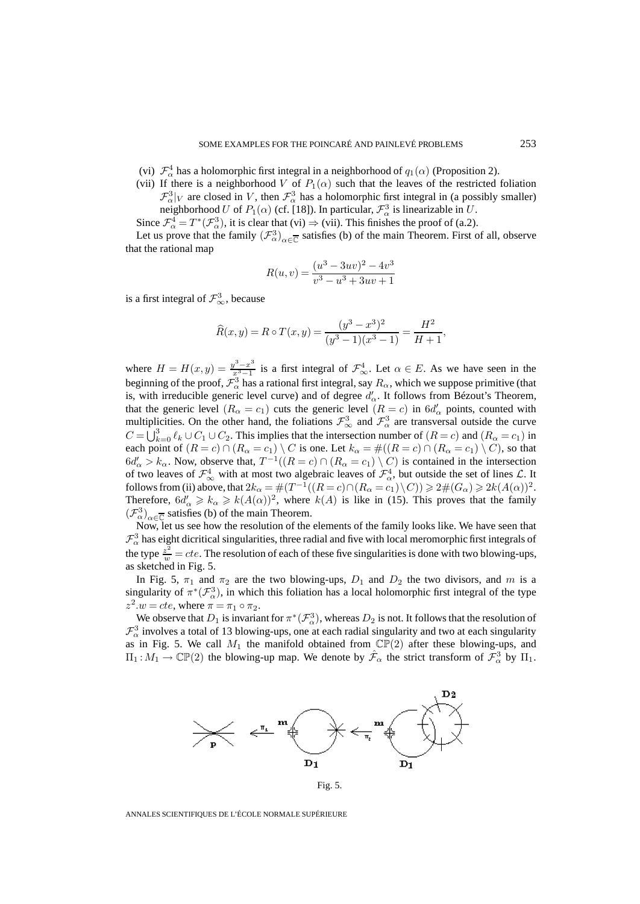(vi) $\mathcal{F}_\alpha^4$ has a holomorphic first integral in a neighborhood of $q_1(\alpha)$ (Proposition 2).

(vii) If there is a neighborhood $V$ of $P_1(\alpha)$ such that the leaves of the restricted foliation $\mathcal{F}_\alpha^3|_V$ are closed in $V$, then $\mathcal{F}_\alpha^3$ has a holomorphic first integral in (a possibly smaller) neighborhood $U$ of $P_1(\alpha)$ (cf. [18]). In particular, $\mathcal{F}_\alpha^3$ is linearizable in $U$.

Since $\mathcal{F}_\alpha^4 = T^*(\mathcal{F}_\alpha^3)$, it is clear that (vi) $\Rightarrow$ (vii). This finishes the proof of (a.2).

Let us prove that the family $(\mathcal{F}_\alpha^3)_{\alpha\in\overline{\mathbb{C}}}$ satisfies (b) of the main Theorem. First of all, observe that the rational map

$$R(u,v) = \frac{(u^3-3uv)^2 - 4v^3}{v^3-u^3+3uv+1}$$

is a first integral of $\mathcal{F}_\infty^3$, because

$$\widehat{R}(x,y) = R\circ T(x,y) = \frac{(y^3-x^3)^2}{(y^3-1)(x^3-1)} = \frac{H^2}{H+1},$$

where $H = H(x,y) = \frac{y^3-x^3}{x^3-1}$ is a first integral of $\mathcal{F}_\infty^4$. Let $\alpha \in E$. As we have seen in the beginning of the proof, $\mathcal{F}_\alpha^3$ has a rational first integral, say $R_\alpha$, which we suppose primitive (that is, with irreducible generic level curve) and of degree $d'_\alpha$. It follows from Bézout's Theorem, that the generic level $(R_\alpha = c_1)$ cuts the generic level $(R = c)$ in $6d'_\alpha$ points, counted with multiplicities. On the other hand, the foliations $\mathcal{F}_\infty^3$ and $\mathcal{F}_\alpha^3$ are transversal outside the curve $C = \bigcup_{k=0}^3 \ell_k \cup C_1 \cup C_2$. This implies that the intersection number of $(R=c)$ and $(R_\alpha = c_1)$ in each point of $(R=c)\cap(R_\alpha=c_1)\setminus C$ is one. Let $k_\alpha = \#((R=c)\cap(R_\alpha=c_1)\setminus C)$, so that $6d'_\alpha > k_\alpha$. Now, observe that, $T^{-1}((R=c)\cap(R_\alpha=c_1)\setminus C)$ is contained in the intersection of two leaves of $\mathcal{F}_\infty^4$ with at most two algebraic leaves of $\mathcal{F}_\alpha^4$, but outside the set of lines $\mathcal{L}$. It follows from (ii) above, that $2k_\alpha = \#(T^{-1}((R=c)\cap(R_\alpha=c_1)\setminus C)) \geqslant 2\#(G_\alpha) \geqslant 2k(A(\alpha))^2$. Therefore, $6d'_\alpha \geqslant k_\alpha \geqslant k(A(\alpha))^2$, where $k(A)$ is like in (15). This proves that the family $(\mathcal{F}_\alpha^3)_{\alpha\in\overline{\mathbb{C}}}$ satisfies (b) of the main Theorem.

Now, let us see how the resolution of the elements of the family looks like. We have seen that $\mathcal{F}_\alpha^3$ has eight dicritical singularities, three radial and five with local meromorphic first integrals of the type $\frac{z^2}{w} = cte$. The resolution of each of these five singularities is done with two blowing-ups, as sketched in Fig. 5.

In Fig. 5, $\pi_1$ and $\pi_2$ are the two blowing-ups, $D_1$ and $D_2$ the two divisors, and $m$ is a singularity of $\pi^*(\mathcal{F}_\alpha^3)$, in which this foliation has a local holomorphic first integral of the type $z^2.w = cte$, where $\pi = \pi_1\circ\pi_2$.

We observe that $D_1$ is invariant for $\pi^*(\mathcal{F}_\alpha^3)$, whereas $D_2$ is not. It follows that the resolution of $\mathcal{F}_\alpha^3$ involves a total of 13 blowing-ups, one at each radial singularity and two at each singularity as in Fig. 5. We call $M_1$ the manifold obtained from $\mathbb{CP}(2)$ after these blowing-ups, and $\Pi_1 : M_1 \to \mathbb{CP}(2)$ the blowing-up map. We denote by $\hat{\mathcal{F}}_\alpha$ the strict transform of $\mathcal{F}_\alpha^3$ by $\Pi_1$.

Fig. 5.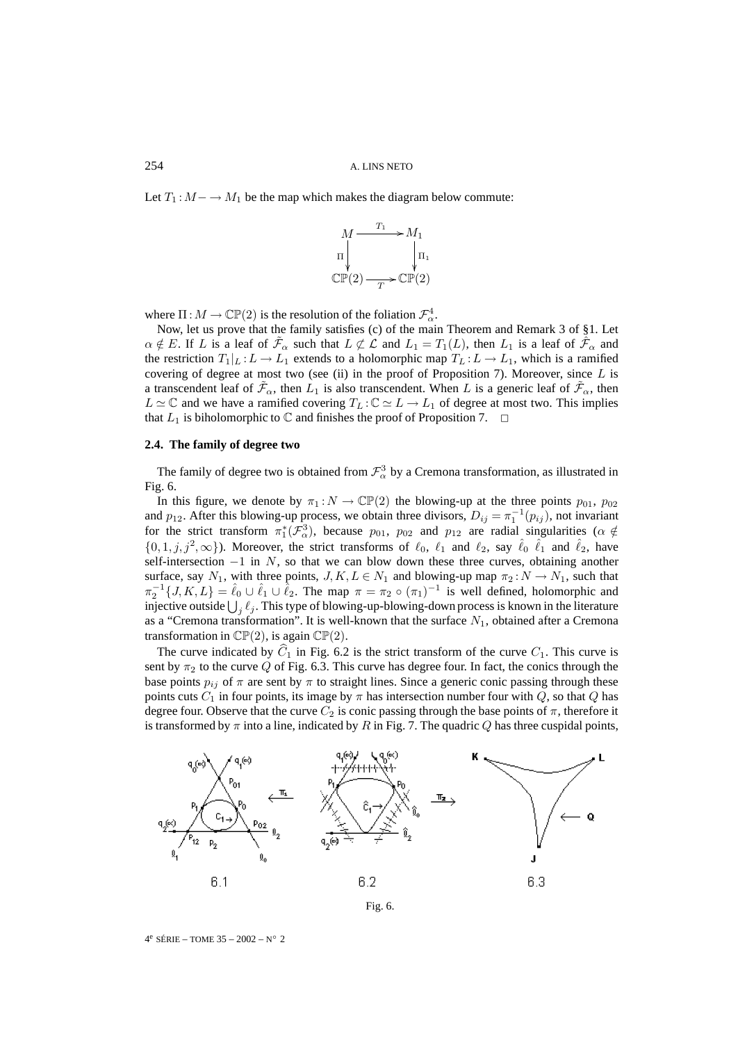Let $T_1 : M - \to M_1$ be the map which makes the diagram below commute:

$$\begin{array}{ccc} M & \xrightarrow{T_1} & M_1 \\ \Pi \downarrow & & \downarrow \Pi_1 \\ \mathbb{CP}(2) & \xrightarrow{T} & \mathbb{CP}(2) \end{array}$$

where $\Pi : M \to \mathbb{CP}(2)$ is the resolution of the foliation $\mathcal{F}^4_\alpha$.

Now, let us prove that the family satisfies (c) of the main Theorem and Remark 3 of §1. Let $\alpha \notin E$. If $L$ is a leaf of $\tilde{\mathcal{F}}_\alpha$ such that $L \not\subset \mathcal{L}$ and $L_1 = T_1(L)$, then $L_1$ is a leaf of $\hat{\mathcal{F}}_\alpha$ and the restriction $T_1|_L : L \to L_1$ extends to a holomorphic map $T_L : L \to L_1$, which is a ramified covering of degree at most two (see (ii) in the proof of Proposition 7). Moreover, since $L$ is a transcendent leaf of $\tilde{\mathcal{F}}_\alpha$, then $L_1$ is also transcendent. When $L$ is a generic leaf of $\tilde{\mathcal{F}}_\alpha$, then $L \simeq \mathbb{C}$ and we have a ramified covering $T_L : \mathbb{C} \simeq L \to L_1$ of degree at most two. This implies that $L_1$ is biholomorphic to $\mathbb{C}$ and finishes the proof of Proposition 7. $\square$

### 2.4. The family of degree two

The family of degree two is obtained from $\mathcal{F}^3_\alpha$ by a Cremona transformation, as illustrated in Fig. 6.

In this figure, we denote by $\pi_1 : N \to \mathbb{CP}(2)$ the blowing-up at the three points $p_{01}$, $p_{02}$ and $p_{12}$. After this blowing-up process, we obtain three divisors, $D_{ij} = \pi_1^{-1}(p_{ij})$, not invariant for the strict transform $\pi_1^*(\mathcal{F}^3_\alpha)$, because $p_{01}$, $p_{02}$ and $p_{12}$ are radial singularities ($\alpha \notin \{0, 1, j, j^2, \infty\}$). Moreover, the strict transforms of $\ell_0$, $\ell_1$ and $\ell_2$, say $\hat{\ell}_0$ $\hat{\ell}_1$ and $\hat{\ell}_2$, have self-intersection $-1$ in $N$, so that we can blow down these three curves, obtaining another surface, say $N_1$, with three points, $J, K, L \in N_1$ and blowing-up map $\pi_2 : N \to N_1$, such that $\pi_2^{-1}\{J, K, L\} = \hat{\ell}_0 \cup \hat{\ell}_1 \cup \hat{\ell}_2$. The map $\pi = \pi_2 \circ (\pi_1)^{-1}$ is well defined, holomorphic and injective outside $\bigcup_j \ell_j$. This type of blowing-up-blowing-down process is known in the literature as a "Cremona transformation". It is well-known that the surface $N_1$, obtained after a Cremona transformation in $\mathbb{CP}(2)$, is again $\mathbb{CP}(2)$.

The curve indicated by $\widehat{C}_1$ in Fig. 6.2 is the strict transform of the curve $C_1$. This curve is sent by $\pi_2$ to the curve $Q$ of Fig. 6.3. This curve has degree four. In fact, the conics through the base points $p_{ij}$ of $\pi$ are sent by $\pi$ to straight lines. Since a generic conic passing through these points cuts $C_1$ in four points, its image by $\pi$ has intersection number four with $Q$, so that $Q$ has degree four. Observe that the curve $C_2$ is conic passing through the base points of $\pi$, therefore it is transformed by $\pi$ into a line, indicated by $R$ in Fig. 7. The quadric $Q$ has three cuspidal points,

6.1 6.2 6.3

Fig. 6.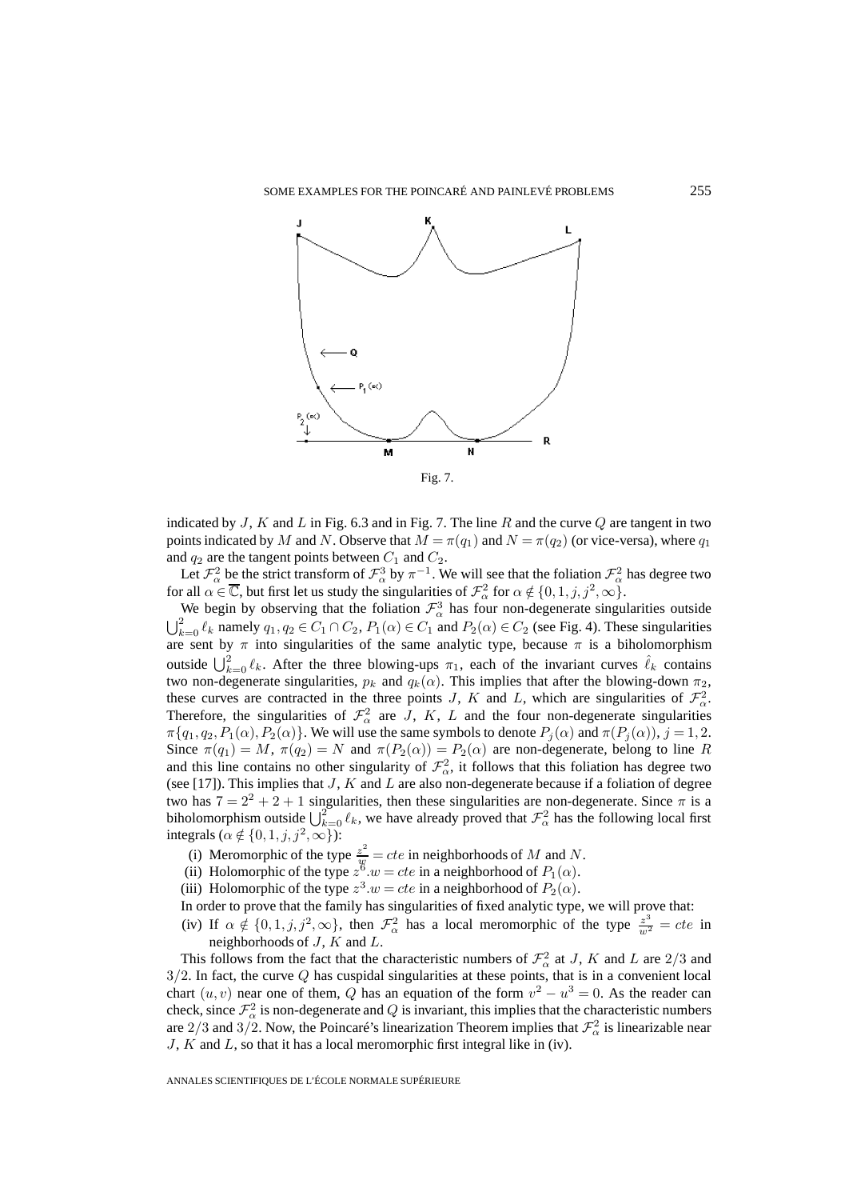Fig. 7.

indicated by $J$, $K$ and $L$ in Fig. 6.3 and in Fig. 7. The line $R$ and the curve $Q$ are tangent in two points indicated by $M$ and $N$. Observe that $M = \pi(q_1)$ and $N = \pi(q_2)$ (or vice-versa), where $q_1$ and $q_2$ are the tangent points between $C_1$ and $C_2$.

Let $\mathcal{F}_\alpha^2$ be the strict transform of $\mathcal{F}_\alpha^3$ by $\pi^{-1}$. We will see that the foliation $\mathcal{F}_\alpha^2$ has degree two for all $\alpha \in \overline{\mathbb{C}}$, but first let us study the singularities of $\mathcal{F}_\alpha^2$ for $\alpha \notin \{0, 1, j, j^2, \infty\}$.

We begin by observing that the foliation $\mathcal{F}_\alpha^3$ has four non-degenerate singularities outside $\bigcup_{k=0}^2 \ell_k$ namely $q_1, q_2 \in C_1 \cap C_2$, $P_1(\alpha) \in C_1$ and $P_2(\alpha) \in C_2$ (see Fig. 4). These singularities are sent by $\pi$ into singularities of the same analytic type, because $\pi$ is a biholomorphism outside $\bigcup_{k=0}^2 \ell_k$. After the three blowing-ups $\pi_1$, each of the invariant curves $\hat{\ell}_k$ contains two non-degenerate singularities, $p_k$ and $q_k(\alpha)$. This implies that after the blowing-down $\pi_2$, these curves are contracted in the three points $J$, $K$ and $L$, which are singularities of $\mathcal{F}_\alpha^2$. Therefore, the singularities of $\mathcal{F}_\alpha^2$ are $J$, $K$, $L$ and the four non-degenerate singularities $\pi\{q_1, q_2, P_1(\alpha), P_2(\alpha)\}$. We will use the same symbols to denote $P_j(\alpha)$ and $\pi(P_j(\alpha))$, $j = 1, 2$. Since $\pi(q_1) = M$, $\pi(q_2) = N$ and $\pi(P_2(\alpha)) = P_2(\alpha)$ are non-degenerate, belong to line $R$ and this line contains no other singularity of $\mathcal{F}_\alpha^2$, it follows that this foliation has degree two (see [17]). This implies that $J$, $K$ and $L$ are also non-degenerate because if a foliation of degree two has $7 = 2^2 + 2 + 1$ singularities, then these singularities are non-degenerate. Since $\pi$ is a biholomorphism outside $\bigcup_{k=0}^2 \ell_k$, we have already proved that $\mathcal{F}_\alpha^2$ has the following local first integrals ($\alpha \notin \{0, 1, j, j^2, \infty\}$):

(i) Meromorphic of the type $\frac{z^2}{w} = cte$ in neighborhoods of $M$ and $N$.

(ii) Holomorphic of the type $z^6.w = cte$ in a neighborhood of $P_1(\alpha)$.

(iii) Holomorphic of the type $z^3.w = cte$ in a neighborhood of $P_2(\alpha)$.

In order to prove that the family has singularities of fixed analytic type, we will prove that:

(iv) If $\alpha \notin \{0, 1, j, j^2, \infty\}$, then $\mathcal{F}_\alpha^2$ has a local meromorphic of the type $\frac{z^3}{w^2} = cte$ in neighborhoods of $J$, $K$ and $L$.

This follows from the fact that the characteristic numbers of $\mathcal{F}_\alpha^2$ at $J$, $K$ and $L$ are $2/3$ and $3/2$. In fact, the curve $Q$ has cuspidal singularities at these points, that is in a convenient local chart $(u, v)$ near one of them, $Q$ has an equation of the form $v^2 - u^3 = 0$. As the reader can check, since $\mathcal{F}_\alpha^2$ is non-degenerate and $Q$ is invariant, this implies that the characteristic numbers are $2/3$ and $3/2$. Now, the Poincaré's linearization Theorem implies that $\mathcal{F}_\alpha^2$ is linearizable near $J$, $K$ and $L$, so that it has a local meromorphic first integral like in (iv).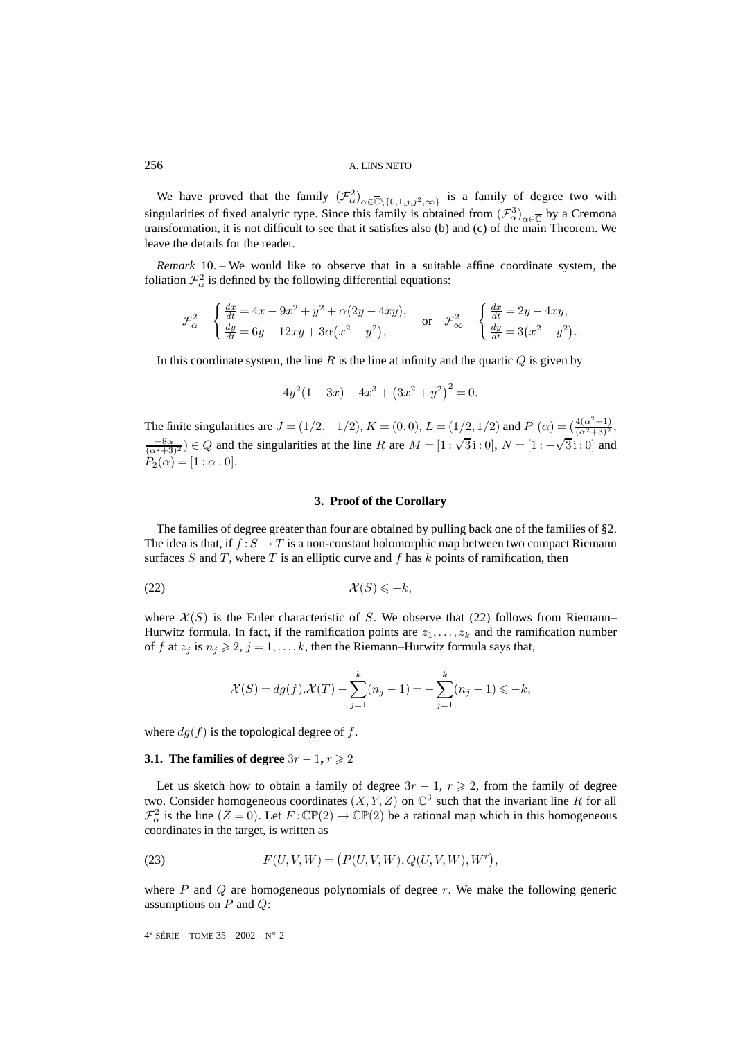We have proved that the family $(\mathcal{F}^2_\alpha)_{\alpha\in\overline{\mathbb{C}}\setminus\{0,1,j,j^2,\infty\}}$ is a family of degree two with singularities of fixed analytic type. Since this family is obtained from $(\mathcal{F}^3_\alpha)_{\alpha\in\overline{\mathbb{C}}}$ by a Cremona transformation, it is not difficult to see that it satisfies also (b) and (c) of the main Theorem. We leave the details for the reader.

*Remark* 10. – We would like to observe that in a suitable affine coordinate system, the foliation $\mathcal{F}^2_\alpha$ is defined by the following differential equations:

$$\mathcal{F}^2_\alpha \quad \begin{cases} \frac{dx}{dt} = 4x - 9x^2 + y^2 + \alpha(2y - 4xy), \\ \frac{dy}{dt} = 6y - 12xy + 3\alpha\big(x^2 - y^2\big), \end{cases} \quad \text{or} \quad \mathcal{F}^2_\infty \quad \begin{cases} \frac{dx}{dt} = 2y - 4xy, \\ \frac{dy}{dt} = 3\big(x^2 - y^2\big). \end{cases}$$

In this coordinate system, the line $R$ is the line at infinity and the quartic $Q$ is given by

$$4y^2(1-3x) - 4x^3 + \big(3x^2 + y^2\big)^2 = 0.$$

The finite singularities are $J = (1/2, -1/2)$, $K = (0,0)$, $L = (1/2, 1/2)$ and $P_1(\alpha) = \big(\frac{4(\alpha^2+1)}{(\alpha^2+3)^2}, \frac{-8\alpha}{(\alpha^2+3)^2}\big) \in Q$ and the singularities at the line $R$ are $M = [1 : \sqrt{3}\,\mathrm{i} : 0]$, $N = [1 : -\sqrt{3}\,\mathrm{i} : 0]$ and $P_2(\alpha) = [1 : \alpha : 0]$.

## 3. Proof of the Corollary

The families of degree greater than four are obtained by pulling back one of the families of §2. The idea is that, if $f : S \to T$ is a non-constant holomorphic map between two compact Riemann surfaces $S$ and $T$, where $T$ is an elliptic curve and $f$ has $k$ points of ramification, then

$$\mathcal{X}(S) \leqslant -k, \tag{22}$$

where $\mathcal{X}(S)$ is the Euler characteristic of $S$. We observe that (22) follows from Riemann–Hurwitz formula. In fact, if the ramification points are $z_1, \ldots, z_k$ and the ramification number of $f$ at $z_j$ is $n_j \geqslant 2$, $j = 1, \ldots, k$, then the Riemann–Hurwitz formula says that,

$$\mathcal{X}(S) = dg(f).\mathcal{X}(T) - \sum_{j=1}^{k}(n_j - 1) = -\sum_{j=1}^{k}(n_j - 1) \leqslant -k,$$

where $dg(f)$ is the topological degree of $f$.

### 3.1. The families of degree $3r - 1$, $r \geqslant 2$

Let us sketch how to obtain a family of degree $3r - 1$, $r \geqslant 2$, from the family of degree two. Consider homogeneous coordinates $(X, Y, Z)$ on $\mathbb{C}^3$ such that the invariant line $R$ for all $\mathcal{F}^2_\alpha$ is the line $(Z = 0)$. Let $F : \mathbb{CP}(2) \to \mathbb{CP}(2)$ be a rational map which in this homogeneous coordinates in the target, is written as

$$F(U, V, W) = \big(P(U, V, W), Q(U, V, W), W^r\big), \tag{23}$$

where $P$ and $Q$ are homogeneous polynomials of degree $r$. We make the following generic assumptions on $P$ and $Q$: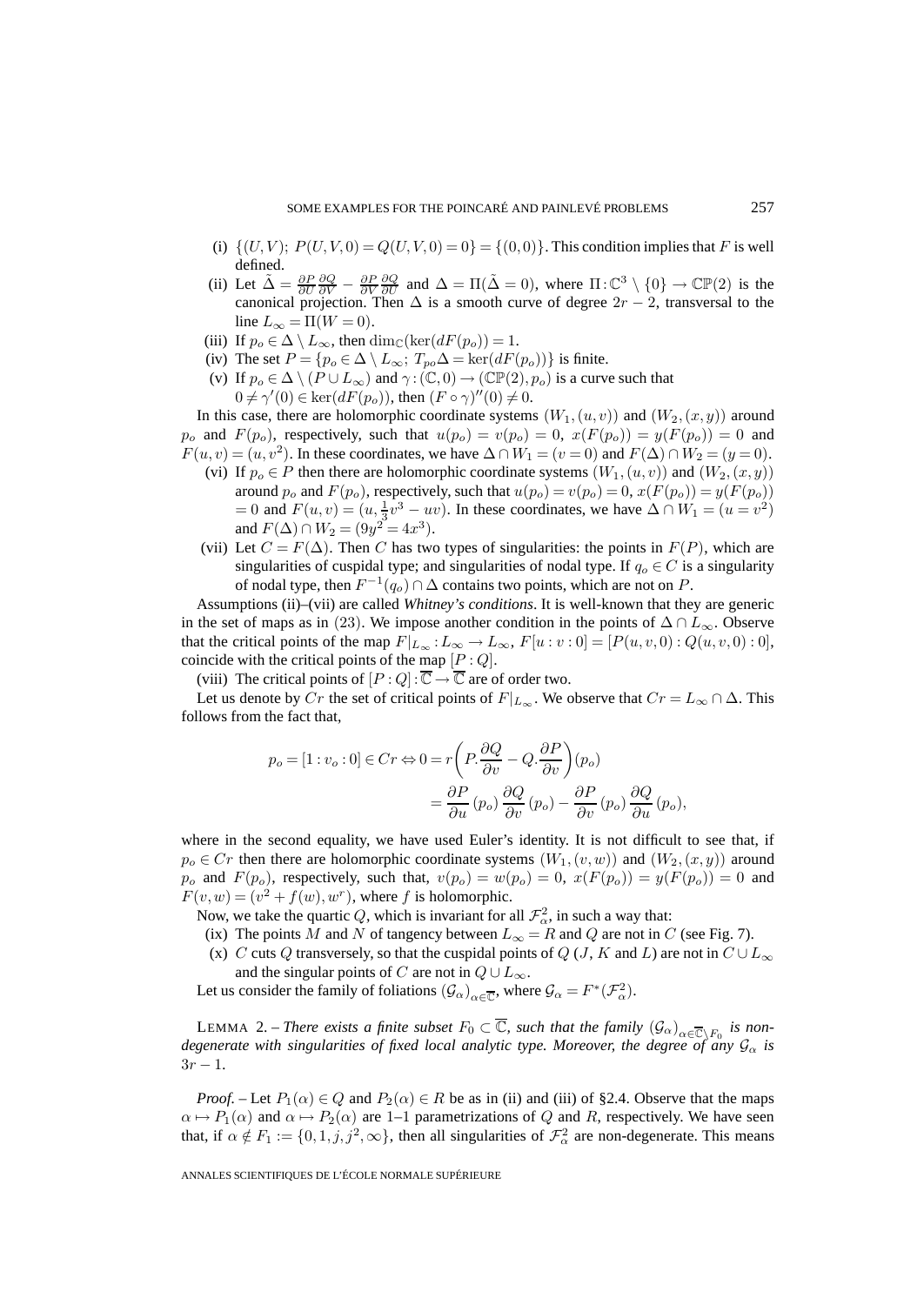(i) $\{(U,V);\ P(U,V,0)=Q(U,V,0)=0\}=\{(0,0)\}$. This condition implies that $F$ is well defined.

(ii) Let $\tilde{\Delta}=\frac{\partial P}{\partial U}\frac{\partial Q}{\partial V}-\frac{\partial P}{\partial V}\frac{\partial Q}{\partial U}$ and $\Delta=\Pi(\tilde{\Delta}=0)$, where $\Pi:\mathbb{C}^3\setminus\{0\}\to\mathbb{CP}(2)$ is the canonical projection. Then $\Delta$ is a smooth curve of degree $2r-2$, transversal to the line $L_\infty=\Pi(W=0)$.

(iii) If $p_o\in\Delta\setminus L_\infty$, then $\dim_{\mathbb{C}}(\ker(dF(p_o)))=1$.

(iv) The set $P=\{p_o\in\Delta\setminus L_\infty;\ T_{p_o}\Delta=\ker(dF(p_o))\}$ is finite.

(v) If $p_o\in\Delta\setminus(P\cup L_\infty)$ and $\gamma:(\mathbb{C},0)\to(\mathbb{CP}(2),p_o)$ is a curve such that $0\neq\gamma'(0)\in\ker(dF(p_o))$, then $(F\circ\gamma)''(0)\neq 0$.

In this case, there are holomorphic coordinate systems $(W_1,(u,v))$ and $(W_2,(x,y))$ around $p_o$ and $F(p_o)$, respectively, such that $u(p_o)=v(p_o)=0$, $x(F(p_o))=y(F(p_o))=0$ and $F(u,v)=(u,v^2)$. In these coordinates, we have $\Delta\cap W_1=(v=0)$ and $F(\Delta)\cap W_2=(y=0)$.

(vi) If $p_o\in P$ then there are holomorphic coordinate systems $(W_1,(u,v))$ and $(W_2,(x,y))$ around $p_o$ and $F(p_o)$, respectively, such that $u(p_o)=v(p_o)=0$, $x(F(p_o))=y(F(p_o))=0$ and $F(u,v)=(u,\frac{1}{3}v^3-uv)$. In these coordinates, we have $\Delta\cap W_1=(u=v^2)$ and $F(\Delta)\cap W_2=(9y^2=4x^3)$.

(vii) Let $C=F(\Delta)$. Then $C$ has two types of singularities: the points in $F(P)$, which are singularities of cuspidal type; and singularities of nodal type. If $q_o\in C$ is a singularity of nodal type, then $F^{-1}(q_o)\cap\Delta$ contains two points, which are not on $P$.

Assumptions (ii)–(vii) are called *Whitney's conditions*. It is well-known that they are generic in the set of maps as in (23). We impose another condition in the points of $\Delta\cap L_\infty$. Observe that the critical points of the map $F|_{L_\infty}:L_\infty\to L_\infty$, $F[u:v:0]=[P(u,v,0):Q(u,v,0):0]$, coincide with the critical points of the map $[P:Q]$.

(viii) The critical points of $[P:Q]:\overline{\mathbb{C}}\to\overline{\mathbb{C}}$ are of order two.

Let us denote by $Cr$ the set of critical points of $F|_{L_\infty}$. We observe that $Cr=L_\infty\cap\Delta$. This follows from the fact that,

$$
\begin{aligned}
p_o=[1:v_o:0]\in Cr \Leftrightarrow 0&=r\left(P.\frac{\partial Q}{\partial v}-Q.\frac{\partial P}{\partial v}\right)(p_o)\\
&=\frac{\partial P}{\partial u}(p_o)\,\frac{\partial Q}{\partial v}(p_o)-\frac{\partial P}{\partial v}(p_o)\,\frac{\partial Q}{\partial u}(p_o),
\end{aligned}
$$

where in the second equality, we have used Euler's identity. It is not difficult to see that, if $p_o\in Cr$ then there are holomorphic coordinate systems $(W_1,(v,w))$ and $(W_2,(x,y))$ around $p_o$ and $F(p_o)$, respectively, such that, $v(p_o)=w(p_o)=0$, $x(F(p_o))=y(F(p_o))=0$ and $F(v,w)=(v^2+f(w),w^r)$, where $f$ is holomorphic.

Now, we take the quartic $Q$, which is invariant for all $\mathcal{F}^2_\alpha$, in such a way that:

(ix) The points $M$ and $N$ of tangency between $L_\infty=R$ and $Q$ are not in $C$ (see Fig. 7).

(x) $C$ cuts $Q$ transversely, so that the cuspidal points of $Q$ ($J$, $K$ and $L$) are not in $C\cup L_\infty$ and the singular points of $C$ are not in $Q\cup L_\infty$.

Let us consider the family of foliations $(\mathcal{G}_\alpha)_{\alpha\in\overline{\mathbb{C}}}$, where $\mathcal{G}_\alpha=F^*(\mathcal{F}^2_\alpha)$.

LEMMA 2. – *There exists a finite subset $F_0\subset\overline{\mathbb{C}}$, such that the family $(\mathcal{G}_\alpha)_{\alpha\in\overline{\mathbb{C}}\setminus F_0}$ is non-degenerate with singularities of fixed local analytic type. Moreover, the degree of any $\mathcal{G}_\alpha$ is $3r-1$.*

*Proof.* – Let $P_1(\alpha)\in Q$ and $P_2(\alpha)\in R$ be as in (ii) and (iii) of §2.4. Observe that the maps $\alpha\mapsto P_1(\alpha)$ and $\alpha\mapsto P_2(\alpha)$ are 1–1 parametrizations of $Q$ and $R$, respectively. We have seen that, if $\alpha\notin F_1:=\{0,1,j,j^2,\infty\}$, then all singularities of $\mathcal{F}^2_\alpha$ are non-degenerate. This means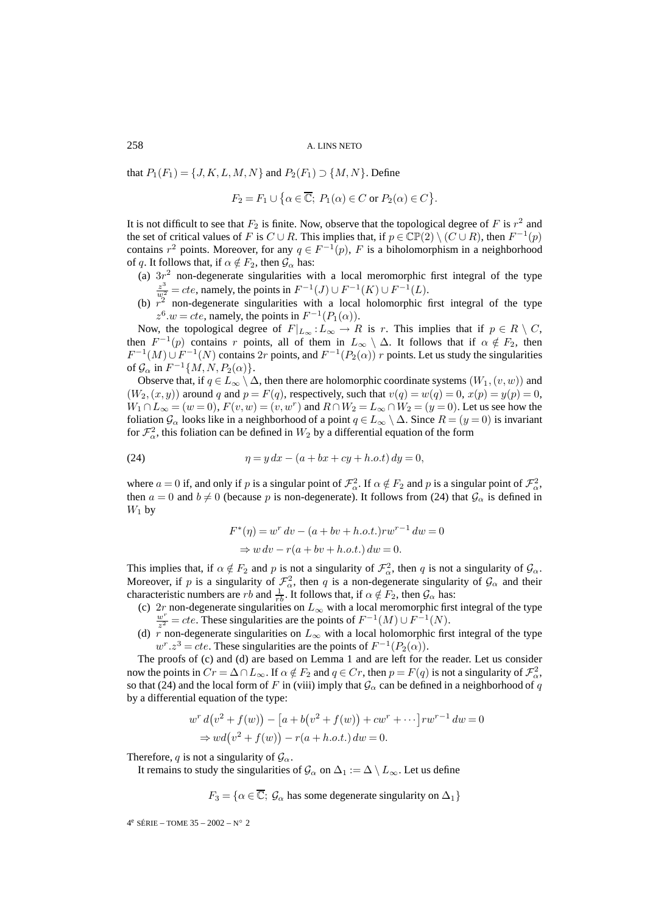that $P_1(F_1) = \{J, K, L, M, N\}$ and $P_2(F_1) \supset \{M, N\}$. Define

$$F_2 = F_1 \cup \{\alpha \in \overline{\mathbb{C}};\ P_1(\alpha) \in C \text{ or } P_2(\alpha) \in C\}.$$

It is not difficult to see that $F_2$ is finite. Now, observe that the topological degree of $F$ is $r^2$ and the set of critical values of $F$ is $C \cup R$. This implies that, if $p \in \mathbb{CP}(2) \setminus (C \cup R)$, then $F^{-1}(p)$ contains $r^2$ points. Moreover, for any $q \in F^{-1}(p)$, $F$ is a biholomorphism in a neighborhood of $q$. It follows that, if $\alpha \notin F_2$, then $\mathcal{G}_\alpha$ has:

(a) $3r^2$ non-degenerate singularities with a local meromorphic first integral of the type $\frac{z^3}{w^2} = cte$, namely, the points in $F^{-1}(J) \cup F^{-1}(K) \cup F^{-1}(L)$.

(b) $r^2$ non-degenerate singularities with a local holomorphic first integral of the type $z^6.w = cte$, namely, the points in $F^{-1}(P_1(\alpha))$.

Now, the topological degree of $F|_{L_\infty} : L_\infty \to R$ is $r$. This implies that if $p \in R \setminus C$, then $F^{-1}(p)$ contains $r$ points, all of them in $L_\infty \setminus \Delta$. It follows that if $\alpha \notin F_2$, then $F^{-1}(M) \cup F^{-1}(N)$ contains $2r$ points, and $F^{-1}(P_2(\alpha))$ $r$ points. Let us study the singularities of $\mathcal{G}_\alpha$ in $F^{-1}\{M, N, P_2(\alpha)\}$.

Observe that, if $q \in L_\infty \setminus \Delta$, then there are holomorphic coordinate systems $(W_1, (v, w))$ and $(W_2, (x, y))$ around $q$ and $p = F(q)$, respectively, such that $v(q) = w(q) = 0$, $x(p) = y(p) = 0$, $W_1 \cap L_\infty = (w = 0)$, $F(v, w) = (v, w^r)$ and $R \cap W_2 = L_\infty \cap W_2 = (y = 0)$. Let us see how the foliation $\mathcal{G}_\alpha$ looks like in a neighborhood of a point $q \in L_\infty \setminus \Delta$. Since $R = (y = 0)$ is invariant for $\mathcal{F}^2_\alpha$, this foliation can be defined in $W_2$ by a differential equation of the form

$$\eta = y\,dx - (a + bx + cy + h.o.t)\,dy = 0, \tag{24}$$

where $a = 0$ if, and only if $p$ is a singular point of $\mathcal{F}^2_\alpha$. If $\alpha \notin F_2$ and $p$ is a singular point of $\mathcal{F}^2_\alpha$, then $a = 0$ and $b \neq 0$ (because $p$ is non-degenerate). It follows from (24) that $\mathcal{G}_\alpha$ is defined in $W_1$ by

$$\begin{aligned}
F^*(\eta) &= w^r\,dv - (a + bv + h.o.t.)rw^{r-1}\,dw = 0 \\
&\Rightarrow w\,dv - r(a + bv + h.o.t.)\,dw = 0.
\end{aligned}$$

This implies that, if $\alpha \notin F_2$ and $p$ is not a singularity of $\mathcal{F}^2_\alpha$, then $q$ is not a singularity of $\mathcal{G}_\alpha$. Moreover, if $p$ is a singularity of $\mathcal{F}^2_\alpha$, then $q$ is a non-degenerate singularity of $\mathcal{G}_\alpha$ and their characteristic numbers are $rb$ and $\frac{1}{rb}$. It follows that, if $\alpha \notin F_2$, then $\mathcal{G}_\alpha$ has:

(c) $2r$ non-degenerate singularities on $L_\infty$ with a local meromorphic first integral of the type $\frac{w^r}{z^2} = cte$. These singularities are the points of $F^{-1}(M) \cup F^{-1}(N)$.

(d) $r$ non-degenerate singularities on $L_\infty$ with a local holomorphic first integral of the type $w^r.z^3 = cte$. These singularities are the points of $F^{-1}(P_2(\alpha))$.

The proofs of (c) and (d) are based on Lemma 1 and are left for the reader. Let us consider now the points in $Cr = \Delta \cap L_\infty$. If $\alpha \notin F_2$ and $q \in Cr$, then $p = F(q)$ is not a singularity of $\mathcal{F}^2_\alpha$, so that (24) and the local form of $F$ in (viii) imply that $\mathcal{G}_\alpha$ can be defined in a neighborhood of $q$ by a differential equation of the type:

$$\begin{aligned}
&w^r\,d\big(v^2 + f(w)\big) - \big[a + b\big(v^2 + f(w)\big) + cw^r + \cdots\big]rw^{r-1}\,dw = 0 \\
&\Rightarrow wd\big(v^2 + f(w)\big) - r(a + h.o.t.)\,dw = 0.
\end{aligned}$$

Therefore, $q$ is not a singularity of $\mathcal{G}_\alpha$.

It remains to study the singularities of $\mathcal{G}_\alpha$ on $\Delta_1 := \Delta \setminus L_\infty$. Let us define

$$F_3 = \{\alpha \in \overline{\mathbb{C}};\ \mathcal{G}_\alpha \text{ has some degenerate singularity on } \Delta_1\}$$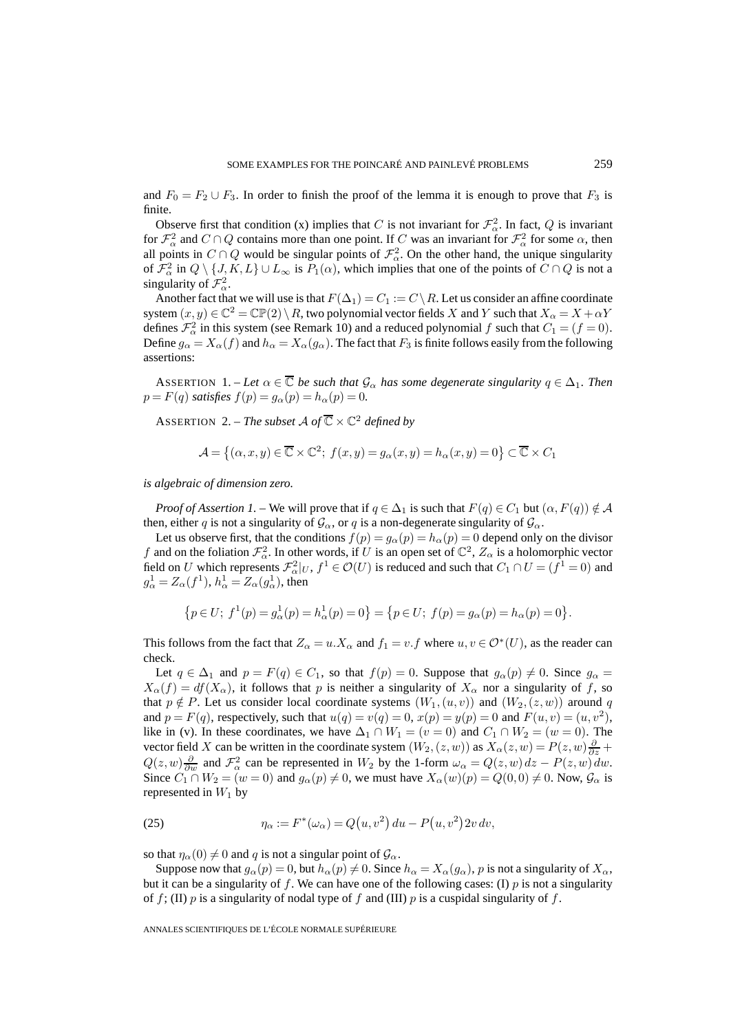and $F_0 = F_2 \cup F_3$. In order to finish the proof of the lemma it is enough to prove that $F_3$ is finite.

Observe first that condition (x) implies that $C$ is not invariant for $\mathcal{F}^2_\alpha$. In fact, $Q$ is invariant for $\mathcal{F}^2_\alpha$ and $C \cap Q$ contains more than one point. If $C$ was an invariant for $\mathcal{F}^2_\alpha$ for some $\alpha$, then all points in $C \cap Q$ would be singular points of $\mathcal{F}^2_\alpha$. On the other hand, the unique singularity of $\mathcal{F}^2_\alpha$ in $Q \setminus \{J, K, L\} \cup L_\infty$ is $P_1(\alpha)$, which implies that one of the points of $C \cap Q$ is not a singularity of $\mathcal{F}^2_\alpha$.

Another fact that we will use is that $F(\Delta_1) = C_1 := C \setminus R$. Let us consider an affine coordinate system $(x,y) \in \mathbb{C}^2 = \mathbb{CP}(2) \setminus R$, two polynomial vector fields $X$ and $Y$ such that $X_\alpha = X + \alpha Y$ defines $\mathcal{F}^2_\alpha$ in this system (see Remark 10) and a reduced polynomial $f$ such that $C_1 = (f = 0)$. Define $g_\alpha = X_\alpha(f)$ and $h_\alpha = X_\alpha(g_\alpha)$. The fact that $F_3$ is finite follows easily from the following assertions:

ASSERTION 1. – *Let $\alpha \in \overline{\mathbb{C}}$ be such that $\mathcal{G}_\alpha$ has some degenerate singularity $q \in \Delta_1$. Then $p = F(q)$ satisfies $f(p) = g_\alpha(p) = h_\alpha(p) = 0$.*

ASSERTION 2. – *The subset $\mathcal{A}$ of $\overline{\mathbb{C}} \times \mathbb{C}^2$ defined by*

$$\mathcal{A} = \big\{(\alpha, x, y) \in \overline{\mathbb{C}} \times \mathbb{C}^2;\ f(x,y) = g_\alpha(x,y) = h_\alpha(x,y) = 0\big\} \subset \overline{\mathbb{C}} \times C_1$$

*is algebraic of dimension zero.*

*Proof of Assertion 1.* – We will prove that if $q \in \Delta_1$ is such that $F(q) \in C_1$ but $(\alpha, F(q)) \notin \mathcal{A}$ then, either $q$ is not a singularity of $\mathcal{G}_\alpha$, or $q$ is a non-degenerate singularity of $\mathcal{G}_\alpha$.

Let us observe first, that the conditions $f(p) = g_\alpha(p) = h_\alpha(p) = 0$ depend only on the divisor $f$ and on the foliation $\mathcal{F}^2_\alpha$. In other words, if $U$ is an open set of $\mathbb{C}^2$, $Z_\alpha$ is a holomorphic vector field on $U$ which represents $\mathcal{F}^2_\alpha|_U$, $f^1 \in \mathcal{O}(U)$ is reduced and such that $C_1 \cap U = (f^1 = 0)$ and $g^1_\alpha = Z_\alpha(f^1)$, $h^1_\alpha = Z_\alpha(g^1_\alpha)$, then

$$\big\{p \in U;\ f^1(p) = g^1_\alpha(p) = h^1_\alpha(p) = 0\big\} = \big\{p \in U;\ f(p) = g_\alpha(p) = h_\alpha(p) = 0\big\}.$$

This follows from the fact that $Z_\alpha = u.X_\alpha$ and $f_1 = v.f$ where $u, v \in \mathcal{O}^*(U)$, as the reader can check.

Let $q \in \Delta_1$ and $p = F(q) \in C_1$, so that $f(p) = 0$. Suppose that $g_\alpha(p) \neq 0$. Since $g_\alpha = X_\alpha(f) = df(X_\alpha)$, it follows that $p$ is neither a singularity of $X_\alpha$ nor a singularity of $f$, so that $p \notin P$. Let us consider local coordinate systems $(W_1, (u,v))$ and $(W_2, (z,w))$ around $q$ and $p = F(q)$, respectively, such that $u(q) = v(q) = 0$, $x(p) = y(p) = 0$ and $F(u,v) = (u, v^2)$, like in (v). In these coordinates, we have $\Delta_1 \cap W_1 = (v = 0)$ and $C_1 \cap W_2 = (w = 0)$. The vector field $X$ can be written in the coordinate system $(W_2, (z,w))$ as $X_\alpha(z,w) = P(z,w)\frac{\partial}{\partial z} + Q(z,w)\frac{\partial}{\partial w}$ and $\mathcal{F}^2_\alpha$ can be represented in $W_2$ by the 1-form $\omega_\alpha = Q(z,w)\,dz - P(z,w)\,dw$. Since $C_1 \cap W_2 = (w = 0)$ and $g_\alpha(p) \neq 0$, we must have $X_\alpha(w)(p) = Q(0,0) \neq 0$. Now, $\mathcal{G}_\alpha$ is represented in $W_1$ by

$$\eta_\alpha := F^*(\omega_\alpha) = Q\big(u, v^2\big)\,du - P\big(u, v^2\big) 2v\,dv, \tag{25}$$

so that $\eta_\alpha(0) \neq 0$ and $q$ is not a singular point of $\mathcal{G}_\alpha$.

Suppose now that $g_\alpha(p) = 0$, but $h_\alpha(p) \neq 0$. Since $h_\alpha = X_\alpha(g_\alpha)$, $p$ is not a singularity of $X_\alpha$, but it can be a singularity of $f$. We can have one of the following cases: (I) $p$ is not a singularity of $f$; (II) $p$ is a singularity of nodal type of $f$ and (III) $p$ is a cuspidal singularity of $f$.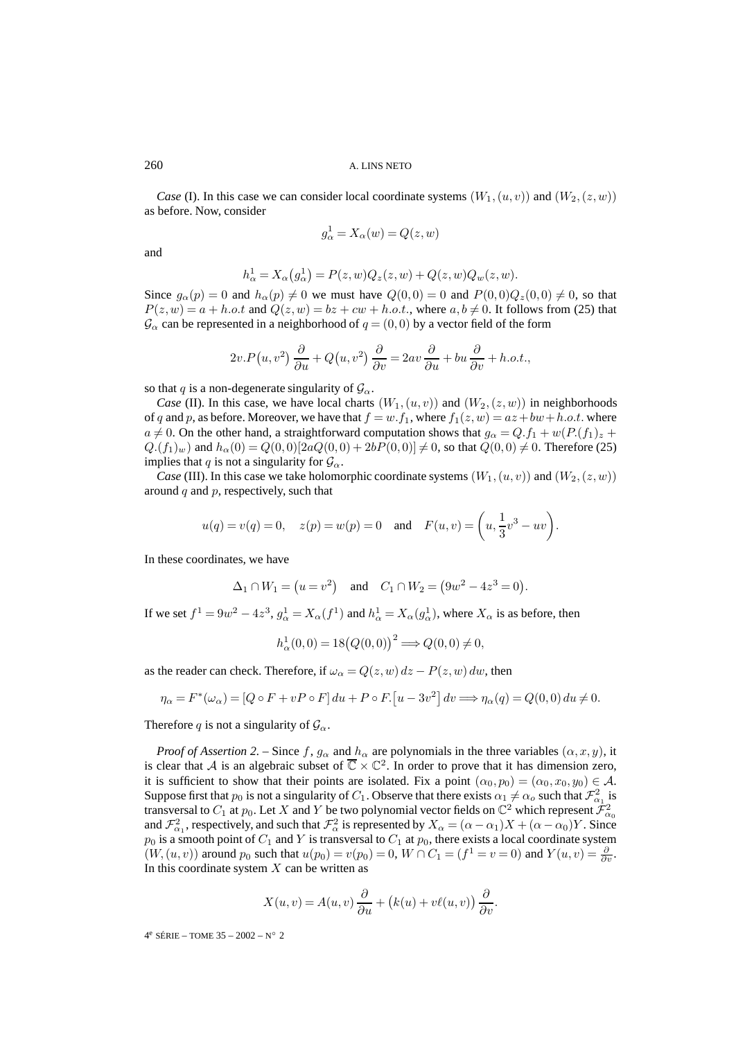*Case* (I). In this case we can consider local coordinate systems $(W_1,(u,v))$ and $(W_2,(z,w))$ as before. Now, consider

$$g_\alpha^1 = X_\alpha(w) = Q(z,w)$$

and

$$h_\alpha^1 = X_\alpha\big(g_\alpha^1\big) = P(z,w)Q_z(z,w) + Q(z,w)Q_w(z,w).$$

Since $g_\alpha(p) = 0$ and $h_\alpha(p) \neq 0$ we must have $Q(0,0) = 0$ and $P(0,0)Q_z(0,0) \neq 0$, so that $P(z,w) = a + h.o.t$ and $Q(z,w) = bz + cw + h.o.t.$, where $a, b \neq 0$. It follows from (25) that $\mathcal{G}_\alpha$ can be represented in a neighborhood of $q = (0,0)$ by a vector field of the form

$$2v.P\big(u,v^2\big)\,\frac{\partial}{\partial u} + Q\big(u,v^2\big)\,\frac{\partial}{\partial v} = 2av\,\frac{\partial}{\partial u} + bu\,\frac{\partial}{\partial v} + h.o.t.,$$

so that $q$ is a non-degenerate singularity of $\mathcal{G}_\alpha$.

*Case* (II). In this case, we have local charts $(W_1,(u,v))$ and $(W_2,(z,w))$ in neighborhoods of $q$ and $p$, as before. Moreover, we have that $f = w.f_1$, where $f_1(z,w) = az + bw + h.o.t.$ where $a \neq 0$. On the other hand, a straightforward computation shows that $g_\alpha = Q.f_1 + w(P.(f_1)_z + Q.(f_1)_w)$ and $h_\alpha(0) = Q(0,0)[2aQ(0,0) + 2bP(0,0)] \neq 0$, so that $Q(0,0) \neq 0$. Therefore (25) implies that $q$ is not a singularity for $\mathcal{G}_\alpha$.

*Case* (III). In this case we take holomorphic coordinate systems $(W_1,(u,v))$ and $(W_2,(z,w))$ around $q$ and $p$, respectively, such that

$$u(q) = v(q) = 0, \quad z(p) = w(p) = 0 \quad \text{and} \quad F(u,v) = \left(u, \frac{1}{3}v^3 - uv\right).$$

In these coordinates, we have

$$\Delta_1 \cap W_1 = \big(u = v^2\big) \quad \text{and} \quad C_1 \cap W_2 = \big(9w^2 - 4z^3 = 0\big).$$

If we set $f^1 = 9w^2 - 4z^3$, $g_\alpha^1 = X_\alpha(f^1)$ and $h_\alpha^1 = X_\alpha(g_\alpha^1)$, where $X_\alpha$ is as before, then

$$h_\alpha^1(0,0) = 18\big(Q(0,0)\big)^2 \Longrightarrow Q(0,0) \neq 0,$$

as the reader can check. Therefore, if $\omega_\alpha = Q(z,w)\,dz - P(z,w)\,dw$, then

$$\eta_\alpha = F^*(\omega_\alpha) = [Q \circ F + vP \circ F]\,du + P \circ F.\big[u - 3v^2\big]\,dv \Longrightarrow \eta_\alpha(q) = Q(0,0)\,du \neq 0.$$

Therefore $q$ is not a singularity of $\mathcal{G}_\alpha$.

*Proof of Assertion 2.* – Since $f$, $g_\alpha$ and $h_\alpha$ are polynomials in the three variables $(\alpha, x, y)$, it is clear that $\mathcal{A}$ is an algebraic subset of $\overline{\mathbb{C}} \times \mathbb{C}^2$. In order to prove that it has dimension zero, it is sufficient to show that their points are isolated. Fix a point $(\alpha_0, p_0) = (\alpha_0, x_0, y_0) \in \mathcal{A}$. Suppose first that $p_0$ is not a singularity of $C_1$. Observe that there exists $\alpha_1 \neq \alpha_o$ such that $\mathcal{F}_{\alpha_1}^2$ is transversal to $C_1$ at $p_0$. Let $X$ and $Y$ be two polynomial vector fields on $\mathbb{C}^2$ which represent $\mathcal{F}_{\alpha_0}^2$ and $\mathcal{F}_{\alpha_1}^2$, respectively, and such that $\mathcal{F}_\alpha^2$ is represented by $X_\alpha = (\alpha - \alpha_1)X + (\alpha - \alpha_0)Y$. Since $p_0$ is a smooth point of $C_1$ and $Y$ is transversal to $C_1$ at $p_0$, there exists a local coordinate system $(W,(u,v))$ around $p_0$ such that $u(p_0) = v(p_0) = 0$, $W \cap C_1 = (f^1 = v = 0)$ and $Y(u,v) = \frac{\partial}{\partial v}$. In this coordinate system $X$ can be written as

$$X(u,v) = A(u,v)\,\frac{\partial}{\partial u} + \big(k(u) + v\ell(u,v)\big)\,\frac{\partial}{\partial v}.$$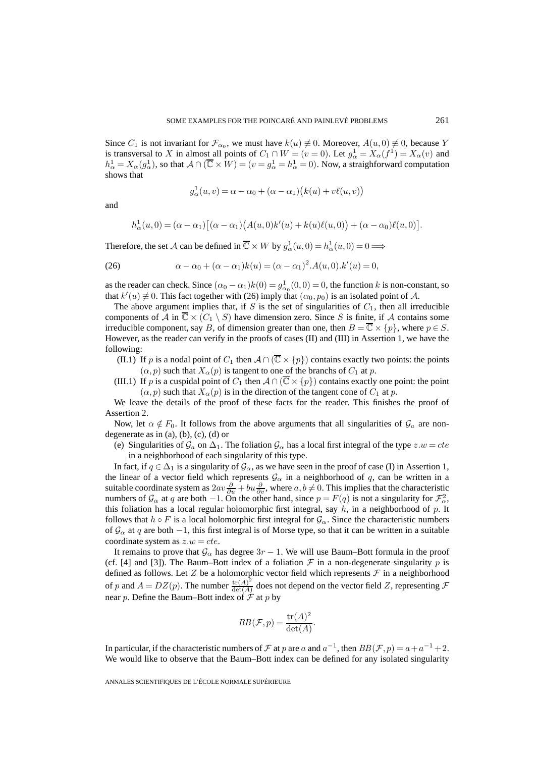Since $C_1$ is not invariant for $\mathcal{F}_{\alpha_0}$, we must have $k(u) \not\equiv 0$. Moreover, $A(u,0) \not\equiv 0$, because $Y$ is transversal to $X$ in almost all points of $C_1 \cap W = (v = 0)$. Let $g^1_\alpha = X_\alpha(f^1) = X_\alpha(v)$ and $h^1_\alpha = X_\alpha(g^1_\alpha)$, so that $\mathcal{A} \cap (\overline{\mathbb{C}} \times W) = (v = g^1_\alpha = h^1_\alpha = 0)$. Now, a straighforward computation shows that

$$g^1_\alpha(u,v) = \alpha - \alpha_0 + (\alpha - \alpha_1)\big(k(u) + v\ell(u,v)\big)$$

and

$$h^1_\alpha(u,0) = (\alpha - \alpha_1)\big[(\alpha - \alpha_1)\big(A(u,0)k'(u) + k(u)\ell(u,0)\big) + (\alpha - \alpha_0)\ell(u,0)\big].$$

Therefore, the set $\mathcal{A}$ can be defined in $\overline{\mathbb{C}} \times W$ by $g^1_\alpha(u,0) = h^1_\alpha(u,0) = 0 \Longrightarrow$

$$\alpha - \alpha_0 + (\alpha - \alpha_1)k(u) = (\alpha - \alpha_1)^2.A(u,0).k'(u) = 0, \tag{26}$$

as the reader can check. Since $(\alpha_0 - \alpha_1)k(0) = g^1_{\alpha_0}(0,0) = 0$, the function $k$ is non-constant, so that $k'(u) \not\equiv 0$. This fact together with (26) imply that $(\alpha_0, p_0)$ is an isolated point of $\mathcal{A}$.

The above argument implies that, if $S$ is the set of singularities of $C_1$, then all irreducible components of $\mathcal{A}$ in $\overline{\mathbb{C}} \times (C_1 \setminus S)$ have dimension zero. Since $S$ is finite, if $\mathcal{A}$ contains some irreducible component, say $B$, of dimension greater than one, then $B = \overline{\mathbb{C}} \times \{p\}$, where $p \in S$. However, as the reader can verify in the proofs of cases (II) and (III) in Assertion 1, we have the following:

(II.1) If $p$ is a nodal point of $C_1$ then $\mathcal{A} \cap (\overline{\mathbb{C}} \times \{p\})$ contains exactly two points: the points $(\alpha, p)$ such that $X_\alpha(p)$ is tangent to one of the branchs of $C_1$ at $p$.

(III.1) If $p$ is a cuspidal point of $C_1$ then $\mathcal{A} \cap (\overline{\mathbb{C}} \times \{p\})$ contains exactly one point: the point $(\alpha, p)$ such that $X_\alpha(p)$ is in the direction of the tangent cone of $C_1$ at $p$.

We leave the details of the proof of these facts for the reader. This finishes the proof of Assertion 2.

Now, let $\alpha \notin F_0$. It follows from the above arguments that all singularities of $\mathcal{G}_a$ are non-degenerate as in (a), (b), (c), (d) or

(e) Singularities of $\mathcal{G}_a$ on $\Delta_1$. The foliation $\mathcal{G}_\alpha$ has a local first integral of the type $z.w = cte$ in a neighborhood of each singularity of this type.

In fact, if $q \in \Delta_1$ is a singularity of $\mathcal{G}_\alpha$, as we have seen in the proof of case (I) in Assertion 1, the linear of a vector field which represents $\mathcal{G}_\alpha$ in a neighborhood of $q$, can be written in a suitable coordinate system as $2av\frac{\partial}{\partial u} + bu\frac{\partial}{\partial v}$, where $a, b \neq 0$. This implies that the characteristic numbers of $\mathcal{G}_\alpha$ at $q$ are both $-1$. On the other hand, since $p = F(q)$ is not a singularity for $\mathcal{F}^2_\alpha$, this foliation has a local regular holomorphic first integral, say $h$, in a neighborhood of $p$. It follows that $h \circ F$ is a local holomorphic first integral for $\mathcal{G}_\alpha$. Since the characteristic numbers of $\mathcal{G}_\alpha$ at $q$ are both $-1$, this first integral is of Morse type, so that it can be written in a suitable coordinate system as $z.w = cte$.

It remains to prove that $\mathcal{G}_\alpha$ has degree $3r - 1$. We will use Baum–Bott formula in the proof (cf. [4] and [3]). The Baum–Bott index of a foliation $\mathcal{F}$ in a non-degenerate singularity $p$ is defined as follows. Let $Z$ be a holomorphic vector field which represents $\mathcal{F}$ in a neighborhood of $p$ and $A = DZ(p)$. The number $\frac{\operatorname{tr}(A)^2}{\det(A)}$ does not depend on the vector field $Z$, representing $\mathcal{F}$ near $p$. Define the Baum–Bott index of $\mathcal{F}$ at $p$ by

$$BB(\mathcal{F}, p) = \frac{\operatorname{tr}(A)^2}{\det(A)}.$$

In particular, if the characteristic numbers of $\mathcal{F}$ at $p$ are $a$ and $a^{-1}$, then $BB(\mathcal{F}, p) = a + a^{-1} + 2$. We would like to observe that the Baum–Bott index can be defined for any isolated singularity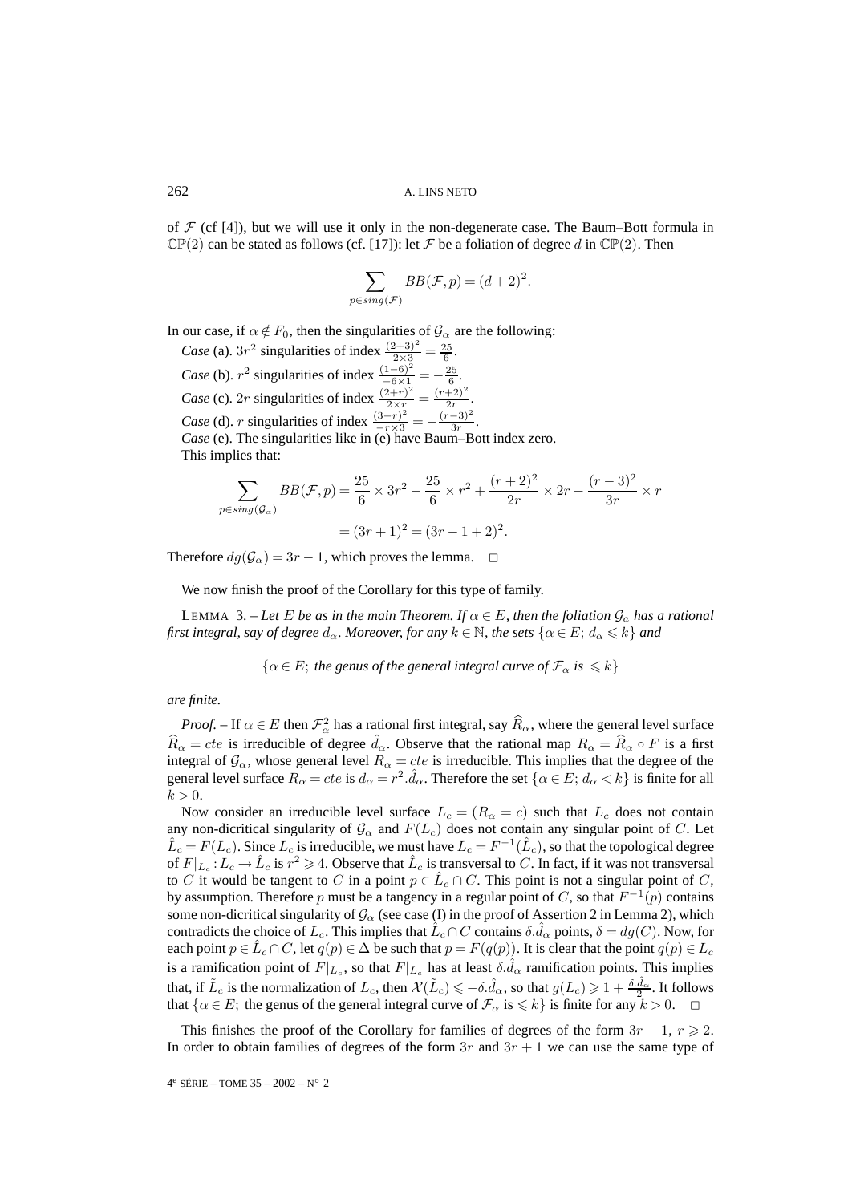of $\mathcal{F}$ (cf [4]), but we will use it only in the non-degenerate case. The Baum–Bott formula in $\mathbb{CP}(2)$ can be stated as follows (cf. [17]): let $\mathcal{F}$ be a foliation of degree $d$ in $\mathbb{CP}(2)$. Then

$$\sum_{p\in sing(\mathcal{F})} BB(\mathcal{F},p) = (d+2)^2.$$

In our case, if $\alpha \notin F_0$, then the singularities of $\mathcal{G}_\alpha$ are the following:

*Case* (a). $3r^2$ singularities of index $\frac{(2+3)^2}{2\times 3} = \frac{25}{6}$.

*Case* (b). $r^2$ singularities of index $\frac{(1-6)^2}{-6\times 1} = -\frac{25}{6}$.

*Case* (c). $2r$ singularities of index $\frac{(2+r)^2}{2\times r} = \frac{(r+2)^2}{2r}$.

*Case* (d). $r$ singularities of index $\frac{(3-r)^2}{-r\times 3} = -\frac{(r-3)^2}{3r}$.

*Case* (e). The singularities like in (e) have Baum–Bott index zero.

This implies that:

$$\sum_{p\in sing(\mathcal{G}_\alpha)} BB(\mathcal{F},p) = \frac{25}{6}\times 3r^2 - \frac{25}{6}\times r^2 + \frac{(r+2)^2}{2r}\times 2r - \frac{(r-3)^2}{3r}\times r$$
$$= (3r+1)^2 = (3r-1+2)^2.$$

Therefore $dg(\mathcal{G}_\alpha) = 3r-1$, which proves the lemma. □

We now finish the proof of the Corollary for this type of family.

LEMMA 3. – *Let $E$ be as in the main Theorem. If $\alpha \in E$, then the foliation $\mathcal{G}_a$ has a rational first integral, say of degree $d_\alpha$. Moreover, for any $k \in \mathbb{N}$, the sets $\{\alpha \in E;\ d_\alpha \leqslant k\}$ and*

$$\{\alpha \in E;\ \textit{the genus of the general integral curve of } \mathcal{F}_\alpha \textit{ is } \leqslant k\}$$

*are finite.*

*Proof.* – If $\alpha \in E$ then $\mathcal{F}_\alpha^2$ has a rational first integral, say $\widehat{R}_\alpha$, where the general level surface $\widehat{R}_\alpha = cte$ is irreducible of degree $\hat{d}_\alpha$. Observe that the rational map $R_\alpha = \widehat{R}_\alpha \circ F$ is a first integral of $\mathcal{G}_\alpha$, whose general level $R_\alpha = cte$ is irreducible. This implies that the degree of the general level surface $R_\alpha = cte$ is $d_\alpha = r^2.\hat{d}_\alpha$. Therefore the set $\{\alpha \in E;\ d_\alpha < k\}$ is finite for all $k > 0$.

Now consider an irreducible level surface $L_c = (R_\alpha = c)$ such that $L_c$ does not contain any non-dicritical singularity of $\mathcal{G}_\alpha$ and $F(L_c)$ does not contain any singular point of $C$. Let $\hat{L}_c = F(L_c)$. Since $L_c$ is irreducible, we must have $L_c = F^{-1}(\hat{L}_c)$, so that the topological degree of $F|_{L_c} : L_c \to \hat{L}_c$ is $r^2 \geqslant 4$. Observe that $\hat{L}_c$ is transversal to $C$. In fact, if it was not transversal to $C$ it would be tangent to $C$ in a point $p \in \hat{L}_c \cap C$. This point is not a singular point of $C$, by assumption. Therefore $p$ must be a tangency in a regular point of $C$, so that $F^{-1}(p)$ contains some non-dicritical singularity of $\mathcal{G}_\alpha$ (see case (I) in the proof of Assertion 2 in Lemma 2), which contradicts the choice of $L_c$. This implies that $\hat{L}_c \cap C$ contains $\delta.\hat{d}_\alpha$ points, $\delta = dg(C)$. Now, for each point $p \in \hat{L}_c \cap C$, let $q(p) \in \Delta$ be such that $p = F(q(p))$. It is clear that the point $q(p) \in L_c$ is a ramification point of $F|_{L_c}$, so that $F|_{L_c}$ has at least $\delta.\hat{d}_\alpha$ ramification points. This implies that, if $\tilde{L}_c$ is the normalization of $L_c$, then $\mathcal{X}(\tilde{L}_c) \leqslant -\delta.\hat{d}_\alpha$, so that $g(L_c) \geqslant 1 + \frac{\delta.\hat{d}_\alpha}{2}$. It follows that $\{\alpha \in E;$ the genus of the general integral curve of $\mathcal{F}_\alpha$ is $\leqslant k\}$ is finite for any $k > 0$. □

This finishes the proof of the Corollary for families of degrees of the form $3r-1$, $r \geqslant 2$. In order to obtain families of degrees of the form $3r$ and $3r+1$ we can use the same type of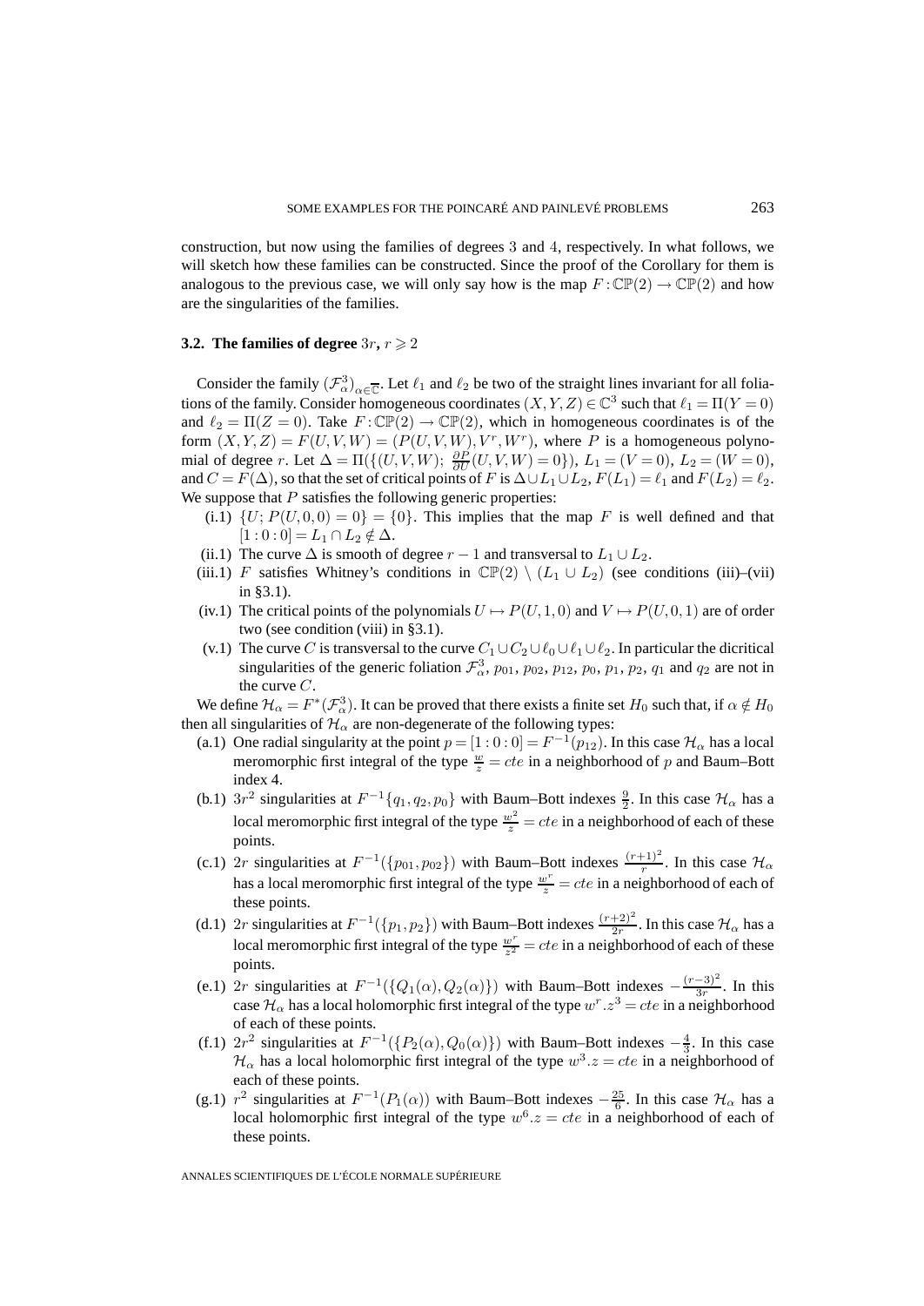construction, but now using the families of degrees 3 and 4, respectively. In what follows, we will sketch how these families can be constructed. Since the proof of the Corollary for them is analogous to the previous case, we will only say how is the map $F:\mathbb{CP}(2)\to\mathbb{CP}(2)$ and how are the singularities of the families.

### 3.2. The families of degree $3r$, $r\geqslant 2$

Consider the family $(\mathcal{F}^3_\alpha)_{\alpha\in\overline{\mathbb{C}}}$. Let $\ell_1$ and $\ell_2$ be two of the straight lines invariant for all foliations of the family. Consider homogeneous coordinates $(X,Y,Z)\in\mathbb{C}^3$ such that $\ell_1=\Pi(Y=0)$ and $\ell_2=\Pi(Z=0)$. Take $F:\mathbb{CP}(2)\to\mathbb{CP}(2)$, which in homogeneous coordinates is of the form $(X,Y,Z)=F(U,V,W)=(P(U,V,W),V^r,W^r)$, where $P$ is a homogeneous polynomial of degree $r$. Let $\Delta=\Pi(\{(U,V,W);\ \frac{\partial P}{\partial U}(U,V,W)=0\})$, $L_1=(V=0)$, $L_2=(W=0)$, and $C=F(\Delta)$, so that the set of critical points of $F$ is $\Delta\cup L_1\cup L_2$, $F(L_1)=\ell_1$ and $F(L_2)=\ell_2$. We suppose that $P$ satisfies the following generic properties:

- (i.1) $\{U;\ P(U,0,0)=0\}=\{0\}$. This implies that the map $F$ is well defined and that $[1:0:0]=L_1\cap L_2\notin\Delta$.
- (ii.1) The curve $\Delta$ is smooth of degree $r-1$ and transversal to $L_1\cup L_2$.
- (iii.1) $F$ satisfies Whitney's conditions in $\mathbb{CP}(2)\setminus(L_1\cup L_2)$ (see conditions (iii)–(vii) in §3.1).
- (iv.1) The critical points of the polynomials $U\mapsto P(U,1,0)$ and $V\mapsto P(U,0,1)$ are of order two (see condition (viii) in §3.1).
- (v.1) The curve $C$ is transversal to the curve $C_1\cup C_2\cup\ell_0\cup\ell_1\cup\ell_2$. In particular the dicritical singularities of the generic foliation $\mathcal{F}^3_\alpha$, $p_{01}$, $p_{02}$, $p_{12}$, $p_0$, $p_1$, $p_2$, $q_1$ and $q_2$ are not in the curve $C$.

We define $\mathcal{H}_\alpha=F^*(\mathcal{F}^3_\alpha)$. It can be proved that there exists a finite set $H_0$ such that, if $\alpha\notin H_0$ then all singularities of $\mathcal{H}_\alpha$ are non-degenerate of the following types:

- (a.1) One radial singularity at the point $p=[1:0:0]=F^{-1}(p_{12})$. In this case $\mathcal{H}_\alpha$ has a local meromorphic first integral of the type $\frac{w}{z}=cte$ in a neighborhood of $p$ and Baum–Bott index 4.
- (b.1) $3r^2$ singularities at $F^{-1}\{q_1,q_2,p_0\}$ with Baum–Bott indexes $\frac{9}{2}$. In this case $\mathcal{H}_\alpha$ has a local meromorphic first integral of the type $\frac{w^2}{z}=cte$ in a neighborhood of each of these points.
- (c.1) $2r$ singularities at $F^{-1}(\{p_{01},p_{02}\})$ with Baum–Bott indexes $\frac{(r+1)^2}{r}$. In this case $\mathcal{H}_\alpha$ has a local meromorphic first integral of the type $\frac{w^r}{z}=cte$ in a neighborhood of each of these points.
- (d.1) $2r$ singularities at $F^{-1}(\{p_1,p_2\})$ with Baum–Bott indexes $\frac{(r+2)^2}{2r}$. In this case $\mathcal{H}_\alpha$ has a local meromorphic first integral of the type $\frac{w^r}{z^2}=cte$ in a neighborhood of each of these points.
- (e.1) $2r$ singularities at $F^{-1}(\{Q_1(\alpha),Q_2(\alpha)\})$ with Baum–Bott indexes $-\frac{(r-3)^2}{3r}$. In this case $\mathcal{H}_\alpha$ has a local holomorphic first integral of the type $w^r.z^3=cte$ in a neighborhood of each of these points.
- (f.1) $2r^2$ singularities at $F^{-1}(\{P_2(\alpha),Q_0(\alpha)\})$ with Baum–Bott indexes $-\frac{4}{3}$. In this case $\mathcal{H}_\alpha$ has a local holomorphic first integral of the type $w^3.z=cte$ in a neighborhood of each of these points.
- (g.1) $r^2$ singularities at $F^{-1}(P_1(\alpha))$ with Baum–Bott indexes $-\frac{25}{6}$. In this case $\mathcal{H}_\alpha$ has a local holomorphic first integral of the type $w^6.z=cte$ in a neighborhood of each of these points.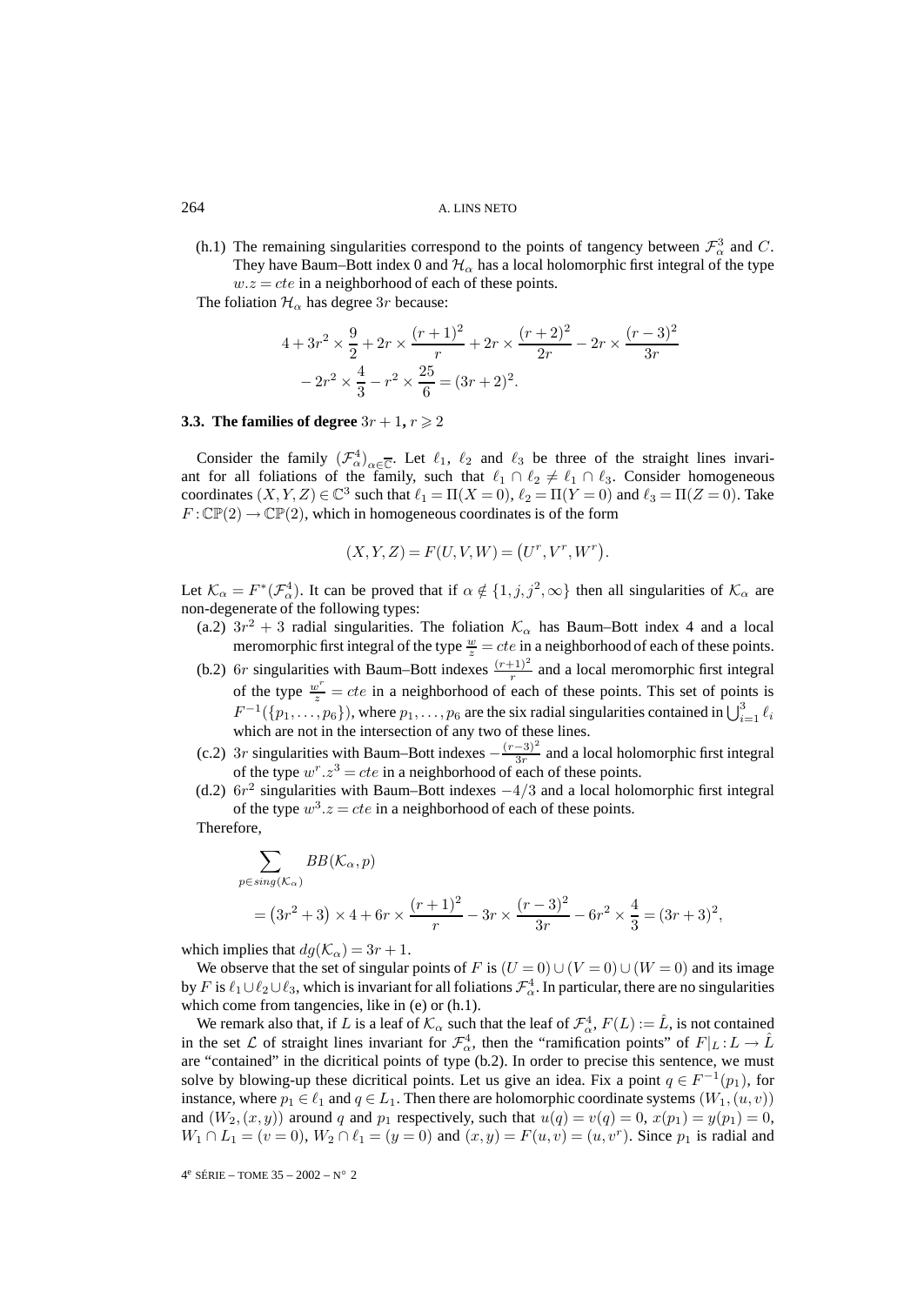(h.1) The remaining singularities correspond to the points of tangency between $\mathcal{F}_\alpha^3$ and $C$. They have Baum–Bott index 0 and $\mathcal{H}_\alpha$ has a local holomorphic first integral of the type $w.z = cte$ in a neighborhood of each of these points.

The foliation $\mathcal{H}_\alpha$ has degree $3r$ because:

$$4 + 3r^2 \times \frac{9}{2} + 2r \times \frac{(r+1)^2}{r} + 2r \times \frac{(r+2)^2}{2r} - 2r \times \frac{(r-3)^2}{3r} - 2r^2 \times \frac{4}{3} - r^2 \times \frac{25}{6} = (3r+2)^2.$$

### 3.3. The families of degree $3r+1$, $r \geqslant 2$

Consider the family $(\mathcal{F}_\alpha^4)_{\alpha \in \overline{\mathbb{C}}}$. Let $\ell_1$, $\ell_2$ and $\ell_3$ be three of the straight lines invariant for all foliations of the family, such that $\ell_1 \cap \ell_2 \neq \ell_1 \cap \ell_3$. Consider homogeneous coordinates $(X,Y,Z) \in \mathbb{C}^3$ such that $\ell_1 = \Pi(X=0)$, $\ell_2 = \Pi(Y=0)$ and $\ell_3 = \Pi(Z=0)$. Take $F : \mathbb{CP}(2) \to \mathbb{CP}(2)$, which in homogeneous coordinates is of the form

$$(X,Y,Z) = F(U,V,W) = (U^r, V^r, W^r).$$

Let $\mathcal{K}_\alpha = F^*(\mathcal{F}_\alpha^4)$. It can be proved that if $\alpha \notin \{1, j, j^2, \infty\}$ then all singularities of $\mathcal{K}_\alpha$ are non-degenerate of the following types:

(a.2) $3r^2+3$ radial singularities. The foliation $\mathcal{K}_\alpha$ has Baum–Bott index 4 and a local meromorphic first integral of the type $\frac{w}{z} = cte$ in a neighborhood of each of these points.

(b.2) $6r$ singularities with Baum–Bott indexes $\frac{(r+1)^2}{r}$ and a local meromorphic first integral of the type $\frac{w^r}{z} = cte$ in a neighborhood of each of these points. This set of points is $F^{-1}(\{p_1, \ldots, p_6\})$, where $p_1, \ldots, p_6$ are the six radial singularities contained in $\bigcup_{i=1}^3 \ell_i$ which are not in the intersection of any two of these lines.

(c.2) $3r$ singularities with Baum–Bott indexes $-\frac{(r-3)^2}{3r}$ and a local holomorphic first integral of the type $w^r.z^3 = cte$ in a neighborhood of each of these points.

(d.2) $6r^2$ singularities with Baum–Bott indexes $-4/3$ and a local holomorphic first integral of the type $w^3.z = cte$ in a neighborhood of each of these points.

Therefore,

$$\sum_{p \in sing(\mathcal{K}_\alpha)} BB(\mathcal{K}_\alpha, p) = (3r^2+3) \times 4 + 6r \times \frac{(r+1)^2}{r} - 3r \times \frac{(r-3)^2}{3r} - 6r^2 \times \frac{4}{3} = (3r+3)^2,$$

which implies that $dg(\mathcal{K}_\alpha) = 3r+1$.

We observe that the set of singular points of $F$ is $(U=0) \cup (V=0) \cup (W=0)$ and its image by $F$ is $\ell_1 \cup \ell_2 \cup \ell_3$, which is invariant for all foliations $\mathcal{F}_\alpha^4$. In particular, there are no singularities which come from tangencies, like in (e) or (h.1).

We remark also that, if $L$ is a leaf of $\mathcal{K}_\alpha$ such that the leaf of $\mathcal{F}_\alpha^4$, $F(L) := \hat{L}$, is not contained in the set $\mathcal{L}$ of straight lines invariant for $\mathcal{F}_\alpha^4$, then the "ramification points" of $F|_L : L \to \hat{L}$ are "contained" in the dicritical points of type (b.2). In order to precise this sentence, we must solve by blowing-up these dicritical points. Let us give an idea. Fix a point $q \in F^{-1}(p_1)$, for instance, where $p_1 \in \ell_1$ and $q \in L_1$. Then there are holomorphic coordinate systems $(W_1, (u,v))$ and $(W_2, (x,y))$ around $q$ and $p_1$ respectively, such that $u(q) = v(q) = 0$, $x(p_1) = y(p_1) = 0$, $W_1 \cap L_1 = (v=0)$, $W_2 \cap \ell_1 = (y=0)$ and $(x,y) = F(u,v) = (u, v^r)$. Since $p_1$ is radial and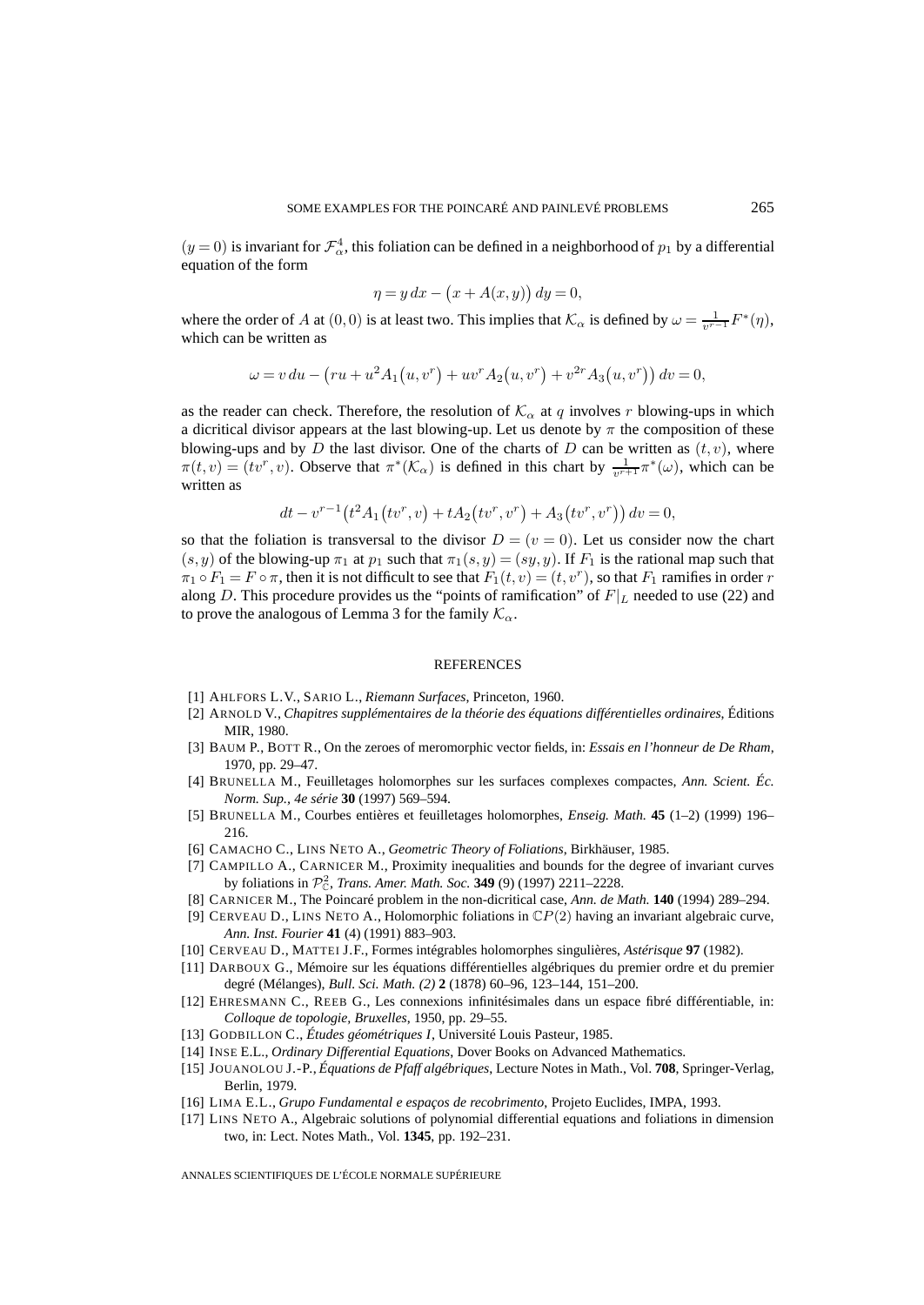$(y=0)$ is invariant for $\mathcal{F}_\alpha^4$, this foliation can be defined in a neighborhood of $p_1$ by a differential equation of the form

$$\eta = y\,dx - \bigl(x + A(x,y)\bigr)\,dy = 0,$$

where the order of $A$ at $(0,0)$ is at least two. This implies that $\mathcal{K}_\alpha$ is defined by $\omega = \frac{1}{v^{r-1}} F^*(\eta)$, which can be written as

$$\omega = v\,du - \bigl(ru + u^2 A_1\bigl(u,v^r\bigr) + uv^r A_2\bigl(u,v^r\bigr) + v^{2r} A_3\bigl(u,v^r\bigr)\bigr)\,dv = 0,$$

as the reader can check. Therefore, the resolution of $\mathcal{K}_\alpha$ at $q$ involves $r$ blowing-ups in which a dicritical divisor appears at the last blowing-up. Let us denote by $\pi$ the composition of these blowing-ups and by $D$ the last divisor. One of the charts of $D$ can be written as $(t,v)$, where $\pi(t,v) = (tv^r, v)$. Observe that $\pi^*(\mathcal{K}_\alpha)$ is defined in this chart by $\frac{1}{v^{r+1}}\pi^*(\omega)$, which can be written as

$$dt - v^{r-1}\bigl(t^2 A_1\bigl(tv^r, v\bigr) + tA_2\bigl(tv^r, v^r\bigr) + A_3\bigl(tv^r, v^r\bigr)\bigr)\,dv = 0,$$

so that the foliation is transversal to the divisor $D = (v=0)$. Let us consider now the chart $(s,y)$ of the blowing-up $\pi_1$ at $p_1$ such that $\pi_1(s,y) = (sy,y)$. If $F_1$ is the rational map such that $\pi_1 \circ F_1 = F \circ \pi$, then it is not difficult to see that $F_1(t,v) = (t, v^r)$, so that $F_1$ ramifies in order $r$ along $D$. This procedure provides us the "points of ramification" of $F|_L$ needed to use (22) and to prove the analogous of Lemma 3 for the family $\mathcal{K}_\alpha$.

## REFERENCES

[1] AHLFORS L.V., SARIO L., *Riemann Surfaces*, Princeton, 1960.

[2] ARNOLD V., *Chapitres supplémentaires de la théorie des équations différentielles ordinaires*, Éditions MIR, 1980.

[3] BAUM P., BOTT R., On the zeroes of meromorphic vector fields, in: *Essais en l'honneur de De Rham*, 1970, pp. 29–47.

[4] BRUNELLA M., Feuilletages holomorphes sur les surfaces complexes compactes, *Ann. Scient. Éc. Norm. Sup., 4e série* **30** (1997) 569–594.

[5] BRUNELLA M., Courbes entières et feuilletages holomorphes, *Enseig. Math.* **45** (1–2) (1999) 196–216.

[6] CAMACHO C., LINS NETO A., *Geometric Theory of Foliations*, Birkhäuser, 1985.

[7] CAMPILLO A., CARNICER M., Proximity inequalities and bounds for the degree of invariant curves by foliations in $\mathcal{P}^2_{\mathbb{C}}$, *Trans. Amer. Math. Soc.* **349** (9) (1997) 2211–2228.

[8] CARNICER M., The Poincaré problem in the non-dicritical case, *Ann. de Math.* **140** (1994) 289–294.

[9] CERVEAU D., LINS NETO A., Holomorphic foliations in $\mathbb{C}P(2)$ having an invariant algebraic curve, *Ann. Inst. Fourier* **41** (4) (1991) 883–903.

[10] CERVEAU D., MATTEI J.F., Formes intégrables holomorphes singulières, *Astérisque* **97** (1982).

[11] DARBOUX G., Mémoire sur les équations différentielles algébriques du premier ordre et du premier degré (Mélanges), *Bull. Sci. Math. (2)* **2** (1878) 60–96, 123–144, 151–200.

[12] EHRESMANN C., REEB G., Les connexions infinitésimales dans un espace fibré différentiable, in: *Colloque de topologie, Bruxelles*, 1950, pp. 29–55.

[13] GODBILLON C., *Études géométriques I*, Université Louis Pasteur, 1985.

[14] INSE E.L., *Ordinary Differential Equations*, Dover Books on Advanced Mathematics.

[15] JOUANOLOU J.-P., *Équations de Pfaff algébriques*, Lecture Notes in Math., Vol. **708**, Springer-Verlag, Berlin, 1979.

[16] LIMA E.L., *Grupo Fundamental e espaços de recobrimento*, Projeto Euclides, IMPA, 1993.

[17] LINS NETO A., Algebraic solutions of polynomial differential equations and foliations in dimension two, in: Lect. Notes Math., Vol. **1345**, pp. 192–231.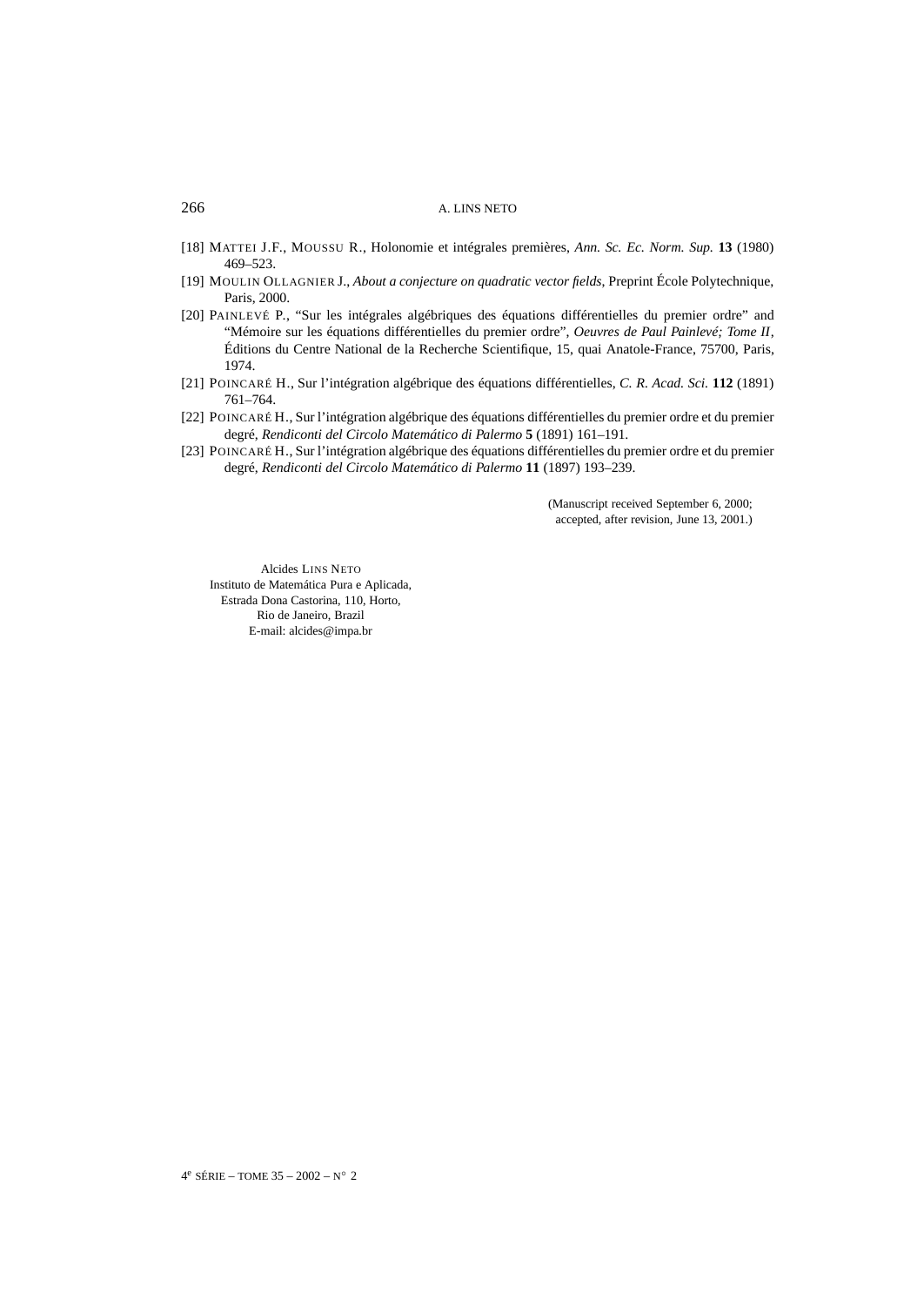[18] MATTEI J.F., MOUSSU R., Holonomie et intégrales premières, *Ann. Sc. Ec. Norm. Sup.* **13** (1980) 469–523.

[19] MOULIN OLLAGNIER J., *About a conjecture on quadratic vector fields*, Preprint École Polytechnique, Paris, 2000.

[20] PAINLEVÉ P., “Sur les intégrales algébriques des équations différentielles du premier ordre” and “Mémoire sur les équations différentielles du premier ordre”, *Oeuvres de Paul Painlevé; Tome II*, Éditions du Centre National de la Recherche Scientifique, 15, quai Anatole-France, 75700, Paris, 1974.

[21] POINCARÉ H., Sur l’intégration algébrique des équations différentielles, *C. R. Acad. Sci.* **112** (1891) 761–764.

[22] POINCARÉ H., Sur l’intégration algébrique des équations différentielles du premier ordre et du premier degré, *Rendiconti del Circolo Matemático di Palermo* **5** (1891) 161–191.

[23] POINCARÉ H., Sur l’intégration algébrique des équations différentielles du premier ordre et du premier degré, *Rendiconti del Circolo Matemático di Palermo* **11** (1897) 193–239.

(Manuscript received September 6, 2000; accepted, after revision, June 13, 2001.)

Alcides LINS NETO
Instituto de Matemática Pura e Aplicada,
Estrada Dona Castorina, 110, Horto,
Rio de Janeiro, Brazil
E-mail: alcides@impa.br